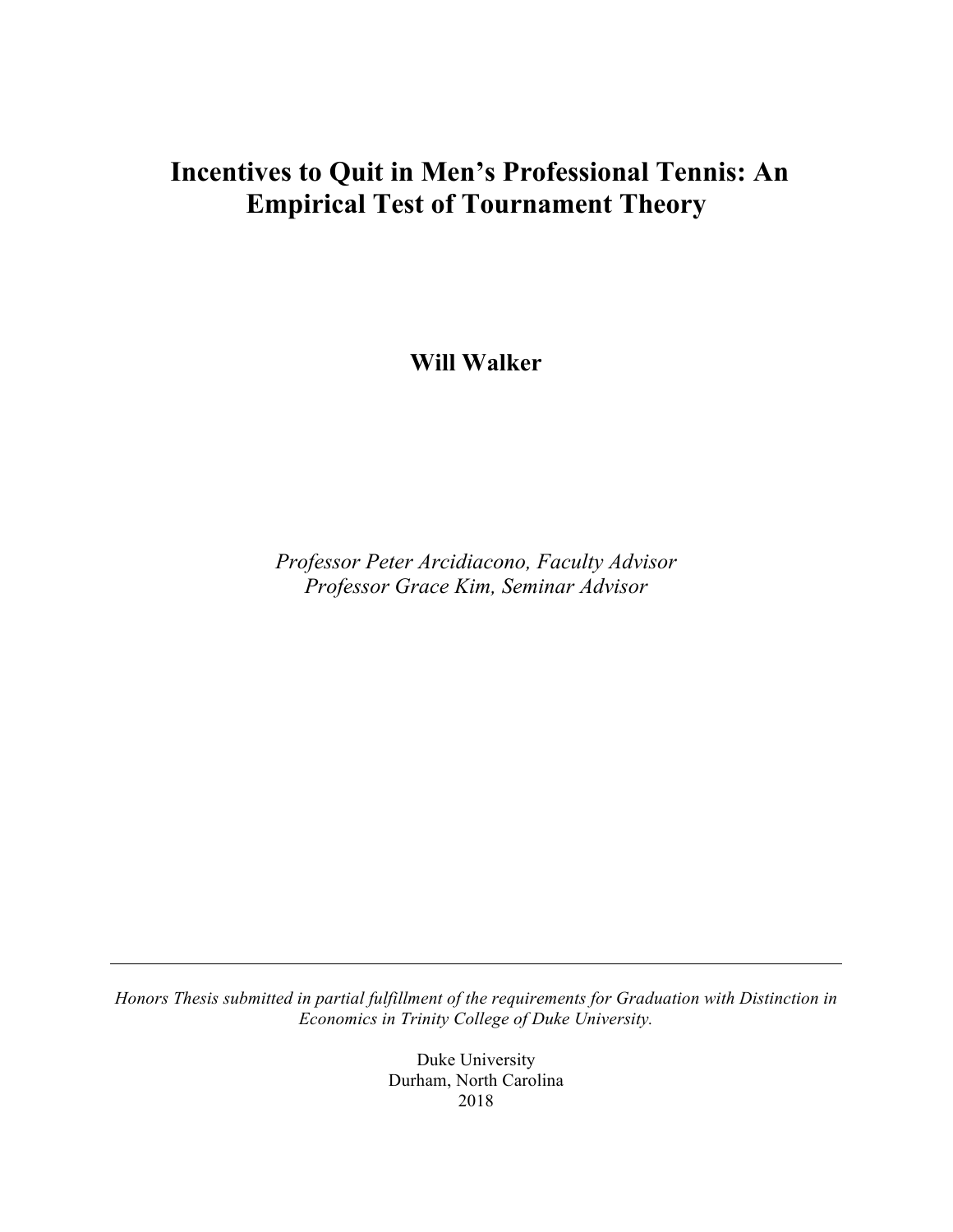# Incentives to Quit in Men's Professional Tennis: An Empirical Test of Tournament Theory

**Will Walker**

*Professor Peter Arcidiacono, Faculty Advisor*
*Professor Grace Kim, Seminar Advisor*

---

*Honors Thesis submitted in partial fulfillment of the requirements for Graduation with Distinction in Economics in Trinity College of Duke University.*

Duke University
Durham, North Carolina
2018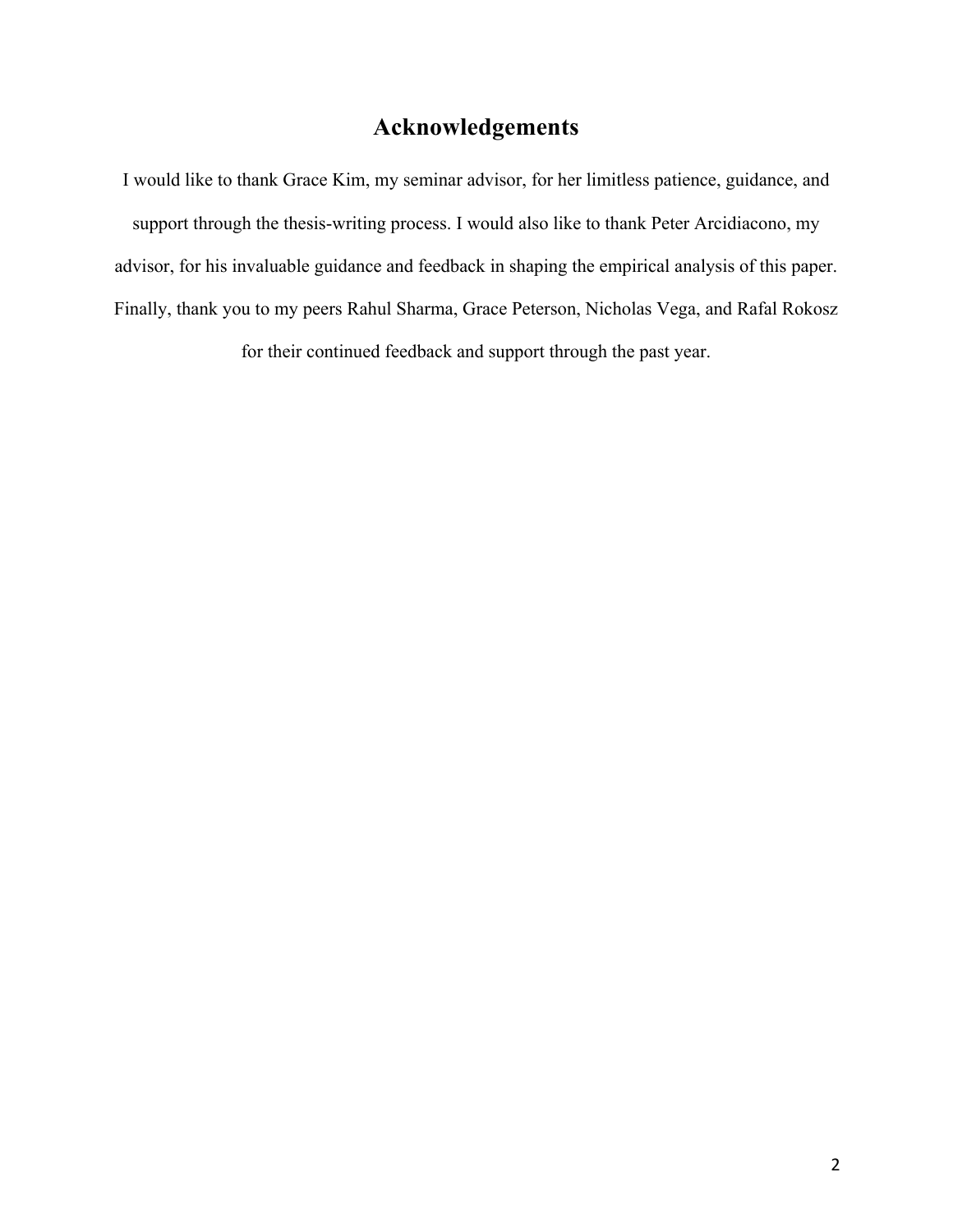# Acknowledgements

I would like to thank Grace Kim, my seminar advisor, for her limitless patience, guidance, and support through the thesis-writing process. I would also like to thank Peter Arcidiacono, my advisor, for his invaluable guidance and feedback in shaping the empirical analysis of this paper. Finally, thank you to my peers Rahul Sharma, Grace Peterson, Nicholas Vega, and Rafal Rokosz for their continued feedback and support through the past year.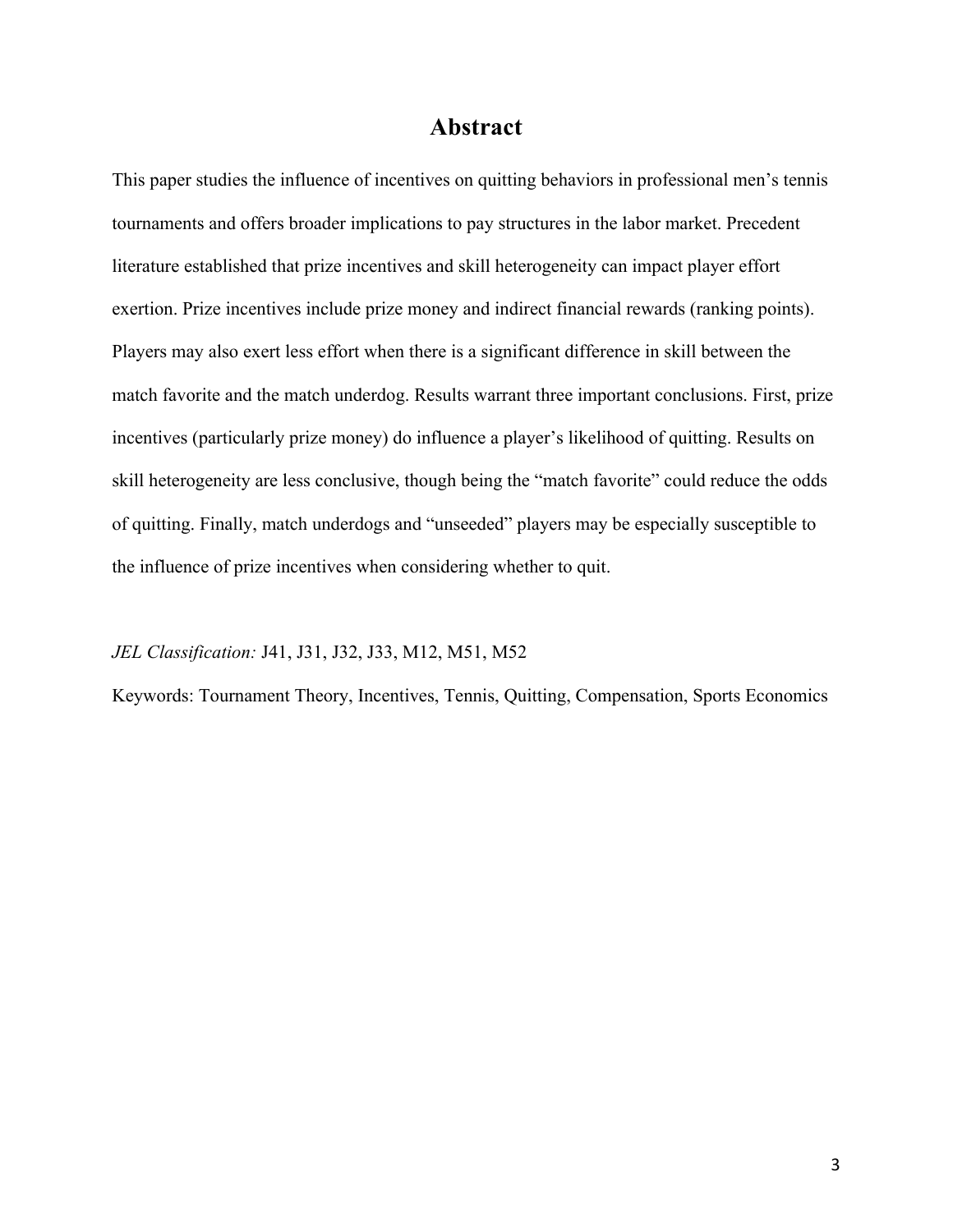# Abstract

This paper studies the influence of incentives on quitting behaviors in professional men's tennis tournaments and offers broader implications to pay structures in the labor market. Precedent literature established that prize incentives and skill heterogeneity can impact player effort exertion. Prize incentives include prize money and indirect financial rewards (ranking points). Players may also exert less effort when there is a significant difference in skill between the match favorite and the match underdog. Results warrant three important conclusions. First, prize incentives (particularly prize money) do influence a player's likelihood of quitting. Results on skill heterogeneity are less conclusive, though being the "match favorite" could reduce the odds of quitting. Finally, match underdogs and "unseeded" players may be especially susceptible to the influence of prize incentives when considering whether to quit.

*JEL Classification:* J41, J31, J32, J33, M12, M51, M52

Keywords: Tournament Theory, Incentives, Tennis, Quitting, Compensation, Sports Economics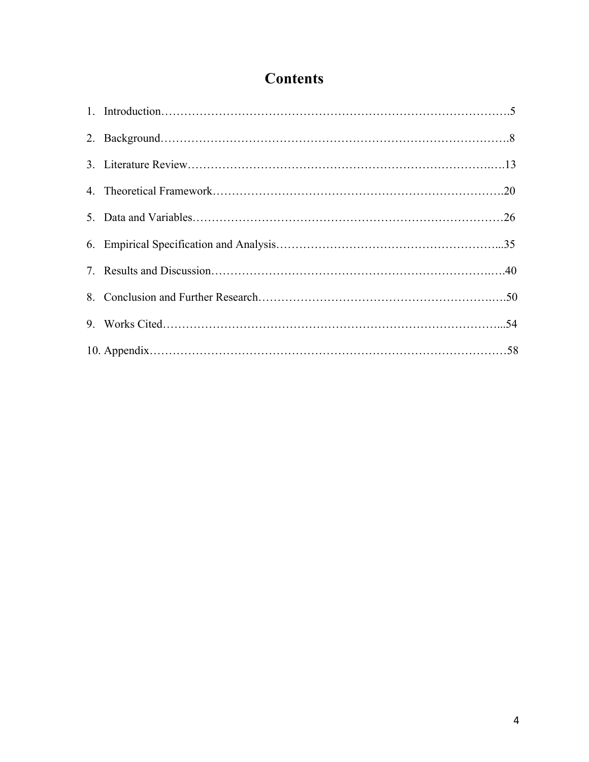# Contents

1. Introduction……………………………………………………………………………….5
2. Background……………………………………………………………………………8
3. Literature Review…………………………………………………………………….….13
4. Theoretical Framework………………………………………………………………….20
5. Data and Variables………………………………………………………………………26
6. Empirical Specification and Analysis………………………………………………...35
7. Results and Discussion……………………………………………………………….….40
8. Conclusion and Further Research……………………………………………………..….50
9. Works Cited……………………………………………………………………………...54
10. Appendix…………………………………………………………………………………58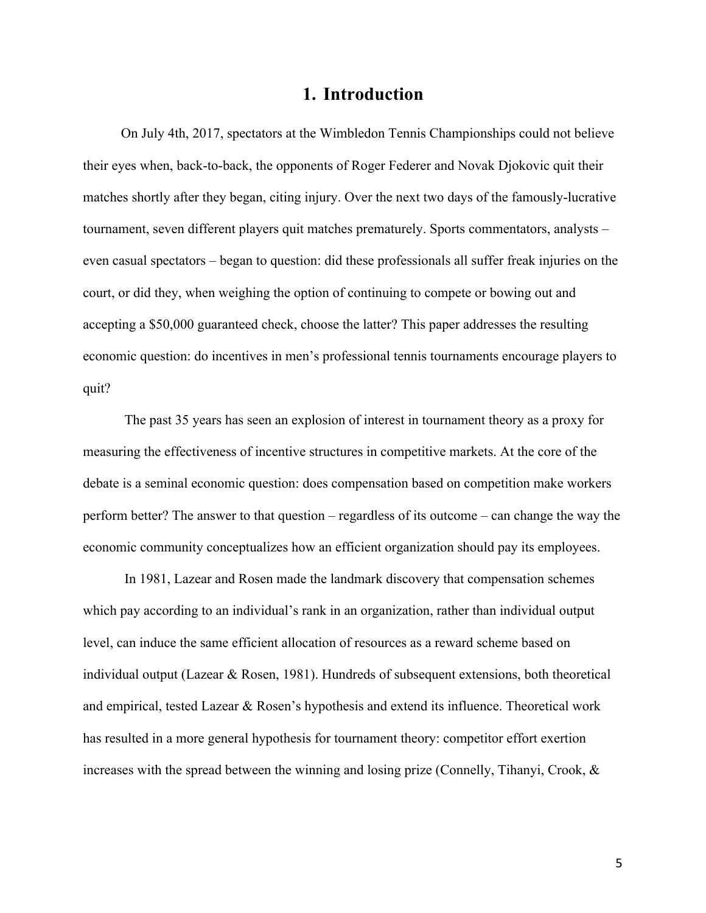# 1. Introduction

On July 4th, 2017, spectators at the Wimbledon Tennis Championships could not believe their eyes when, back-to-back, the opponents of Roger Federer and Novak Djokovic quit their matches shortly after they began, citing injury. Over the next two days of the famously-lucrative tournament, seven different players quit matches prematurely. Sports commentators, analysts – even casual spectators – began to question: did these professionals all suffer freak injuries on the court, or did they, when weighing the option of continuing to compete or bowing out and accepting a $50,000 guaranteed check, choose the latter? This paper addresses the resulting economic question: do incentives in men's professional tennis tournaments encourage players to quit?

The past 35 years has seen an explosion of interest in tournament theory as a proxy for measuring the effectiveness of incentive structures in competitive markets. At the core of the debate is a seminal economic question: does compensation based on competition make workers perform better? The answer to that question – regardless of its outcome – can change the way the economic community conceptualizes how an efficient organization should pay its employees.

In 1981, Lazear and Rosen made the landmark discovery that compensation schemes which pay according to an individual's rank in an organization, rather than individual output level, can induce the same efficient allocation of resources as a reward scheme based on individual output (Lazear & Rosen, 1981). Hundreds of subsequent extensions, both theoretical and empirical, tested Lazear & Rosen's hypothesis and extend its influence. Theoretical work has resulted in a more general hypothesis for tournament theory: competitor effort exertion increases with the spread between the winning and losing prize (Connelly, Tihanyi, Crook, &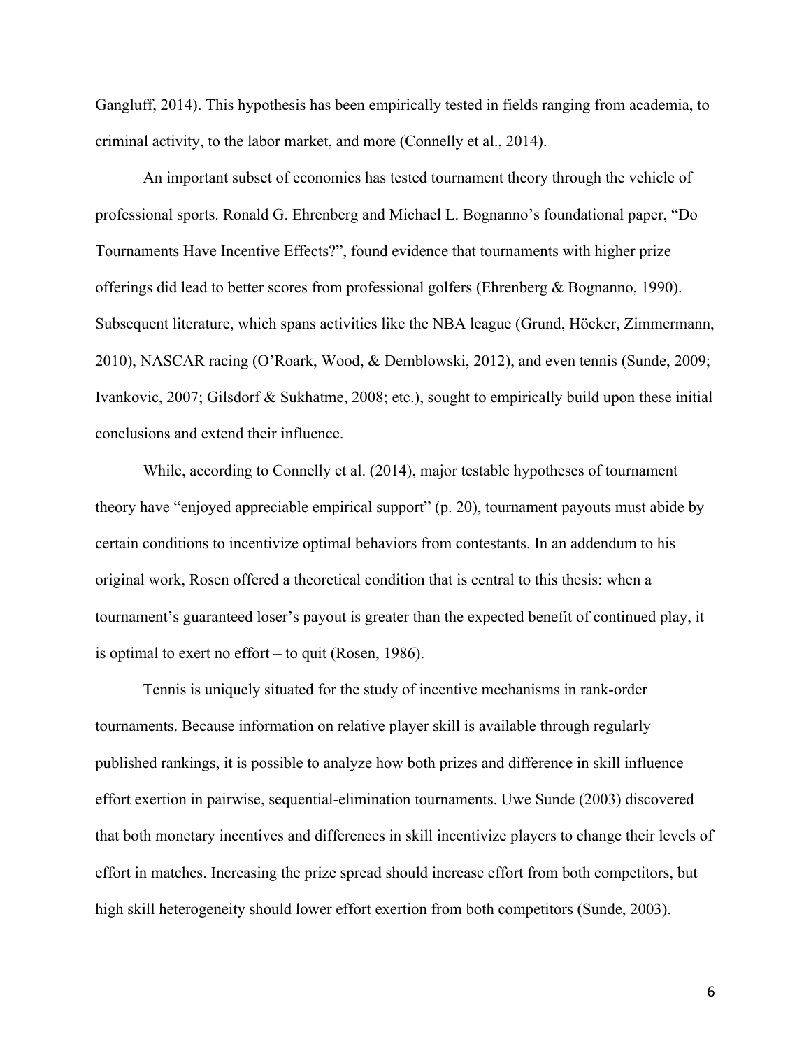Gangluff, 2014). This hypothesis has been empirically tested in fields ranging from academia, to criminal activity, to the labor market, and more (Connelly et al., 2014).

An important subset of economics has tested tournament theory through the vehicle of professional sports. Ronald G. Ehrenberg and Michael L. Bognanno's foundational paper, "Do Tournaments Have Incentive Effects?", found evidence that tournaments with higher prize offerings did lead to better scores from professional golfers (Ehrenberg & Bognanno, 1990). Subsequent literature, which spans activities like the NBA league (Grund, Höcker, Zimmermann, 2010), NASCAR racing (O'Roark, Wood, & Demblowski, 2012), and even tennis (Sunde, 2009; Ivankovic, 2007; Gilsdorf & Sukhatme, 2008; etc.), sought to empirically build upon these initial conclusions and extend their influence.

While, according to Connelly et al. (2014), major testable hypotheses of tournament theory have "enjoyed appreciable empirical support" (p. 20), tournament payouts must abide by certain conditions to incentivize optimal behaviors from contestants. In an addendum to his original work, Rosen offered a theoretical condition that is central to this thesis: when a tournament's guaranteed loser's payout is greater than the expected benefit of continued play, it is optimal to exert no effort – to quit (Rosen, 1986).

Tennis is uniquely situated for the study of incentive mechanisms in rank-order tournaments. Because information on relative player skill is available through regularly published rankings, it is possible to analyze how both prizes and difference in skill influence effort exertion in pairwise, sequential-elimination tournaments. Uwe Sunde (2003) discovered that both monetary incentives and differences in skill incentivize players to change their levels of effort in matches. Increasing the prize spread should increase effort from both competitors, but high skill heterogeneity should lower effort exertion from both competitors (Sunde, 2003).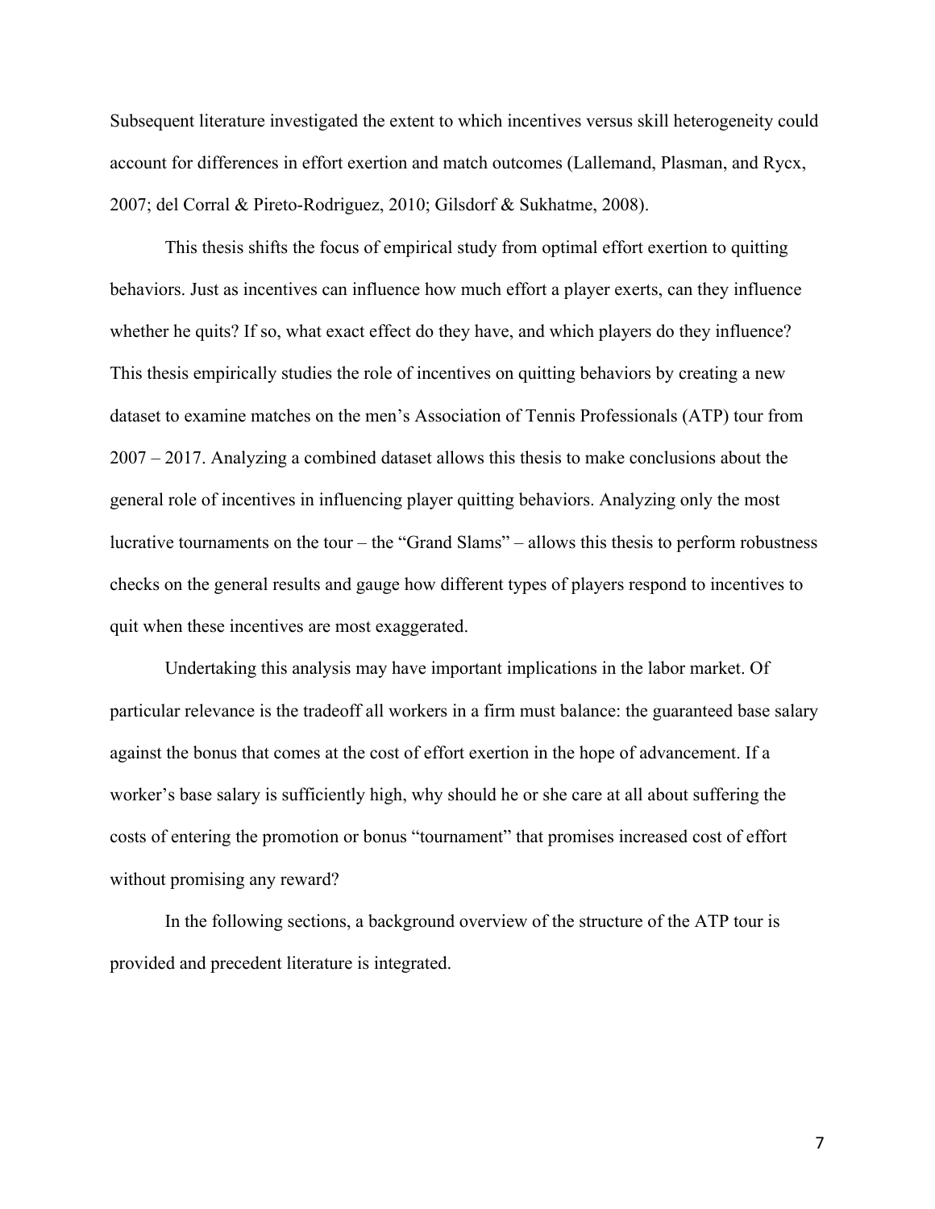Subsequent literature investigated the extent to which incentives versus skill heterogeneity could account for differences in effort exertion and match outcomes (Lallemand, Plasman, and Rycx, 2007; del Corral & Pireto-Rodriguez, 2010; Gilsdorf & Sukhatme, 2008).

This thesis shifts the focus of empirical study from optimal effort exertion to quitting behaviors. Just as incentives can influence how much effort a player exerts, can they influence whether he quits? If so, what exact effect do they have, and which players do they influence? This thesis empirically studies the role of incentives on quitting behaviors by creating a new dataset to examine matches on the men's Association of Tennis Professionals (ATP) tour from 2007 – 2017. Analyzing a combined dataset allows this thesis to make conclusions about the general role of incentives in influencing player quitting behaviors. Analyzing only the most lucrative tournaments on the tour – the "Grand Slams" – allows this thesis to perform robustness checks on the general results and gauge how different types of players respond to incentives to quit when these incentives are most exaggerated.

Undertaking this analysis may have important implications in the labor market. Of particular relevance is the tradeoff all workers in a firm must balance: the guaranteed base salary against the bonus that comes at the cost of effort exertion in the hope of advancement. If a worker's base salary is sufficiently high, why should he or she care at all about suffering the costs of entering the promotion or bonus "tournament" that promises increased cost of effort without promising any reward?

In the following sections, a background overview of the structure of the ATP tour is provided and precedent literature is integrated.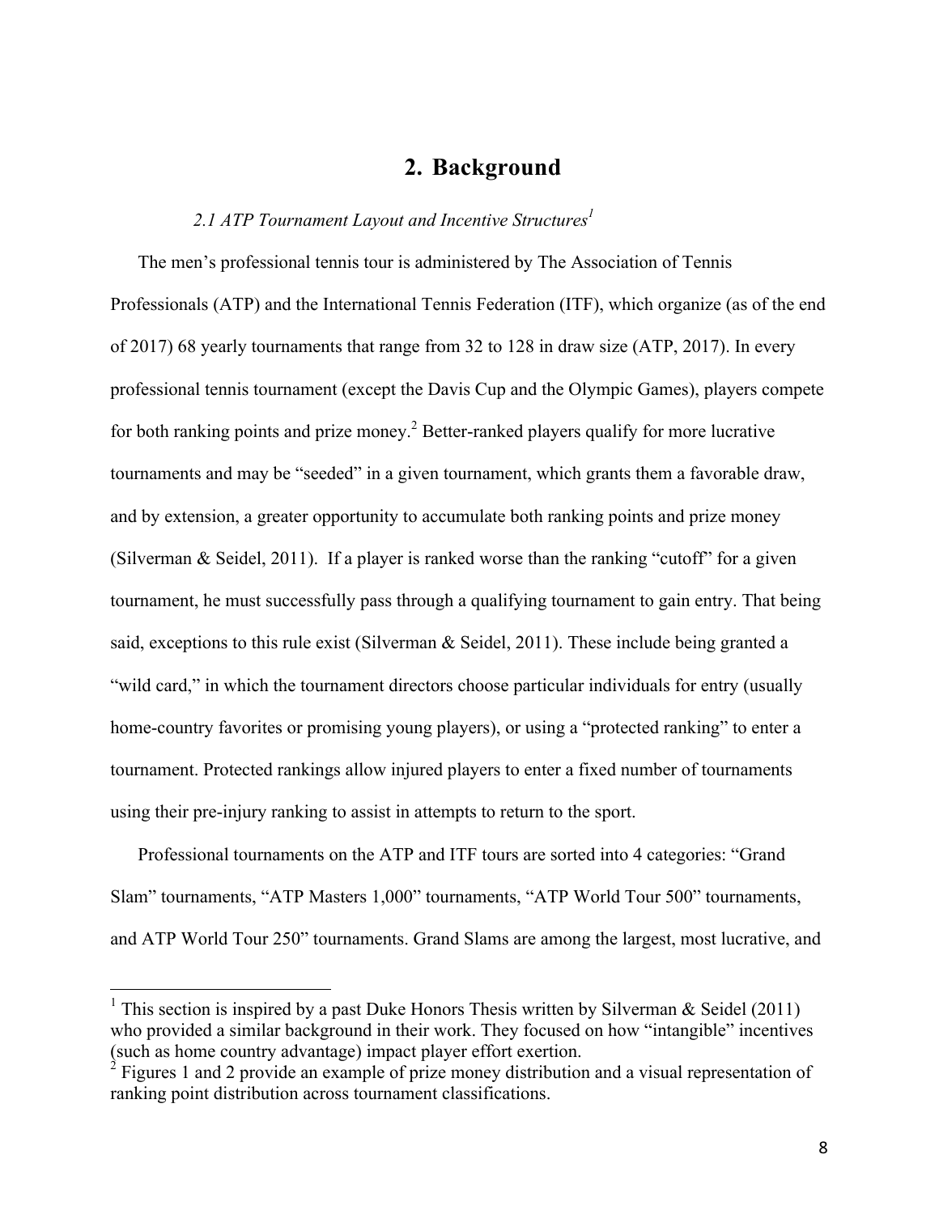# 2. Background

### *2.1 ATP Tournament Layout and Incentive Structures*[1]

The men's professional tennis tour is administered by The Association of Tennis Professionals (ATP) and the International Tennis Federation (ITF), which organize (as of the end of 2017) 68 yearly tournaments that range from 32 to 128 in draw size (ATP, 2017). In every professional tennis tournament (except the Davis Cup and the Olympic Games), players compete for both ranking points and prize money.[2] Better-ranked players qualify for more lucrative tournaments and may be "seeded" in a given tournament, which grants them a favorable draw, and by extension, a greater opportunity to accumulate both ranking points and prize money (Silverman & Seidel, 2011). If a player is ranked worse than the ranking "cutoff" for a given tournament, he must successfully pass through a qualifying tournament to gain entry. That being said, exceptions to this rule exist (Silverman & Seidel, 2011). These include being granted a "wild card," in which the tournament directors choose particular individuals for entry (usually home-country favorites or promising young players), or using a "protected ranking" to enter a tournament. Protected rankings allow injured players to enter a fixed number of tournaments using their pre-injury ranking to assist in attempts to return to the sport.

Professional tournaments on the ATP and ITF tours are sorted into 4 categories: "Grand Slam" tournaments, "ATP Masters 1,000" tournaments, "ATP World Tour 500" tournaments, and ATP World Tour 250" tournaments. Grand Slams are among the largest, most lucrative, and

---

[1] This section is inspired by a past Duke Honors Thesis written by Silverman & Seidel (2011) who provided a similar background in their work. They focused on how "intangible" incentives (such as home country advantage) impact player effort exertion.

[2] Figures 1 and 2 provide an example of prize money distribution and a visual representation of ranking point distribution across tournament classifications.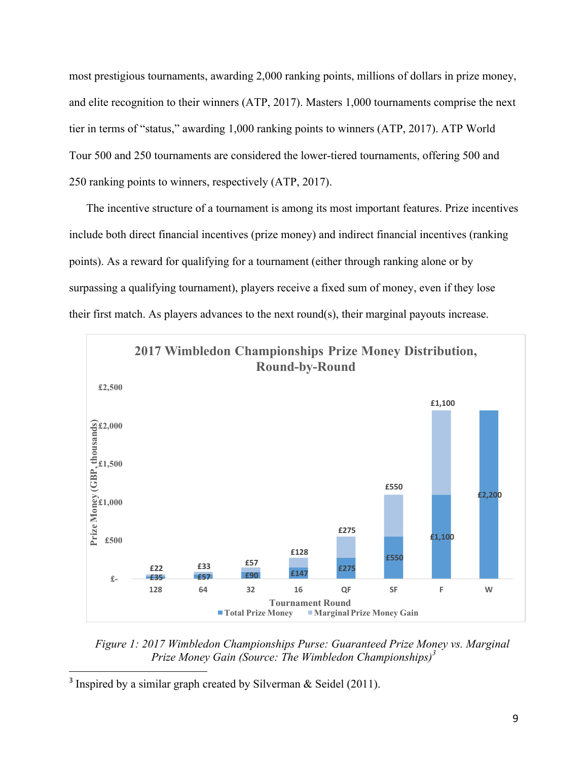most prestigious tournaments, awarding 2,000 ranking points, millions of dollars in prize money, and elite recognition to their winners (ATP, 2017). Masters 1,000 tournaments comprise the next tier in terms of "status," awarding 1,000 ranking points to winners (ATP, 2017). ATP World Tour 500 and 250 tournaments are considered the lower-tiered tournaments, offering 500 and 250 ranking points to winners, respectively (ATP, 2017).

The incentive structure of a tournament is among its most important features. Prize incentives include both direct financial incentives (prize money) and indirect financial incentives (ranking points). As a reward for qualifying for a tournament (either through ranking alone or by surpassing a qualifying tournament), players receive a fixed sum of money, even if they lose their first match. As players advances to the next round(s), their marginal payouts increase.

**2017 Wimbledon Championships Prize Money Distribution, Round-by-Round**

| Tournament Round | Total Prize Money (GBP, thousands) | Marginal Prize Money Gain (GBP, thousands) |
|---|---|---|
| 128 | £35 | £22 |
| 64 | £57 | £33 |
| 32 | £90 | £57 |
| 16 | £147 | £128 |
| QF | £275 | £275 |
| SF | £550 | £550 |
| F | £1,100 | £1,100 |
| W | £2,200 | |

*Figure 1: 2017 Wimbledon Championships Purse: Guaranteed Prize Money vs. Marginal Prize Money Gain (Source: The Wimbledon Championships)[3]*

[3] Inspired by a similar graph created by Silverman & Seidel (2011).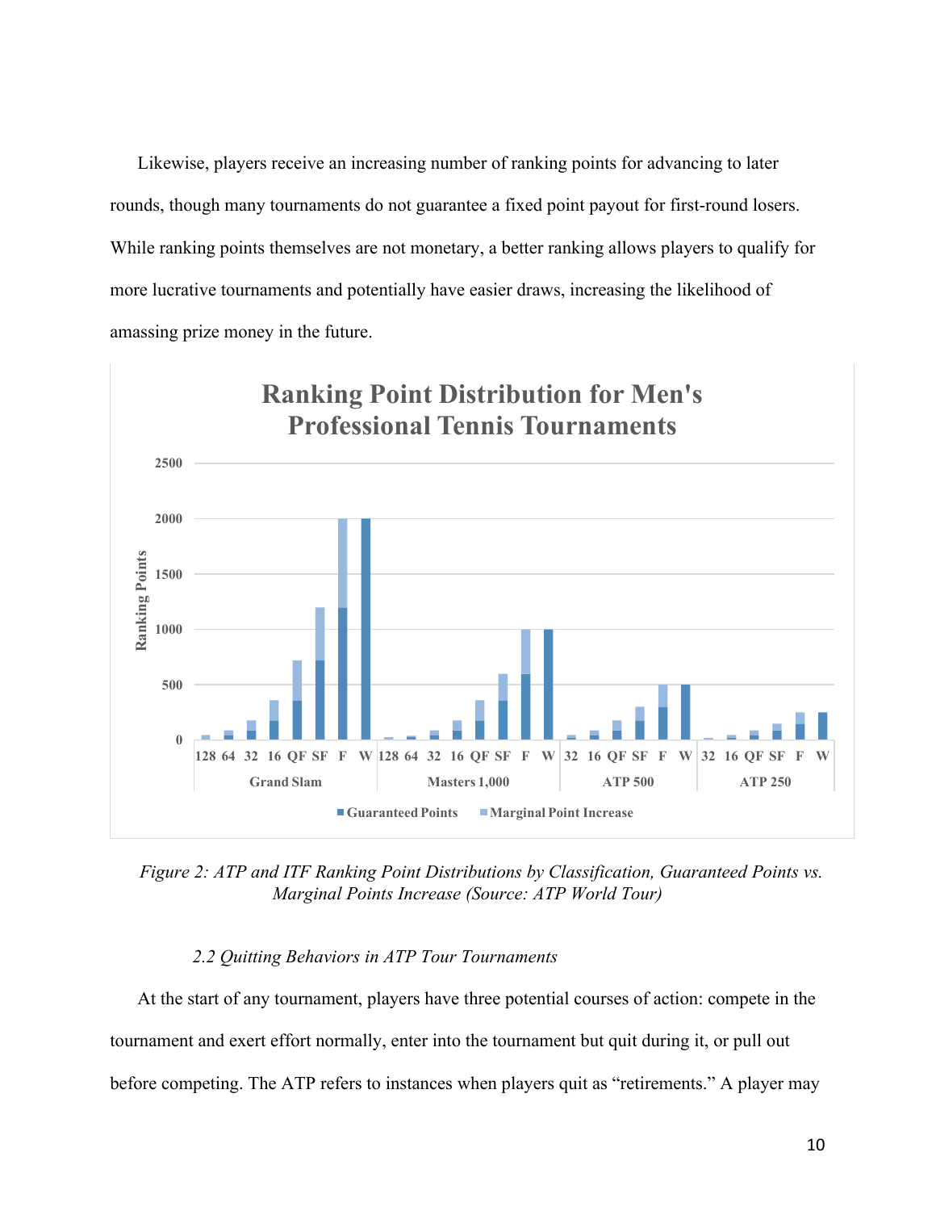Likewise, players receive an increasing number of ranking points for advancing to later rounds, though many tournaments do not guarantee a fixed point payout for first-round losers. While ranking points themselves are not monetary, a better ranking allows players to qualify for more lucrative tournaments and potentially have easier draws, increasing the likelihood of amassing prize money in the future.

*Figure 2: ATP and ITF Ranking Point Distributions by Classification, Guaranteed Points vs. Marginal Points Increase (Source: ATP World Tour)*

### *2.2 Quitting Behaviors in ATP Tour Tournaments*

At the start of any tournament, players have three potential courses of action: compete in the tournament and exert effort normally, enter into the tournament but quit during it, or pull out before competing. The ATP refers to instances when players quit as "retirements." A player may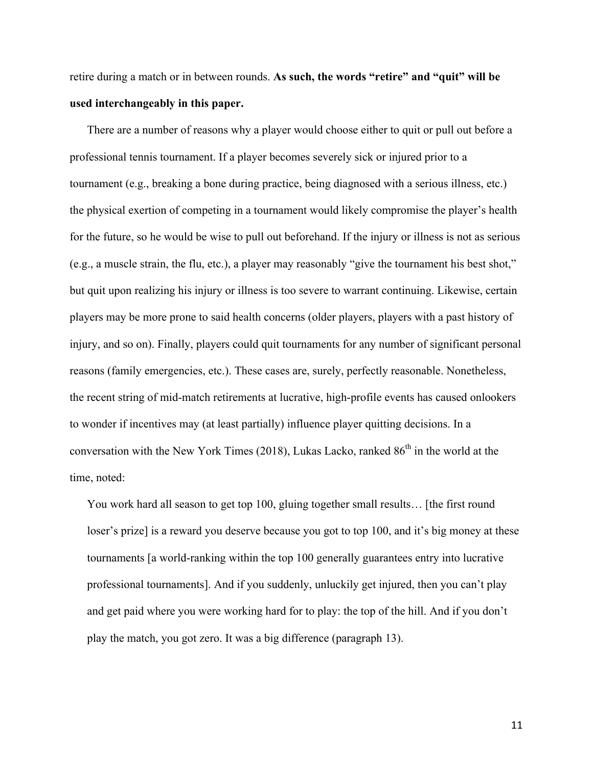retire during a match or in between rounds. **As such, the words "retire" and "quit" will be used interchangeably in this paper.**

There are a number of reasons why a player would choose either to quit or pull out before a professional tennis tournament. If a player becomes severely sick or injured prior to a tournament (e.g., breaking a bone during practice, being diagnosed with a serious illness, etc.) the physical exertion of competing in a tournament would likely compromise the player's health for the future, so he would be wise to pull out beforehand. If the injury or illness is not as serious (e.g., a muscle strain, the flu, etc.), a player may reasonably "give the tournament his best shot," but quit upon realizing his injury or illness is too severe to warrant continuing. Likewise, certain players may be more prone to said health concerns (older players, players with a past history of injury, and so on). Finally, players could quit tournaments for any number of significant personal reasons (family emergencies, etc.). These cases are, surely, perfectly reasonable. Nonetheless, the recent string of mid-match retirements at lucrative, high-profile events has caused onlookers to wonder if incentives may (at least partially) influence player quitting decisions. In a conversation with the New York Times (2018), Lukas Lacko, ranked 86th in the world at the time, noted:

> You work hard all season to get top 100, gluing together small results… [the first round loser's prize] is a reward you deserve because you got to top 100, and it's big money at these tournaments [a world-ranking within the top 100 generally guarantees entry into lucrative professional tournaments]. And if you suddenly, unluckily get injured, then you can't play and get paid where you were working hard for to play: the top of the hill. And if you don't play the match, you got zero. It was a big difference (paragraph 13).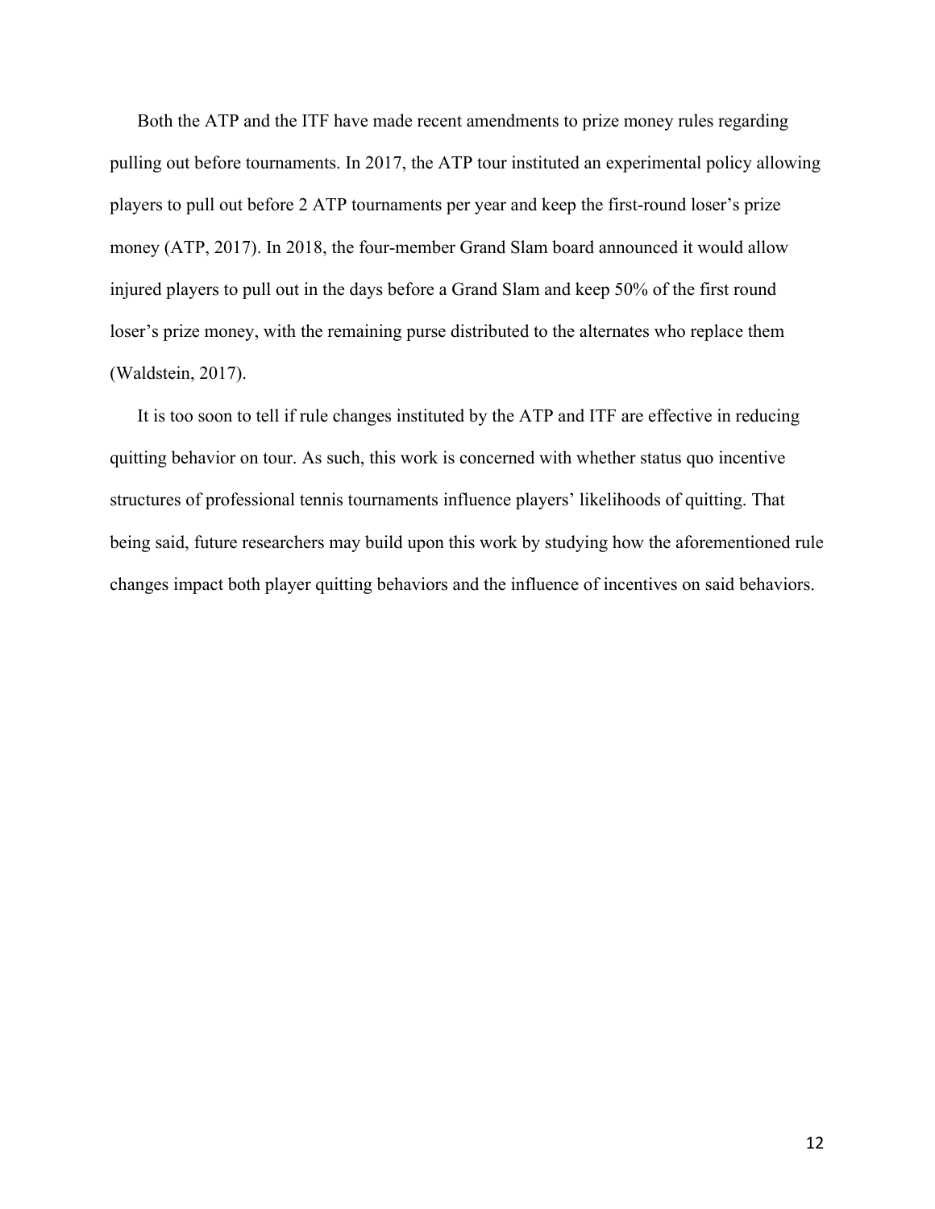Both the ATP and the ITF have made recent amendments to prize money rules regarding pulling out before tournaments. In 2017, the ATP tour instituted an experimental policy allowing players to pull out before 2 ATP tournaments per year and keep the first-round loser's prize money (ATP, 2017). In 2018, the four-member Grand Slam board announced it would allow injured players to pull out in the days before a Grand Slam and keep 50% of the first round loser's prize money, with the remaining purse distributed to the alternates who replace them (Waldstein, 2017).

It is too soon to tell if rule changes instituted by the ATP and ITF are effective in reducing quitting behavior on tour. As such, this work is concerned with whether status quo incentive structures of professional tennis tournaments influence players' likelihoods of quitting. That being said, future researchers may build upon this work by studying how the aforementioned rule changes impact both player quitting behaviors and the influence of incentives on said behaviors.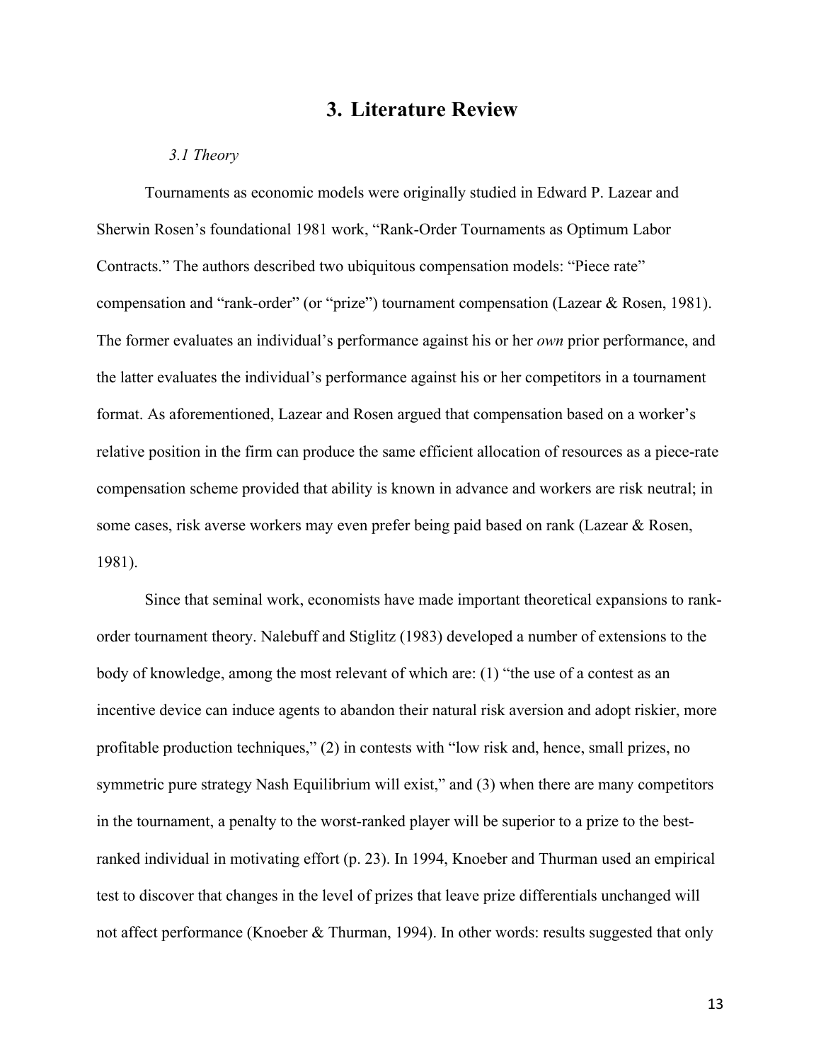# 3. Literature Review

*3.1 Theory*

Tournaments as economic models were originally studied in Edward P. Lazear and Sherwin Rosen's foundational 1981 work, "Rank-Order Tournaments as Optimum Labor Contracts." The authors described two ubiquitous compensation models: "Piece rate" compensation and "rank-order" (or "prize") tournament compensation (Lazear & Rosen, 1981). The former evaluates an individual's performance against his or her *own* prior performance, and the latter evaluates the individual's performance against his or her competitors in a tournament format. As aforementioned, Lazear and Rosen argued that compensation based on a worker's relative position in the firm can produce the same efficient allocation of resources as a piece-rate compensation scheme provided that ability is known in advance and workers are risk neutral; in some cases, risk averse workers may even prefer being paid based on rank (Lazear & Rosen, 1981).

Since that seminal work, economists have made important theoretical expansions to rank-order tournament theory. Nalebuff and Stiglitz (1983) developed a number of extensions to the body of knowledge, among the most relevant of which are: (1) "the use of a contest as an incentive device can induce agents to abandon their natural risk aversion and adopt riskier, more profitable production techniques," (2) in contests with "low risk and, hence, small prizes, no symmetric pure strategy Nash Equilibrium will exist," and (3) when there are many competitors in the tournament, a penalty to the worst-ranked player will be superior to a prize to the best-ranked individual in motivating effort (p. 23). In 1994, Knoeber and Thurman used an empirical test to discover that changes in the level of prizes that leave prize differentials unchanged will not affect performance (Knoeber & Thurman, 1994). In other words: results suggested that only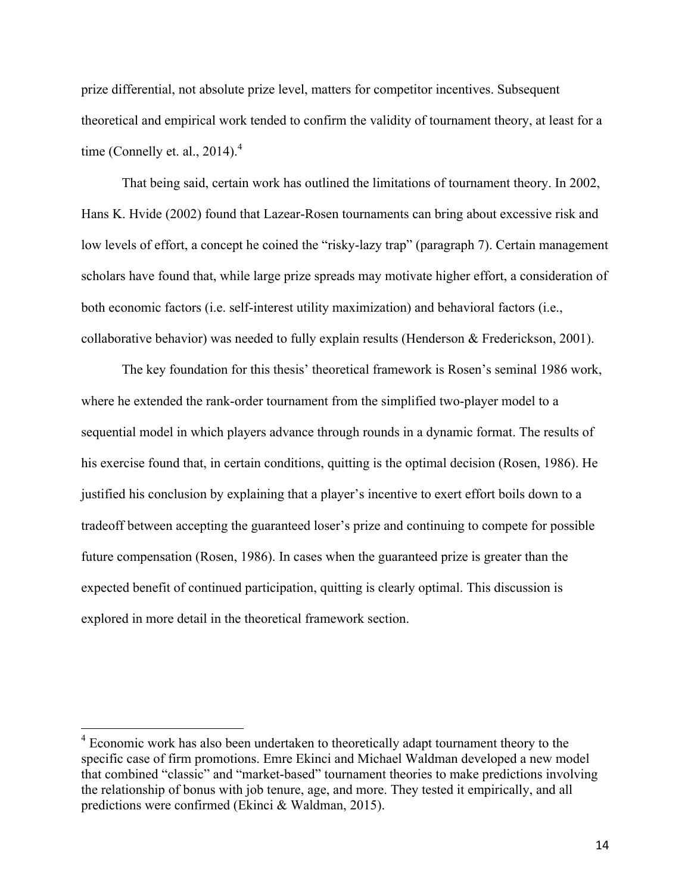prize differential, not absolute prize level, matters for competitor incentives. Subsequent theoretical and empirical work tended to confirm the validity of tournament theory, at least for a time (Connelly et. al., 2014).[4]

That being said, certain work has outlined the limitations of tournament theory. In 2002, Hans K. Hvide (2002) found that Lazear-Rosen tournaments can bring about excessive risk and low levels of effort, a concept he coined the "risky-lazy trap" (paragraph 7). Certain management scholars have found that, while large prize spreads may motivate higher effort, a consideration of both economic factors (i.e. self-interest utility maximization) and behavioral factors (i.e., collaborative behavior) was needed to fully explain results (Henderson & Frederickson, 2001).

The key foundation for this thesis' theoretical framework is Rosen's seminal 1986 work, where he extended the rank-order tournament from the simplified two-player model to a sequential model in which players advance through rounds in a dynamic format. The results of his exercise found that, in certain conditions, quitting is the optimal decision (Rosen, 1986). He justified his conclusion by explaining that a player's incentive to exert effort boils down to a tradeoff between accepting the guaranteed loser's prize and continuing to compete for possible future compensation (Rosen, 1986). In cases when the guaranteed prize is greater than the expected benefit of continued participation, quitting is clearly optimal. This discussion is explored in more detail in the theoretical framework section.

---

[4] Economic work has also been undertaken to theoretically adapt tournament theory to the specific case of firm promotions. Emre Ekinci and Michael Waldman developed a new model that combined "classic" and "market-based" tournament theories to make predictions involving the relationship of bonus with job tenure, age, and more. They tested it empirically, and all predictions were confirmed (Ekinci & Waldman, 2015).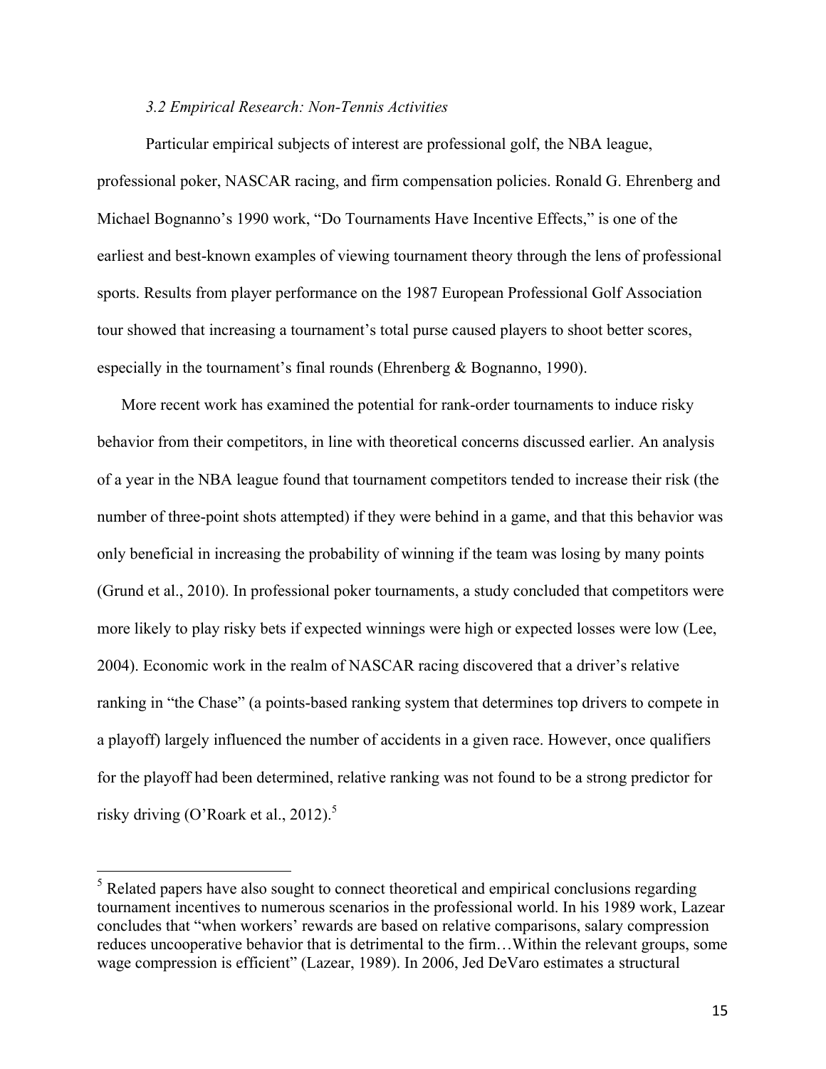### *3.2 Empirical Research: Non-Tennis Activities*

Particular empirical subjects of interest are professional golf, the NBA league, professional poker, NASCAR racing, and firm compensation policies. Ronald G. Ehrenberg and Michael Bognanno's 1990 work, "Do Tournaments Have Incentive Effects," is one of the earliest and best-known examples of viewing tournament theory through the lens of professional sports. Results from player performance on the 1987 European Professional Golf Association tour showed that increasing a tournament's total purse caused players to shoot better scores, especially in the tournament's final rounds (Ehrenberg & Bognanno, 1990).

More recent work has examined the potential for rank-order tournaments to induce risky behavior from their competitors, in line with theoretical concerns discussed earlier. An analysis of a year in the NBA league found that tournament competitors tended to increase their risk (the number of three-point shots attempted) if they were behind in a game, and that this behavior was only beneficial in increasing the probability of winning if the team was losing by many points (Grund et al., 2010). In professional poker tournaments, a study concluded that competitors were more likely to play risky bets if expected winnings were high or expected losses were low (Lee, 2004). Economic work in the realm of NASCAR racing discovered that a driver's relative ranking in "the Chase" (a points-based ranking system that determines top drivers to compete in a playoff) largely influenced the number of accidents in a given race. However, once qualifiers for the playoff had been determined, relative ranking was not found to be a strong predictor for risky driving (O'Roark et al., 2012).[5]

[5] Related papers have also sought to connect theoretical and empirical conclusions regarding tournament incentives to numerous scenarios in the professional world. In his 1989 work, Lazear concludes that "when workers' rewards are based on relative comparisons, salary compression reduces uncooperative behavior that is detrimental to the firm…Within the relevant groups, some wage compression is efficient" (Lazear, 1989). In 2006, Jed DeVaro estimates a structural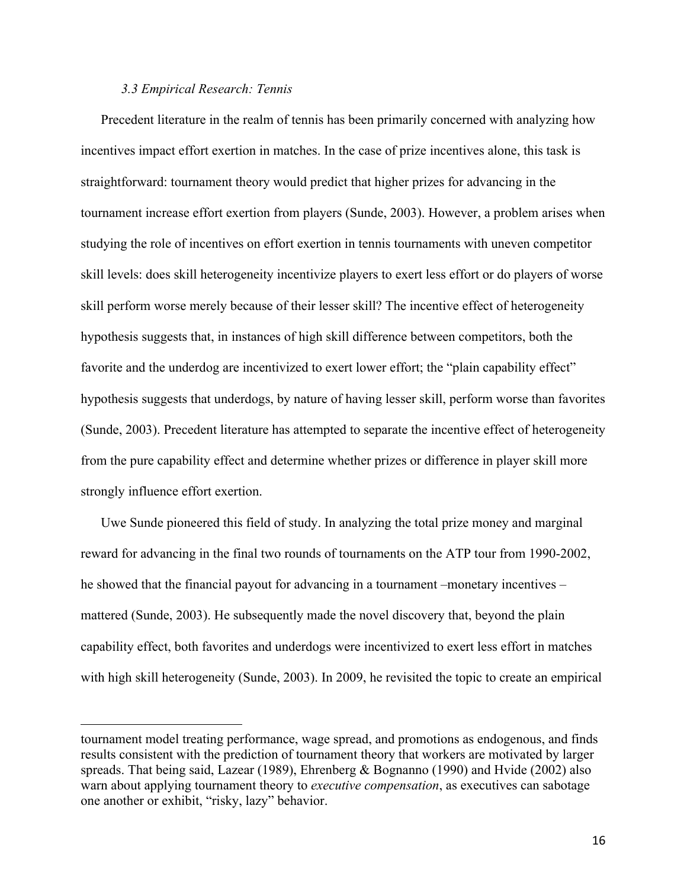### *3.3 Empirical Research: Tennis*

Precedent literature in the realm of tennis has been primarily concerned with analyzing how incentives impact effort exertion in matches. In the case of prize incentives alone, this task is straightforward: tournament theory would predict that higher prizes for advancing in the tournament increase effort exertion from players (Sunde, 2003). However, a problem arises when studying the role of incentives on effort exertion in tennis tournaments with uneven competitor skill levels: does skill heterogeneity incentivize players to exert less effort or do players of worse skill perform worse merely because of their lesser skill? The incentive effect of heterogeneity hypothesis suggests that, in instances of high skill difference between competitors, both the favorite and the underdog are incentivized to exert lower effort; the "plain capability effect" hypothesis suggests that underdogs, by nature of having lesser skill, perform worse than favorites (Sunde, 2003). Precedent literature has attempted to separate the incentive effect of heterogeneity from the pure capability effect and determine whether prizes or difference in player skill more strongly influence effort exertion.

Uwe Sunde pioneered this field of study. In analyzing the total prize money and marginal reward for advancing in the final two rounds of tournaments on the ATP tour from 1990-2002, he showed that the financial payout for advancing in a tournament –monetary incentives – mattered (Sunde, 2003). He subsequently made the novel discovery that, beyond the plain capability effect, both favorites and underdogs were incentivized to exert less effort in matches with high skill heterogeneity (Sunde, 2003). In 2009, he revisited the topic to create an empirical

---

tournament model treating performance, wage spread, and promotions as endogenous, and finds results consistent with the prediction of tournament theory that workers are motivated by larger spreads. That being said, Lazear (1989), Ehrenberg & Bognanno (1990) and Hvide (2002) also warn about applying tournament theory to *executive compensation*, as executives can sabotage one another or exhibit, "risky, lazy" behavior.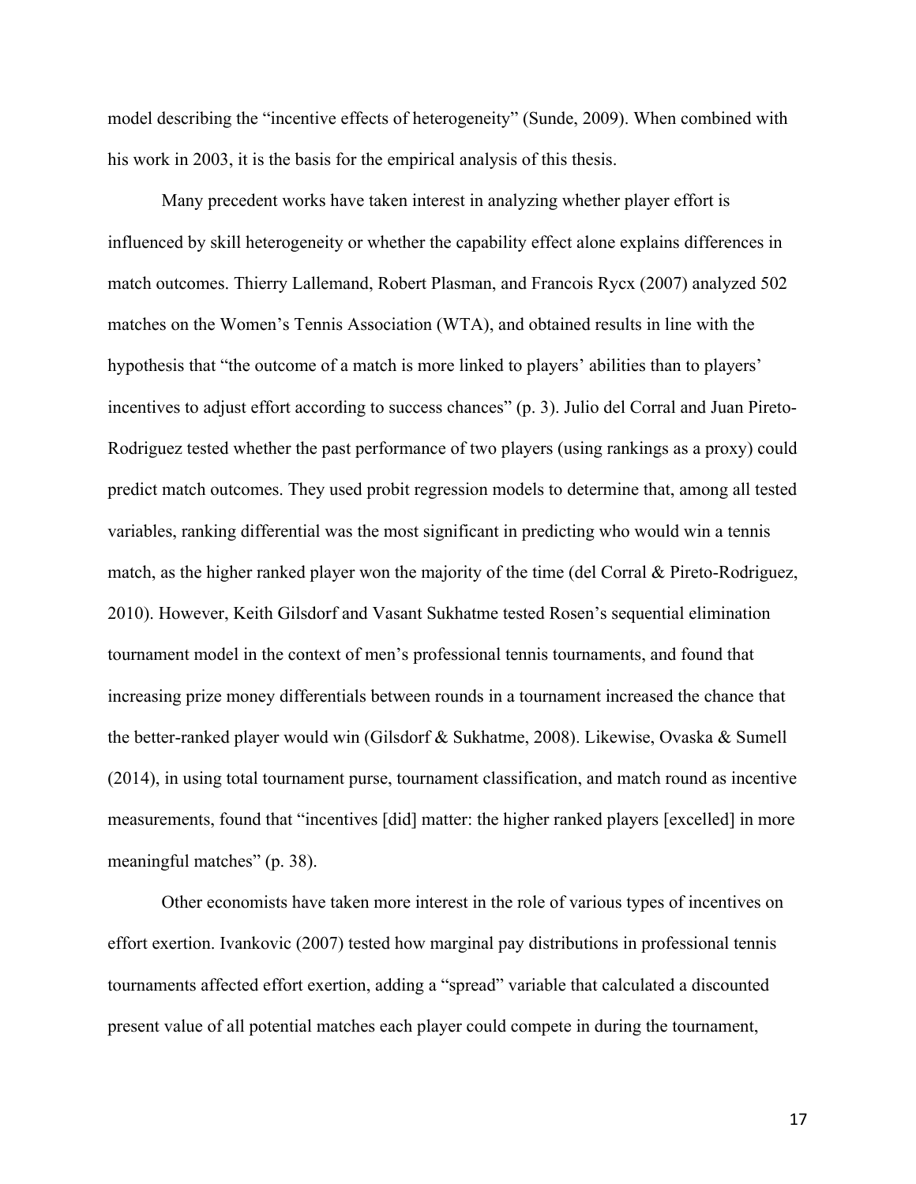model describing the "incentive effects of heterogeneity" (Sunde, 2009). When combined with his work in 2003, it is the basis for the empirical analysis of this thesis.

Many precedent works have taken interest in analyzing whether player effort is influenced by skill heterogeneity or whether the capability effect alone explains differences in match outcomes. Thierry Lallemand, Robert Plasman, and Francois Rycx (2007) analyzed 502 matches on the Women's Tennis Association (WTA), and obtained results in line with the hypothesis that "the outcome of a match is more linked to players' abilities than to players' incentives to adjust effort according to success chances" (p. 3). Julio del Corral and Juan Pireto-Rodriguez tested whether the past performance of two players (using rankings as a proxy) could predict match outcomes. They used probit regression models to determine that, among all tested variables, ranking differential was the most significant in predicting who would win a tennis match, as the higher ranked player won the majority of the time (del Corral & Pireto-Rodriguez, 2010). However, Keith Gilsdorf and Vasant Sukhatme tested Rosen's sequential elimination tournament model in the context of men's professional tennis tournaments, and found that increasing prize money differentials between rounds in a tournament increased the chance that the better-ranked player would win (Gilsdorf & Sukhatme, 2008). Likewise, Ovaska & Sumell (2014), in using total tournament purse, tournament classification, and match round as incentive measurements, found that "incentives [did] matter: the higher ranked players [excelled] in more meaningful matches" (p. 38).

Other economists have taken more interest in the role of various types of incentives on effort exertion. Ivankovic (2007) tested how marginal pay distributions in professional tennis tournaments affected effort exertion, adding a "spread" variable that calculated a discounted present value of all potential matches each player could compete in during the tournament,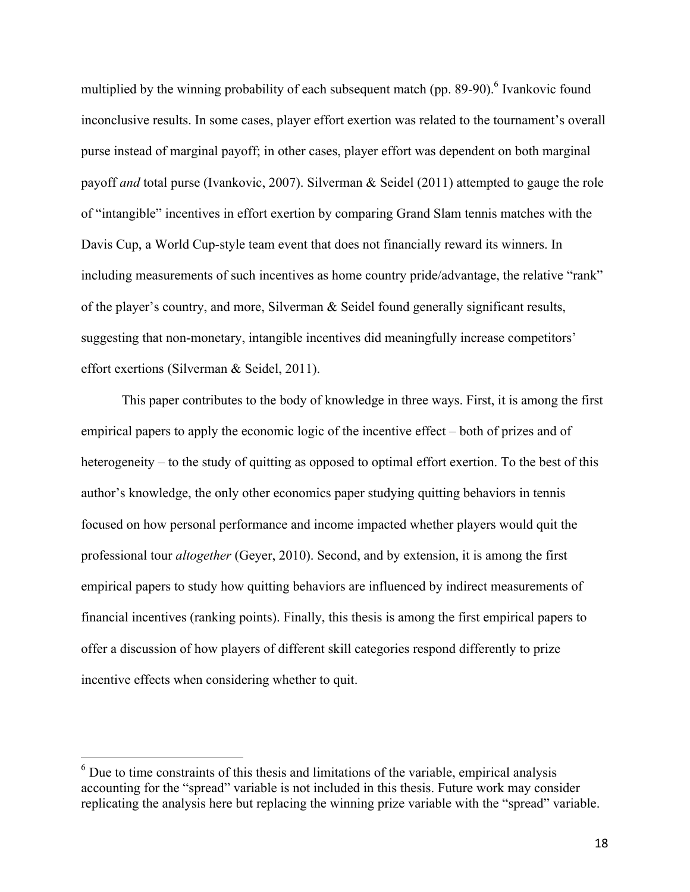multiplied by the winning probability of each subsequent match (pp. 89-90).[6] Ivankovic found inconclusive results. In some cases, player effort exertion was related to the tournament's overall purse instead of marginal payoff; in other cases, player effort was dependent on both marginal payoff *and* total purse (Ivankovic, 2007). Silverman & Seidel (2011) attempted to gauge the role of "intangible" incentives in effort exertion by comparing Grand Slam tennis matches with the Davis Cup, a World Cup-style team event that does not financially reward its winners. In including measurements of such incentives as home country pride/advantage, the relative "rank" of the player's country, and more, Silverman & Seidel found generally significant results, suggesting that non-monetary, intangible incentives did meaningfully increase competitors' effort exertions (Silverman & Seidel, 2011).

This paper contributes to the body of knowledge in three ways. First, it is among the first empirical papers to apply the economic logic of the incentive effect – both of prizes and of heterogeneity – to the study of quitting as opposed to optimal effort exertion. To the best of this author's knowledge, the only other economics paper studying quitting behaviors in tennis focused on how personal performance and income impacted whether players would quit the professional tour *altogether* (Geyer, 2010). Second, and by extension, it is among the first empirical papers to study how quitting behaviors are influenced by indirect measurements of financial incentives (ranking points). Finally, this thesis is among the first empirical papers to offer a discussion of how players of different skill categories respond differently to prize incentive effects when considering whether to quit.

[6] Due to time constraints of this thesis and limitations of the variable, empirical analysis accounting for the "spread" variable is not included in this thesis. Future work may consider replicating the analysis here but replacing the winning prize variable with the "spread" variable.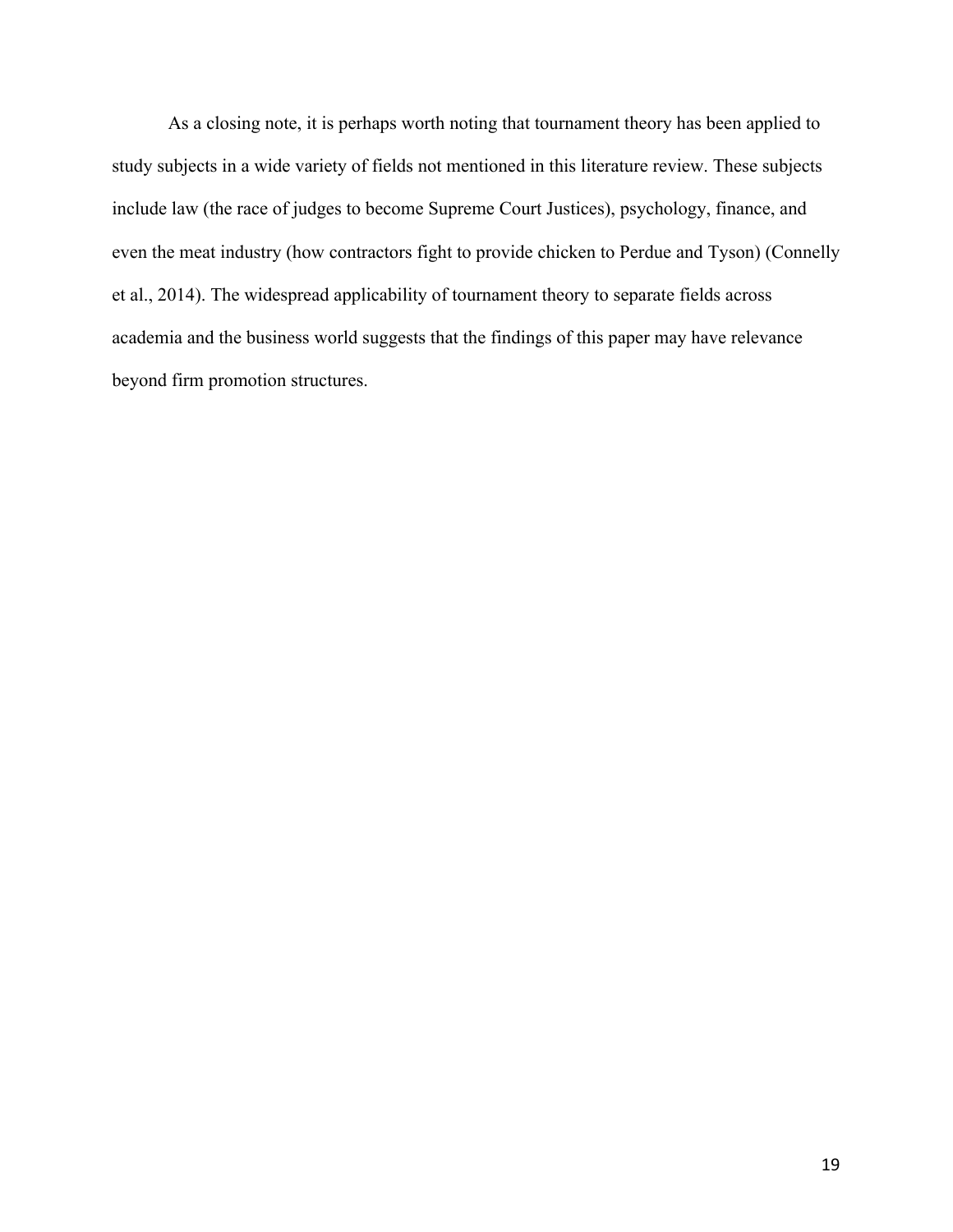As a closing note, it is perhaps worth noting that tournament theory has been applied to study subjects in a wide variety of fields not mentioned in this literature review. These subjects include law (the race of judges to become Supreme Court Justices), psychology, finance, and even the meat industry (how contractors fight to provide chicken to Perdue and Tyson) (Connelly et al., 2014). The widespread applicability of tournament theory to separate fields across academia and the business world suggests that the findings of this paper may have relevance beyond firm promotion structures.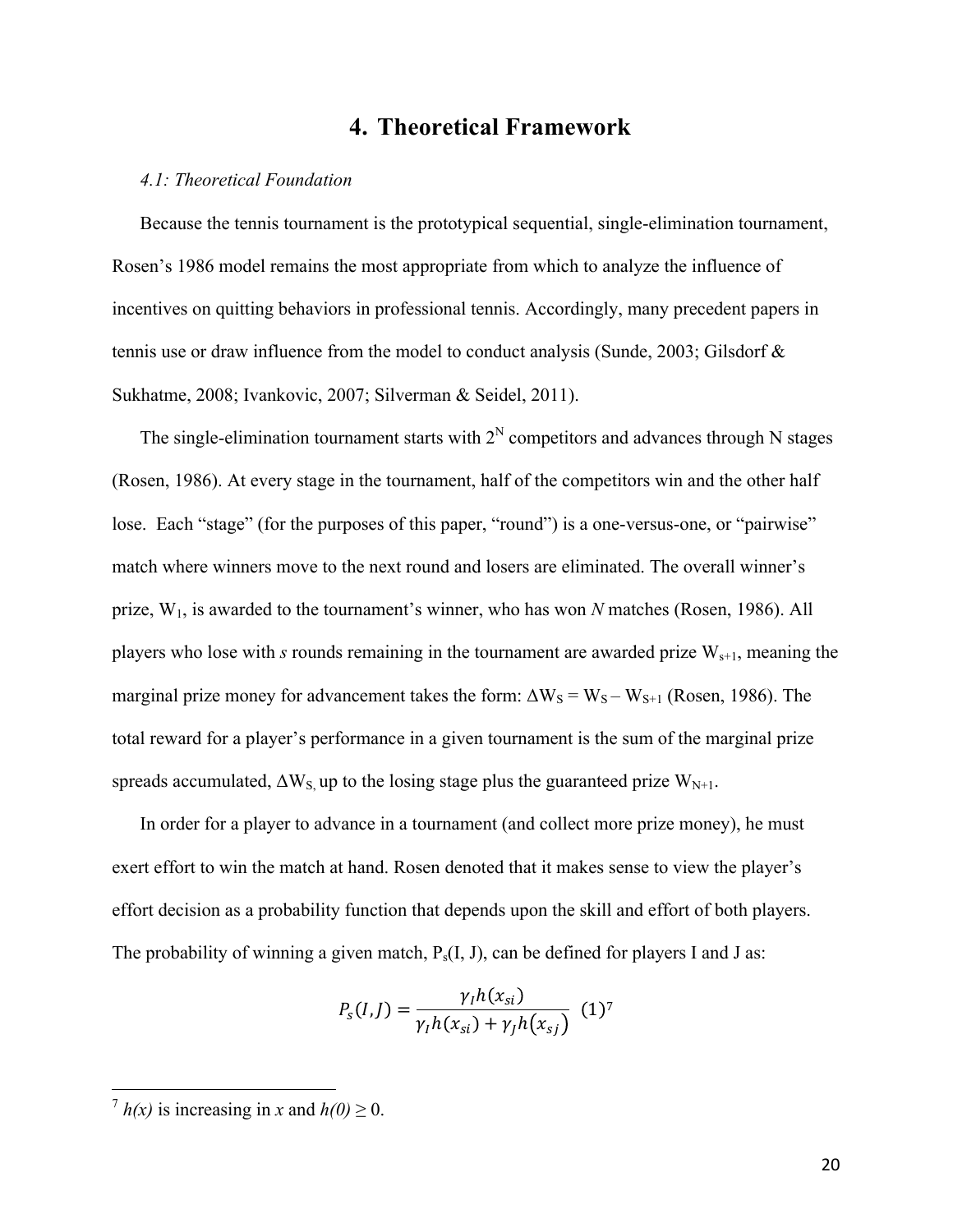# 4. Theoretical Framework

*4.1: Theoretical Foundation*

Because the tennis tournament is the prototypical sequential, single-elimination tournament, Rosen's 1986 model remains the most appropriate from which to analyze the influence of incentives on quitting behaviors in professional tennis. Accordingly, many precedent papers in tennis use or draw influence from the model to conduct analysis (Sunde, 2003; Gilsdorf & Sukhatme, 2008; Ivankovic, 2007; Silverman & Seidel, 2011).

The single-elimination tournament starts with $2^N$ competitors and advances through N stages (Rosen, 1986). At every stage in the tournament, half of the competitors win and the other half lose. Each "stage" (for the purposes of this paper, "round") is a one-versus-one, or "pairwise" match where winners move to the next round and losers are eliminated. The overall winner's prize, $W_1$, is awarded to the tournament's winner, who has won *N* matches (Rosen, 1986). All players who lose with *s* rounds remaining in the tournament are awarded prize $W_{s+1}$, meaning the marginal prize money for advancement takes the form: $\Delta W_S = W_S - W_{S+1}$ (Rosen, 1986). The total reward for a player's performance in a given tournament is the sum of the marginal prize spreads accumulated, $\Delta W_S$, up to the losing stage plus the guaranteed prize $W_{N+1}$.

In order for a player to advance in a tournament (and collect more prize money), he must exert effort to win the match at hand. Rosen denoted that it makes sense to view the player's effort decision as a probability function that depends upon the skill and effort of both players. The probability of winning a given match, $P_s(I, J)$, can be defined for players I and J as:

$$P_s(I,J) = \frac{\gamma_I h(x_{si})}{\gamma_I h(x_{si}) + \gamma_J h(x_{sj})} \quad (1)^7$$

[7] *h(x)* is increasing in *x* and $h(0) \geq 0$.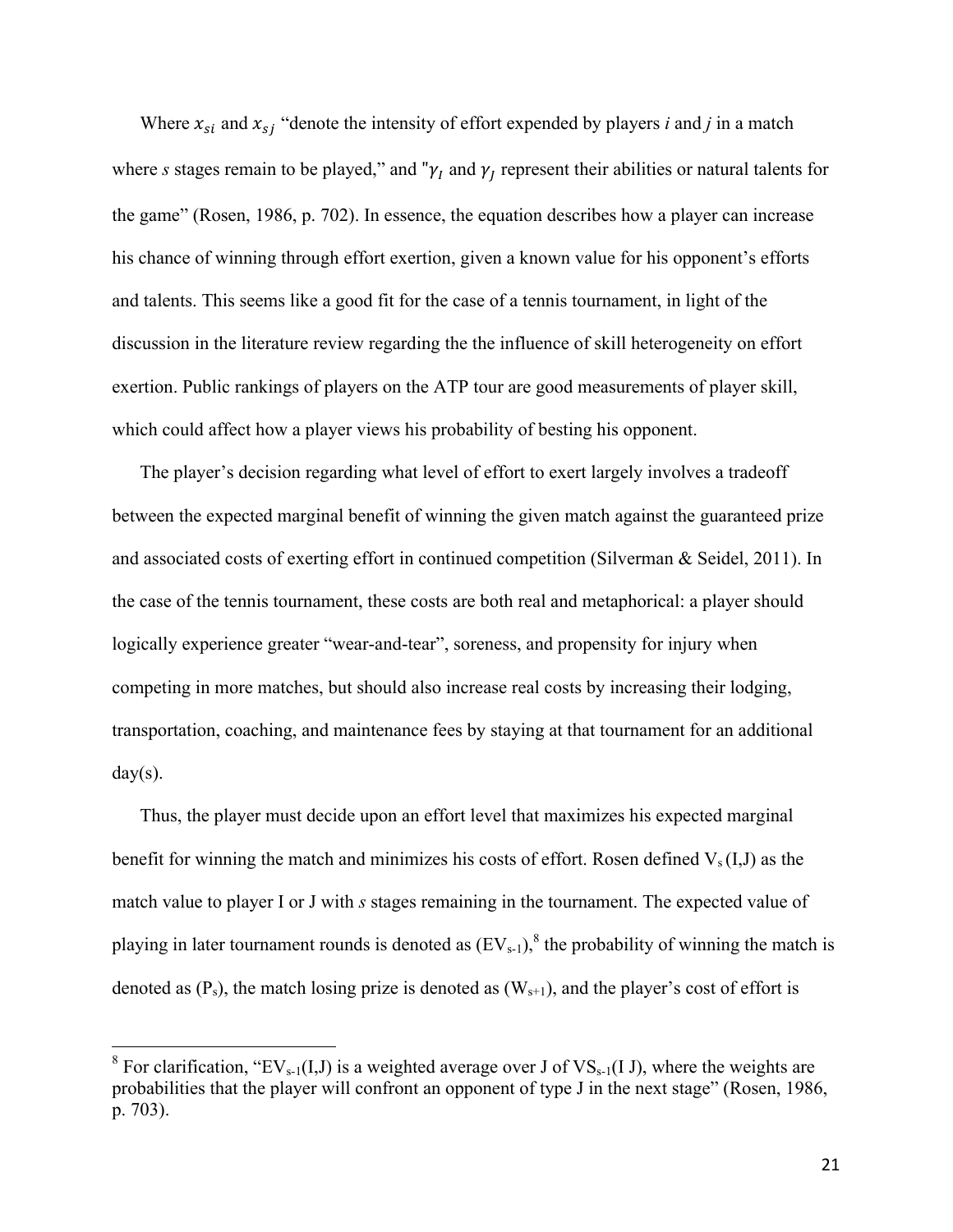Where $x_{si}$ and $x_{sj}$ "denote the intensity of effort expended by players *i* and *j* in a match where *s* stages remain to be played," and "$\gamma_I$ and $\gamma_J$ represent their abilities or natural talents for the game" (Rosen, 1986, p. 702). In essence, the equation describes how a player can increase his chance of winning through effort exertion, given a known value for his opponent's efforts and talents. This seems like a good fit for the case of a tennis tournament, in light of the discussion in the literature review regarding the the influence of skill heterogeneity on effort exertion. Public rankings of players on the ATP tour are good measurements of player skill, which could affect how a player views his probability of besting his opponent.

The player's decision regarding what level of effort to exert largely involves a tradeoff between the expected marginal benefit of winning the given match against the guaranteed prize and associated costs of exerting effort in continued competition (Silverman & Seidel, 2011). In the case of the tennis tournament, these costs are both real and metaphorical: a player should logically experience greater "wear-and-tear", soreness, and propensity for injury when competing in more matches, but should also increase real costs by increasing their lodging, transportation, coaching, and maintenance fees by staying at that tournament for an additional day(s).

Thus, the player must decide upon an effort level that maximizes his expected marginal benefit for winning the match and minimizes his costs of effort. Rosen defined $V_s$ (I,J) as the match value to player I or J with *s* stages remaining in the tournament. The expected value of playing in later tournament rounds is denoted as ($EV_{s-1}$),[8] the probability of winning the match is denoted as ($P_s$), the match losing prize is denoted as ($W_{s+1}$), and the player's cost of effort is

[8] For clarification, "$EV_{s-1}$(I,J) is a weighted average over J of $VS_{s-1}$(I J), where the weights are probabilities that the player will confront an opponent of type J in the next stage" (Rosen, 1986, p. 703).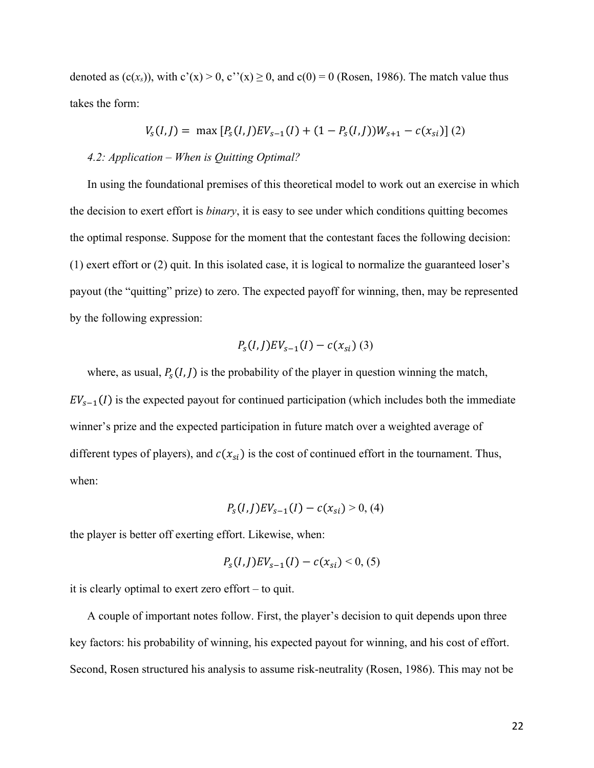denoted as ($c(x_s)$), with $c'(x) > 0$, $c''(x) \geq 0$, and $c(0) = 0$ (Rosen, 1986). The match value thus takes the form:

$$V_s(I,J) = \max\left[P_s(I,J)EV_{s-1}(I) + (1 - P_s(I,J))W_{s+1} - c(x_{si})\right] \text{ (2)}$$

*4.2: Application – When is Quitting Optimal?*

In using the foundational premises of this theoretical model to work out an exercise in which the decision to exert effort is *binary*, it is easy to see under which conditions quitting becomes the optimal response. Suppose for the moment that the contestant faces the following decision: (1) exert effort or (2) quit. In this isolated case, it is logical to normalize the guaranteed loser's payout (the "quitting" prize) to zero. The expected payoff for winning, then, may be represented by the following expression:

$$P_s(I,J)EV_{s-1}(I) - c(x_{si}) \text{ (3)}$$

where, as usual, $P_s(I,J)$ is the probability of the player in question winning the match, $EV_{s-1}(I)$ is the expected payout for continued participation (which includes both the immediate winner's prize and the expected participation in future match over a weighted average of different types of players), and $c(x_{si})$ is the cost of continued effort in the tournament. Thus, when:

$$P_s(I,J)EV_{s-1}(I) - c(x_{si}) > 0, \text{ (4)}$$

the player is better off exerting effort. Likewise, when:

$$P_s(I,J)EV_{s-1}(I) - c(x_{si}) < 0, \text{ (5)}$$

it is clearly optimal to exert zero effort – to quit.

A couple of important notes follow. First, the player's decision to quit depends upon three key factors: his probability of winning, his expected payout for winning, and his cost of effort. Second, Rosen structured his analysis to assume risk-neutrality (Rosen, 1986). This may not be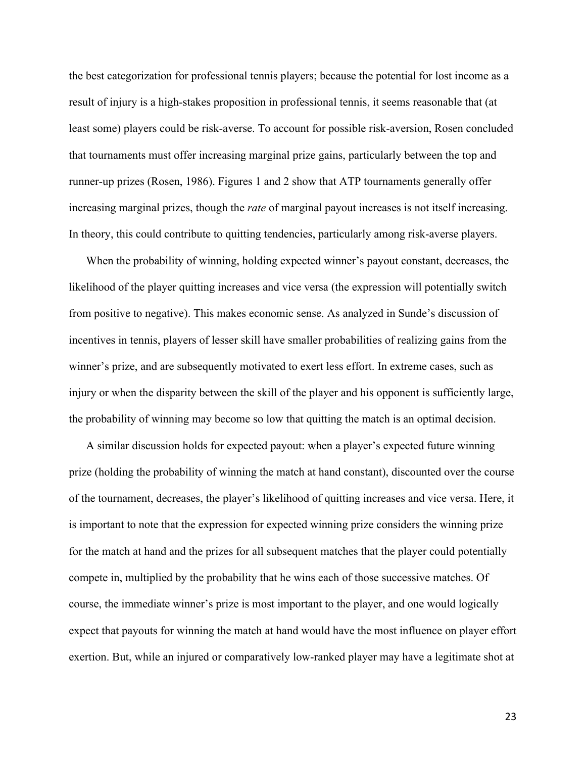the best categorization for professional tennis players; because the potential for lost income as a result of injury is a high-stakes proposition in professional tennis, it seems reasonable that (at least some) players could be risk-averse. To account for possible risk-aversion, Rosen concluded that tournaments must offer increasing marginal prize gains, particularly between the top and runner-up prizes (Rosen, 1986). Figures 1 and 2 show that ATP tournaments generally offer increasing marginal prizes, though the *rate* of marginal payout increases is not itself increasing. In theory, this could contribute to quitting tendencies, particularly among risk-averse players.

When the probability of winning, holding expected winner's payout constant, decreases, the likelihood of the player quitting increases and vice versa (the expression will potentially switch from positive to negative). This makes economic sense. As analyzed in Sunde's discussion of incentives in tennis, players of lesser skill have smaller probabilities of realizing gains from the winner's prize, and are subsequently motivated to exert less effort. In extreme cases, such as injury or when the disparity between the skill of the player and his opponent is sufficiently large, the probability of winning may become so low that quitting the match is an optimal decision.

A similar discussion holds for expected payout: when a player's expected future winning prize (holding the probability of winning the match at hand constant), discounted over the course of the tournament, decreases, the player's likelihood of quitting increases and vice versa. Here, it is important to note that the expression for expected winning prize considers the winning prize for the match at hand and the prizes for all subsequent matches that the player could potentially compete in, multiplied by the probability that he wins each of those successive matches. Of course, the immediate winner's prize is most important to the player, and one would logically expect that payouts for winning the match at hand would have the most influence on player effort exertion. But, while an injured or comparatively low-ranked player may have a legitimate shot at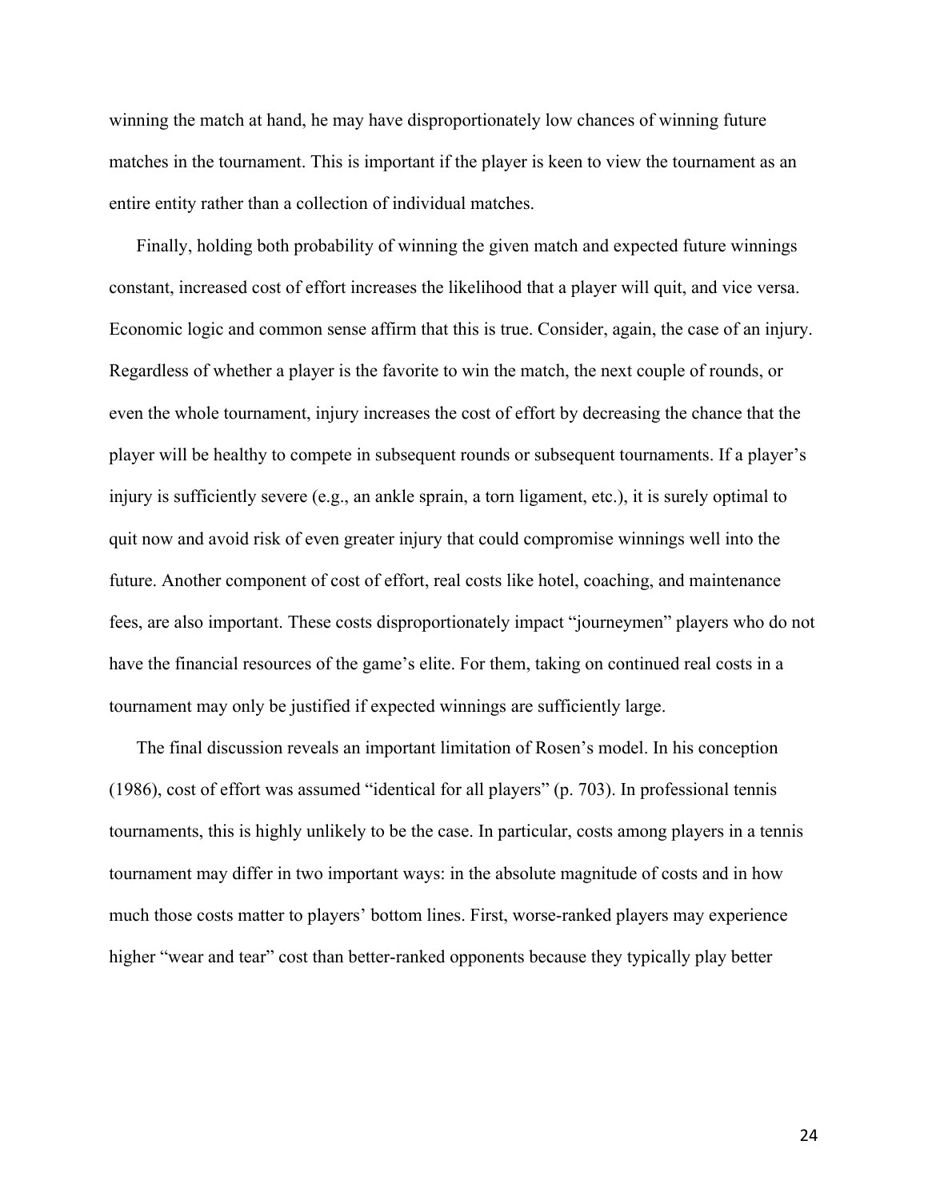winning the match at hand, he may have disproportionately low chances of winning future matches in the tournament. This is important if the player is keen to view the tournament as an entire entity rather than a collection of individual matches.

Finally, holding both probability of winning the given match and expected future winnings constant, increased cost of effort increases the likelihood that a player will quit, and vice versa. Economic logic and common sense affirm that this is true. Consider, again, the case of an injury. Regardless of whether a player is the favorite to win the match, the next couple of rounds, or even the whole tournament, injury increases the cost of effort by decreasing the chance that the player will be healthy to compete in subsequent rounds or subsequent tournaments. If a player's injury is sufficiently severe (e.g., an ankle sprain, a torn ligament, etc.), it is surely optimal to quit now and avoid risk of even greater injury that could compromise winnings well into the future. Another component of cost of effort, real costs like hotel, coaching, and maintenance fees, are also important. These costs disproportionately impact "journeymen" players who do not have the financial resources of the game's elite. For them, taking on continued real costs in a tournament may only be justified if expected winnings are sufficiently large.

The final discussion reveals an important limitation of Rosen's model. In his conception (1986), cost of effort was assumed "identical for all players" (p. 703). In professional tennis tournaments, this is highly unlikely to be the case. In particular, costs among players in a tennis tournament may differ in two important ways: in the absolute magnitude of costs and in how much those costs matter to players' bottom lines. First, worse-ranked players may experience higher "wear and tear" cost than better-ranked opponents because they typically play better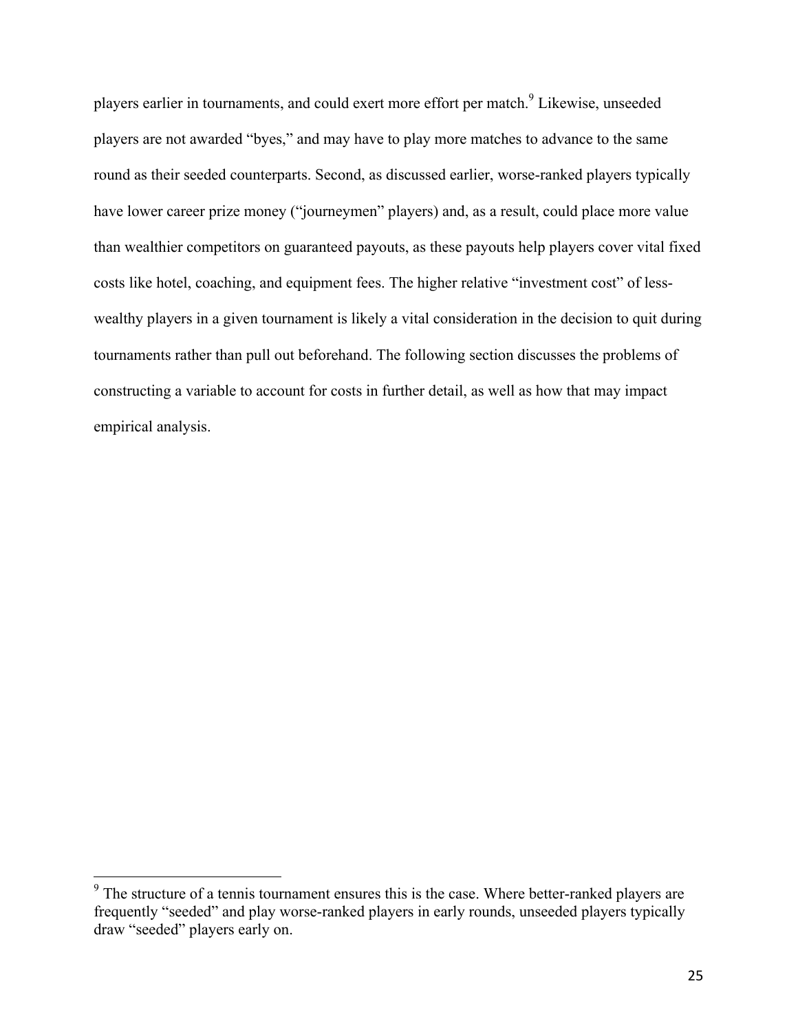players earlier in tournaments, and could exert more effort per match.[9] Likewise, unseeded players are not awarded "byes," and may have to play more matches to advance to the same round as their seeded counterparts. Second, as discussed earlier, worse-ranked players typically have lower career prize money ("journeymen" players) and, as a result, could place more value than wealthier competitors on guaranteed payouts, as these payouts help players cover vital fixed costs like hotel, coaching, and equipment fees. The higher relative "investment cost" of less-wealthy players in a given tournament is likely a vital consideration in the decision to quit during tournaments rather than pull out beforehand. The following section discusses the problems of constructing a variable to account for costs in further detail, as well as how that may impact empirical analysis.

---

[9] The structure of a tennis tournament ensures this is the case. Where better-ranked players are frequently "seeded" and play worse-ranked players in early rounds, unseeded players typically draw "seeded" players early on.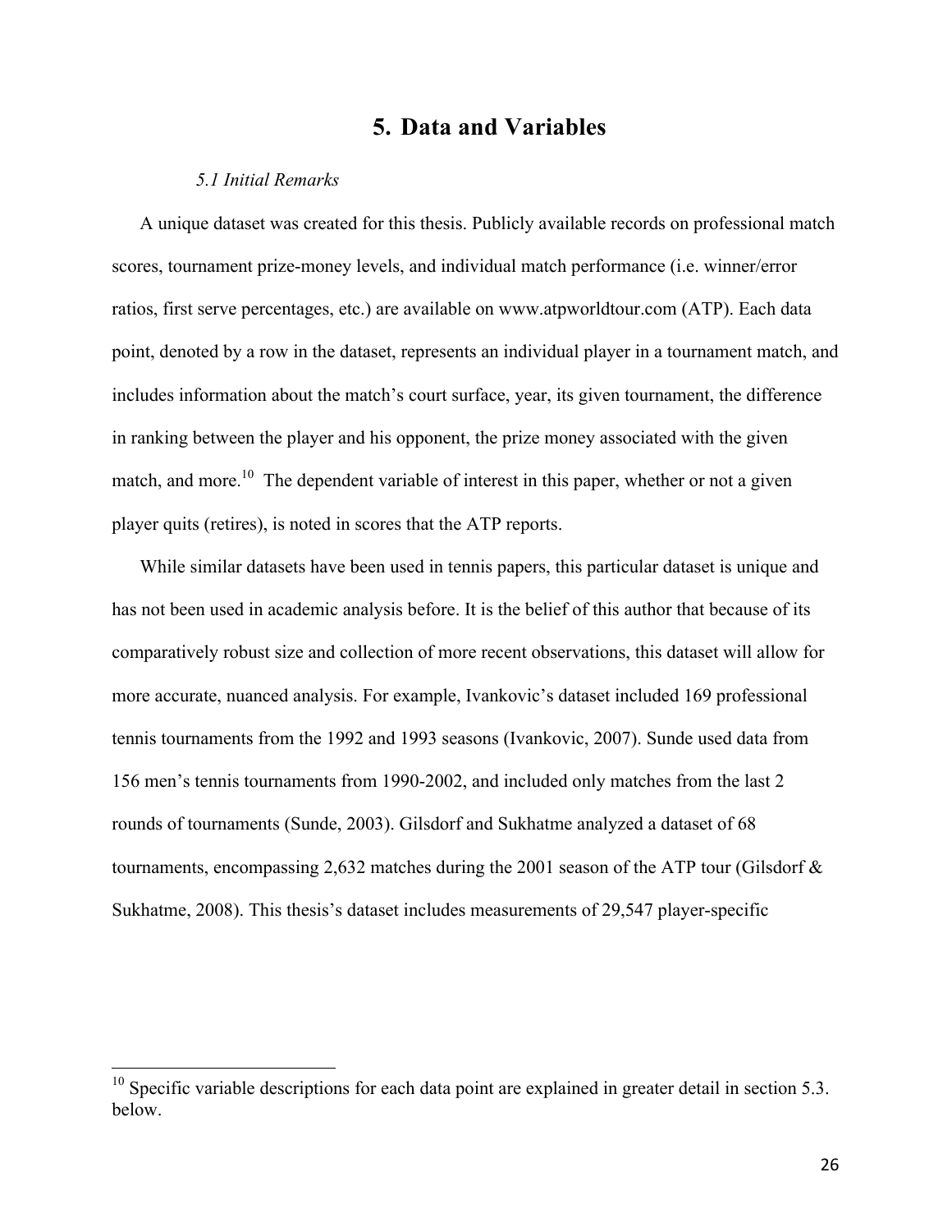# 5. Data and Variables

### *5.1 Initial Remarks*

A unique dataset was created for this thesis. Publicly available records on professional match scores, tournament prize-money levels, and individual match performance (i.e. winner/error ratios, first serve percentages, etc.) are available on www.atpworldtour.com (ATP). Each data point, denoted by a row in the dataset, represents an individual player in a tournament match, and includes information about the match's court surface, year, its given tournament, the difference in ranking between the player and his opponent, the prize money associated with the given match, and more.[10] The dependent variable of interest in this paper, whether or not a given player quits (retires), is noted in scores that the ATP reports.

While similar datasets have been used in tennis papers, this particular dataset is unique and has not been used in academic analysis before. It is the belief of this author that because of its comparatively robust size and collection of more recent observations, this dataset will allow for more accurate, nuanced analysis. For example, Ivankovic's dataset included 169 professional tennis tournaments from the 1992 and 1993 seasons (Ivankovic, 2007). Sunde used data from 156 men's tennis tournaments from 1990-2002, and included only matches from the last 2 rounds of tournaments (Sunde, 2003). Gilsdorf and Sukhatme analyzed a dataset of 68 tournaments, encompassing 2,632 matches during the 2001 season of the ATP tour (Gilsdorf & Sukhatme, 2008). This thesis's dataset includes measurements of 29,547 player-specific

---

[10] Specific variable descriptions for each data point are explained in greater detail in section 5.3. below.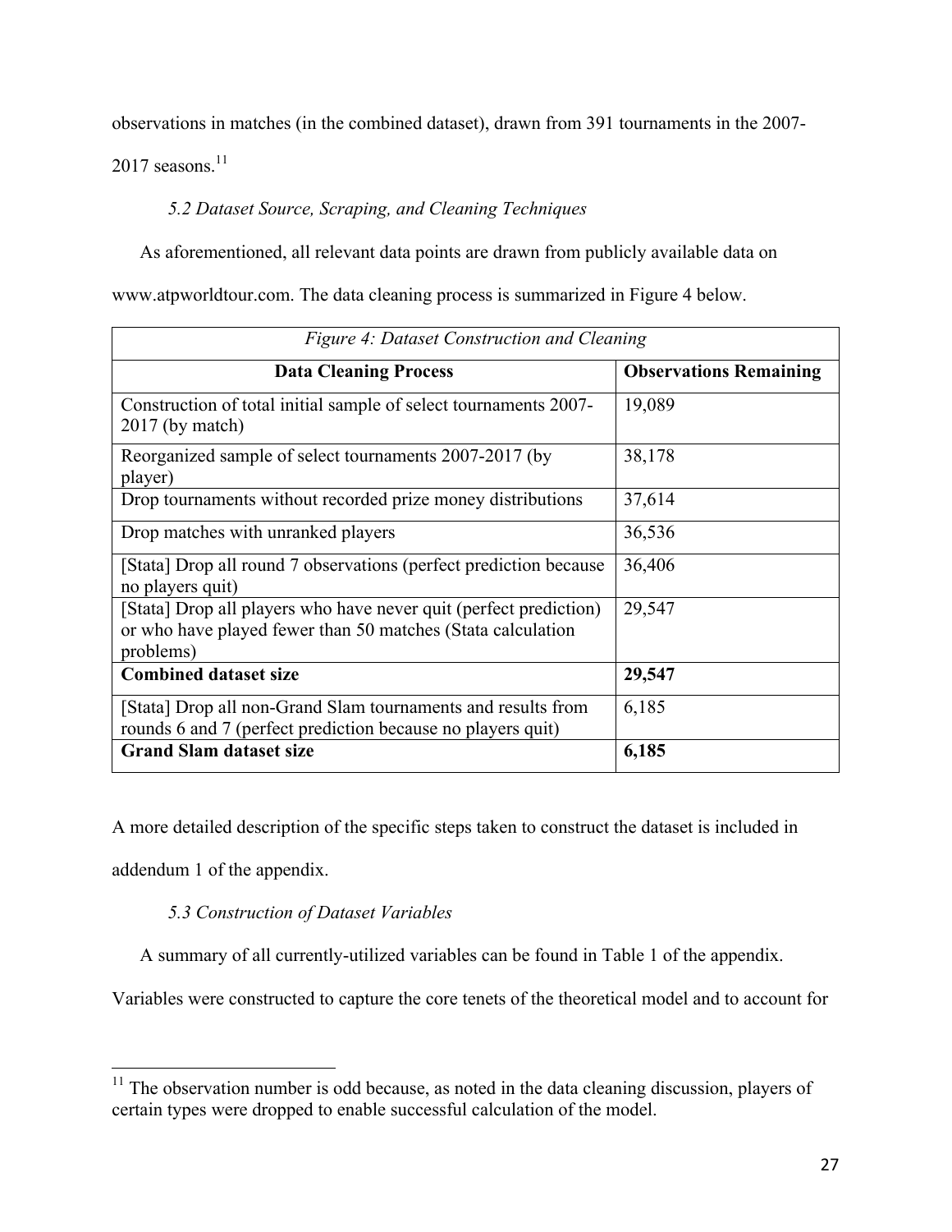observations in matches (in the combined dataset), drawn from 391 tournaments in the 2007-2017 seasons.[11]

### *5.2 Dataset Source, Scraping, and Cleaning Techniques*

As aforementioned, all relevant data points are drawn from publicly available data on www.atpworldtour.com. The data cleaning process is summarized in Figure 4 below.

| *Figure 4: Dataset Construction and Cleaning* | |
|---|---|
| **Data Cleaning Process** | **Observations Remaining** |
| Construction of total initial sample of select tournaments 2007-2017 (by match) | 19,089 |
| Reorganized sample of select tournaments 2007-2017 (by player) | 38,178 |
| Drop tournaments without recorded prize money distributions | 37,614 |
| Drop matches with unranked players | 36,536 |
| [Stata] Drop all round 7 observations (perfect prediction because no players quit) | 36,406 |
| [Stata] Drop all players who have never quit (perfect prediction) or who have played fewer than 50 matches (Stata calculation problems) | 29,547 |
| **Combined dataset size** | **29,547** |
| [Stata] Drop all non-Grand Slam tournaments and results from rounds 6 and 7 (perfect prediction because no players quit) | 6,185 |
| **Grand Slam dataset size** | **6,185** |

A more detailed description of the specific steps taken to construct the dataset is included in addendum 1 of the appendix.

### *5.3 Construction of Dataset Variables*

A summary of all currently-utilized variables can be found in Table 1 of the appendix. Variables were constructed to capture the core tenets of the theoretical model and to account for

[11] The observation number is odd because, as noted in the data cleaning discussion, players of certain types were dropped to enable successful calculation of the model.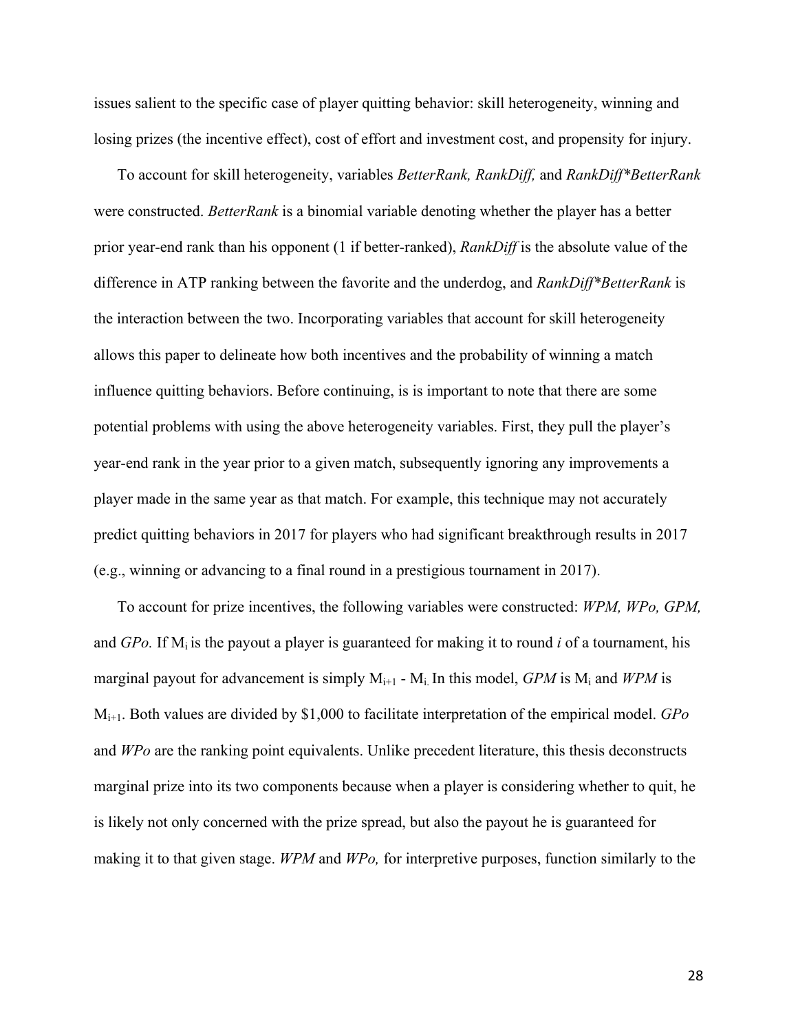issues salient to the specific case of player quitting behavior: skill heterogeneity, winning and losing prizes (the incentive effect), cost of effort and investment cost, and propensity for injury.

To account for skill heterogeneity, variables *BetterRank, RankDiff,* and *RankDiff*BetterRank* were constructed. *BetterRank* is a binomial variable denoting whether the player has a better prior year-end rank than his opponent (1 if better-ranked), *RankDiff* is the absolute value of the difference in ATP ranking between the favorite and the underdog, and *RankDiff*BetterRank* is the interaction between the two. Incorporating variables that account for skill heterogeneity allows this paper to delineate how both incentives and the probability of winning a match influence quitting behaviors. Before continuing, is is important to note that there are some potential problems with using the above heterogeneity variables. First, they pull the player's year-end rank in the year prior to a given match, subsequently ignoring any improvements a player made in the same year as that match. For example, this technique may not accurately predict quitting behaviors in 2017 for players who had significant breakthrough results in 2017 (e.g., winning or advancing to a final round in a prestigious tournament in 2017).

To account for prize incentives, the following variables were constructed: *WPM, WPo, GPM,* and *GPo.* If $M_i$ is the payout a player is guaranteed for making it to round *i* of a tournament, his marginal payout for advancement is simply $M_{i+1}$ - $M_i$. In this model, *GPM* is $M_i$ and *WPM* is $M_{i+1}$. Both values are divided by $1,000 to facilitate interpretation of the empirical model. *GPo* and *WPo* are the ranking point equivalents. Unlike precedent literature, this thesis deconstructs marginal prize into its two components because when a player is considering whether to quit, he is likely not only concerned with the prize spread, but also the payout he is guaranteed for making it to that given stage. *WPM* and *WPo,* for interpretive purposes, function similarly to the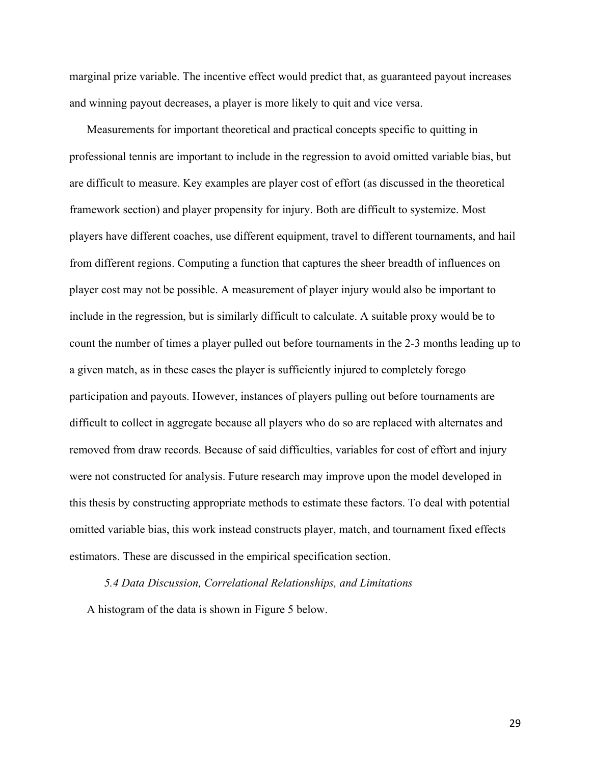marginal prize variable. The incentive effect would predict that, as guaranteed payout increases and winning payout decreases, a player is more likely to quit and vice versa.

Measurements for important theoretical and practical concepts specific to quitting in professional tennis are important to include in the regression to avoid omitted variable bias, but are difficult to measure. Key examples are player cost of effort (as discussed in the theoretical framework section) and player propensity for injury. Both are difficult to systemize. Most players have different coaches, use different equipment, travel to different tournaments, and hail from different regions. Computing a function that captures the sheer breadth of influences on player cost may not be possible. A measurement of player injury would also be important to include in the regression, but is similarly difficult to calculate. A suitable proxy would be to count the number of times a player pulled out before tournaments in the 2-3 months leading up to a given match, as in these cases the player is sufficiently injured to completely forego participation and payouts. However, instances of players pulling out before tournaments are difficult to collect in aggregate because all players who do so are replaced with alternates and removed from draw records. Because of said difficulties, variables for cost of effort and injury were not constructed for analysis. Future research may improve upon the model developed in this thesis by constructing appropriate methods to estimate these factors. To deal with potential omitted variable bias, this work instead constructs player, match, and tournament fixed effects estimators. These are discussed in the empirical specification section.

### *5.4 Data Discussion, Correlational Relationships, and Limitations*

A histogram of the data is shown in Figure 5 below.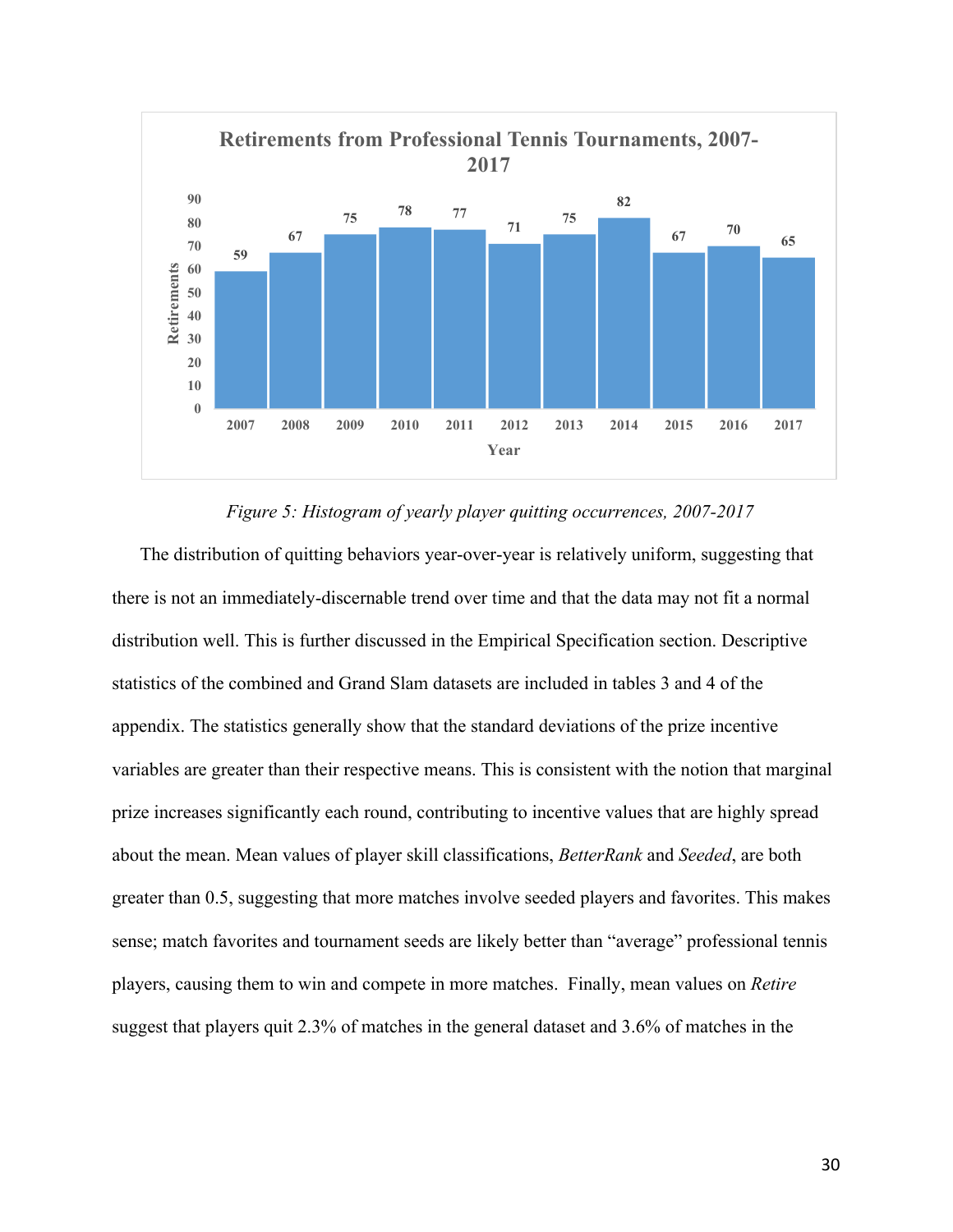**Retirements from Professional Tennis Tournaments, 2007-2017**

| Year | 2007 | 2008 | 2009 | 2010 | 2011 | 2012 | 2013 | 2014 | 2015 | 2016 | 2017 |
|---|---|---|---|---|---|---|---|---|---|---|---|
| Retirements | 59 | 67 | 75 | 78 | 77 | 71 | 75 | 82 | 67 | 70 | 65 |

*Figure 5: Histogram of yearly player quitting occurrences, 2007-2017*

The distribution of quitting behaviors year-over-year is relatively uniform, suggesting that there is not an immediately-discernable trend over time and that the data may not fit a normal distribution well. This is further discussed in the Empirical Specification section. Descriptive statistics of the combined and Grand Slam datasets are included in tables 3 and 4 of the appendix. The statistics generally show that the standard deviations of the prize incentive variables are greater than their respective means. This is consistent with the notion that marginal prize increases significantly each round, contributing to incentive values that are highly spread about the mean. Mean values of player skill classifications, *BetterRank* and *Seeded*, are both greater than 0.5, suggesting that more matches involve seeded players and favorites. This makes sense; match favorites and tournament seeds are likely better than "average" professional tennis players, causing them to win and compete in more matches. Finally, mean values on *Retire* suggest that players quit 2.3% of matches in the general dataset and 3.6% of matches in the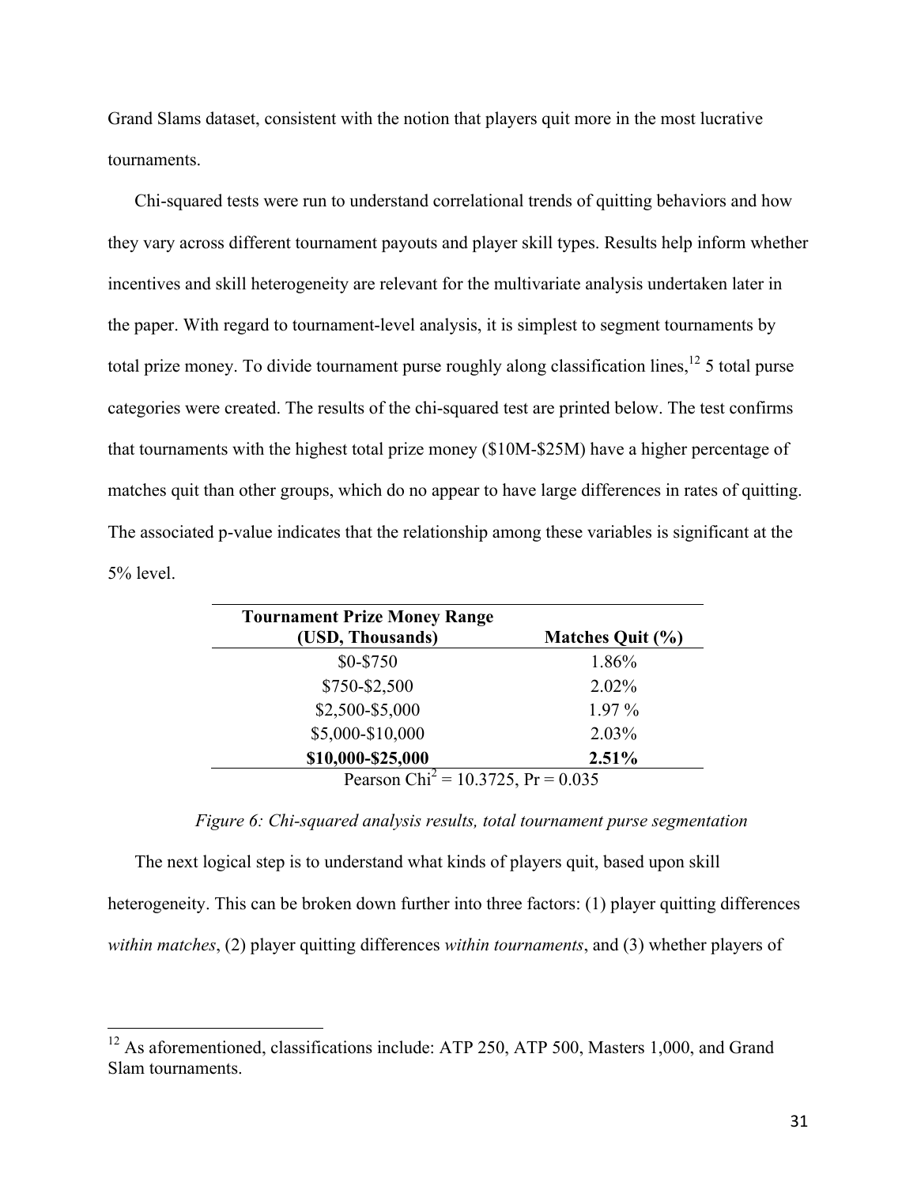Grand Slams dataset, consistent with the notion that players quit more in the most lucrative tournaments.

Chi-squared tests were run to understand correlational trends of quitting behaviors and how they vary across different tournament payouts and player skill types. Results help inform whether incentives and skill heterogeneity are relevant for the multivariate analysis undertaken later in the paper. With regard to tournament-level analysis, it is simplest to segment tournaments by total prize money. To divide tournament purse roughly along classification lines,[12] 5 total purse categories were created. The results of the chi-squared test are printed below. The test confirms that tournaments with the highest total prize money ($10M-$25M) have a higher percentage of matches quit than other groups, which do no appear to have large differences in rates of quitting. The associated p-value indicates that the relationship among these variables is significant at the 5% level.

| Tournament Prize Money Range (USD, Thousands) | Matches Quit (%) |
|---|---|
| $0-$750 | 1.86% |
| $750-$2,500 | 2.02% |
| $2,500-$5,000 | 1.97 % |
| $5,000-$10,000 | 2.03% |
| **$10,000-$25,000** | **2.51%** |

Pearson $Chi^2 = 10.3725$, Pr = 0.035

*Figure 6: Chi-squared analysis results, total tournament purse segmentation*

The next logical step is to understand what kinds of players quit, based upon skill heterogeneity. This can be broken down further into three factors: (1) player quitting differences *within matches*, (2) player quitting differences *within tournaments*, and (3) whether players of

[12] As aforementioned, classifications include: ATP 250, ATP 500, Masters 1,000, and Grand Slam tournaments.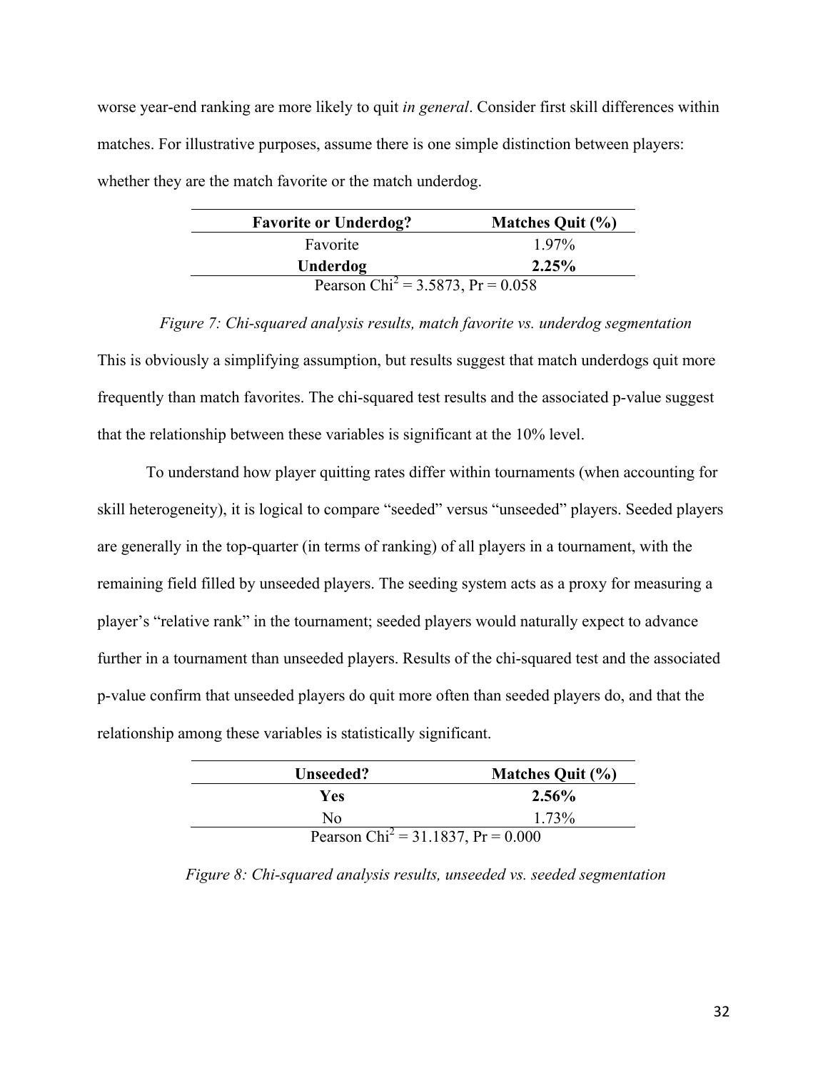worse year-end ranking are more likely to quit *in general*. Consider first skill differences within matches. For illustrative purposes, assume there is one simple distinction between players: whether they are the match favorite or the match underdog.

| Favorite or Underdog? | Matches Quit (%) |
|---|---|
| Favorite | 1.97% |
| **Underdog** | **2.25%** |
| Pearson $Chi^2 = 3.5873$, $Pr = 0.058$ | |

*Figure 7: Chi-squared analysis results, match favorite vs. underdog segmentation*

This is obviously a simplifying assumption, but results suggest that match underdogs quit more frequently than match favorites. The chi-squared test results and the associated p-value suggest that the relationship between these variables is significant at the 10% level.

To understand how player quitting rates differ within tournaments (when accounting for skill heterogeneity), it is logical to compare "seeded" versus "unseeded" players. Seeded players are generally in the top-quarter (in terms of ranking) of all players in a tournament, with the remaining field filled by unseeded players. The seeding system acts as a proxy for measuring a player's "relative rank" in the tournament; seeded players would naturally expect to advance further in a tournament than unseeded players. Results of the chi-squared test and the associated p-value confirm that unseeded players do quit more often than seeded players do, and that the relationship among these variables is statistically significant.

| Unseeded? | Matches Quit (%) |
|---|---|
| **Yes** | **2.56%** |
| No | 1.73% |
| Pearson $Chi^2 = 31.1837$, $Pr = 0.000$ | |

*Figure 8: Chi-squared analysis results, unseeded vs. seeded segmentation*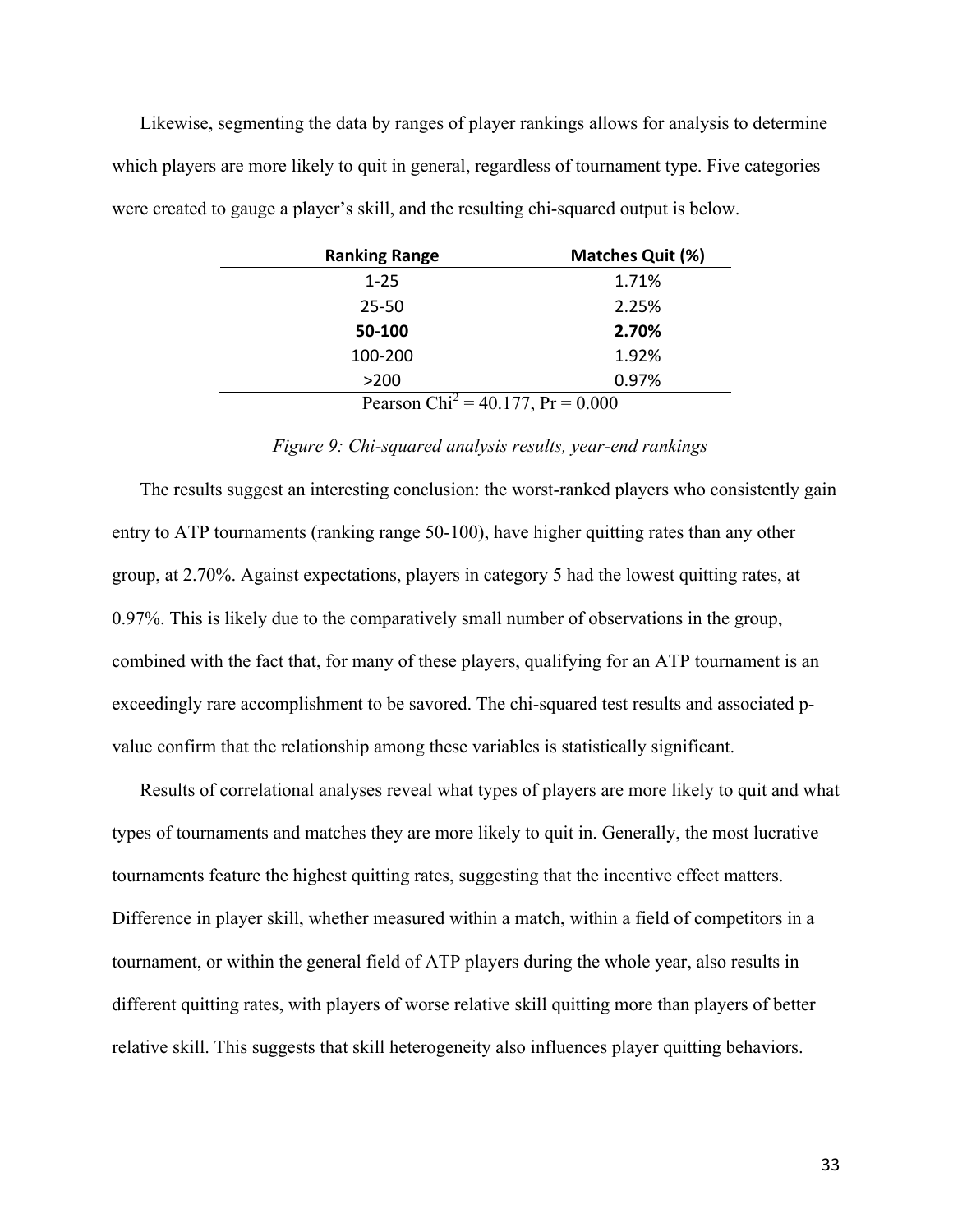Likewise, segmenting the data by ranges of player rankings allows for analysis to determine which players are more likely to quit in general, regardless of tournament type. Five categories were created to gauge a player's skill, and the resulting chi-squared output is below.

| Ranking Range | Matches Quit (%) |
|---|---|
| 1-25 | 1.71% |
| 25-50 | 2.25% |
| **50-100** | **2.70%** |
| 100-200 | 1.92% |
| >200 | 0.97% |
| Pearson $Chi^2 = 40.177$, $Pr = 0.000$ | |

*Figure 9: Chi-squared analysis results, year-end rankings*

The results suggest an interesting conclusion: the worst-ranked players who consistently gain entry to ATP tournaments (ranking range 50-100), have higher quitting rates than any other group, at 2.70%. Against expectations, players in category 5 had the lowest quitting rates, at 0.97%. This is likely due to the comparatively small number of observations in the group, combined with the fact that, for many of these players, qualifying for an ATP tournament is an exceedingly rare accomplishment to be savored. The chi-squared test results and associated p-value confirm that the relationship among these variables is statistically significant.

Results of correlational analyses reveal what types of players are more likely to quit and what types of tournaments and matches they are more likely to quit in. Generally, the most lucrative tournaments feature the highest quitting rates, suggesting that the incentive effect matters. Difference in player skill, whether measured within a match, within a field of competitors in a tournament, or within the general field of ATP players during the whole year, also results in different quitting rates, with players of worse relative skill quitting more than players of better relative skill. This suggests that skill heterogeneity also influences player quitting behaviors.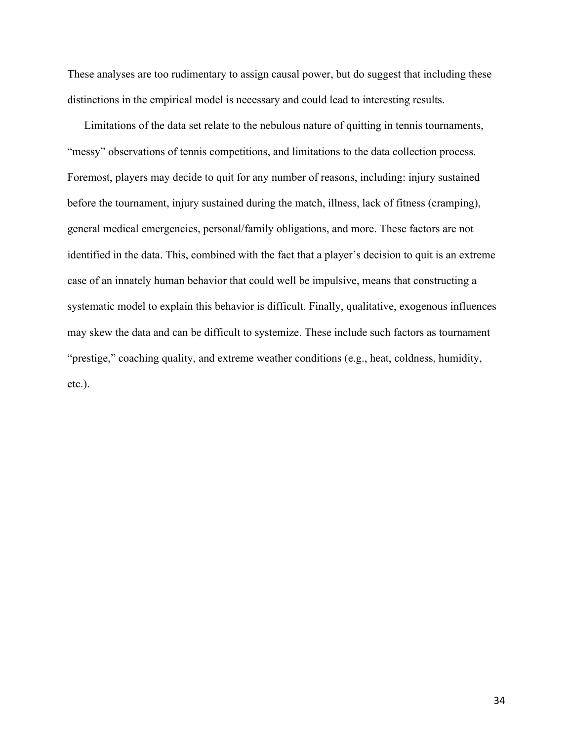These analyses are too rudimentary to assign causal power, but do suggest that including these distinctions in the empirical model is necessary and could lead to interesting results.

Limitations of the data set relate to the nebulous nature of quitting in tennis tournaments, "messy" observations of tennis competitions, and limitations to the data collection process. Foremost, players may decide to quit for any number of reasons, including: injury sustained before the tournament, injury sustained during the match, illness, lack of fitness (cramping), general medical emergencies, personal/family obligations, and more. These factors are not identified in the data. This, combined with the fact that a player's decision to quit is an extreme case of an innately human behavior that could well be impulsive, means that constructing a systematic model to explain this behavior is difficult. Finally, qualitative, exogenous influences may skew the data and can be difficult to systemize. These include such factors as tournament "prestige," coaching quality, and extreme weather conditions (e.g., heat, coldness, humidity, etc.).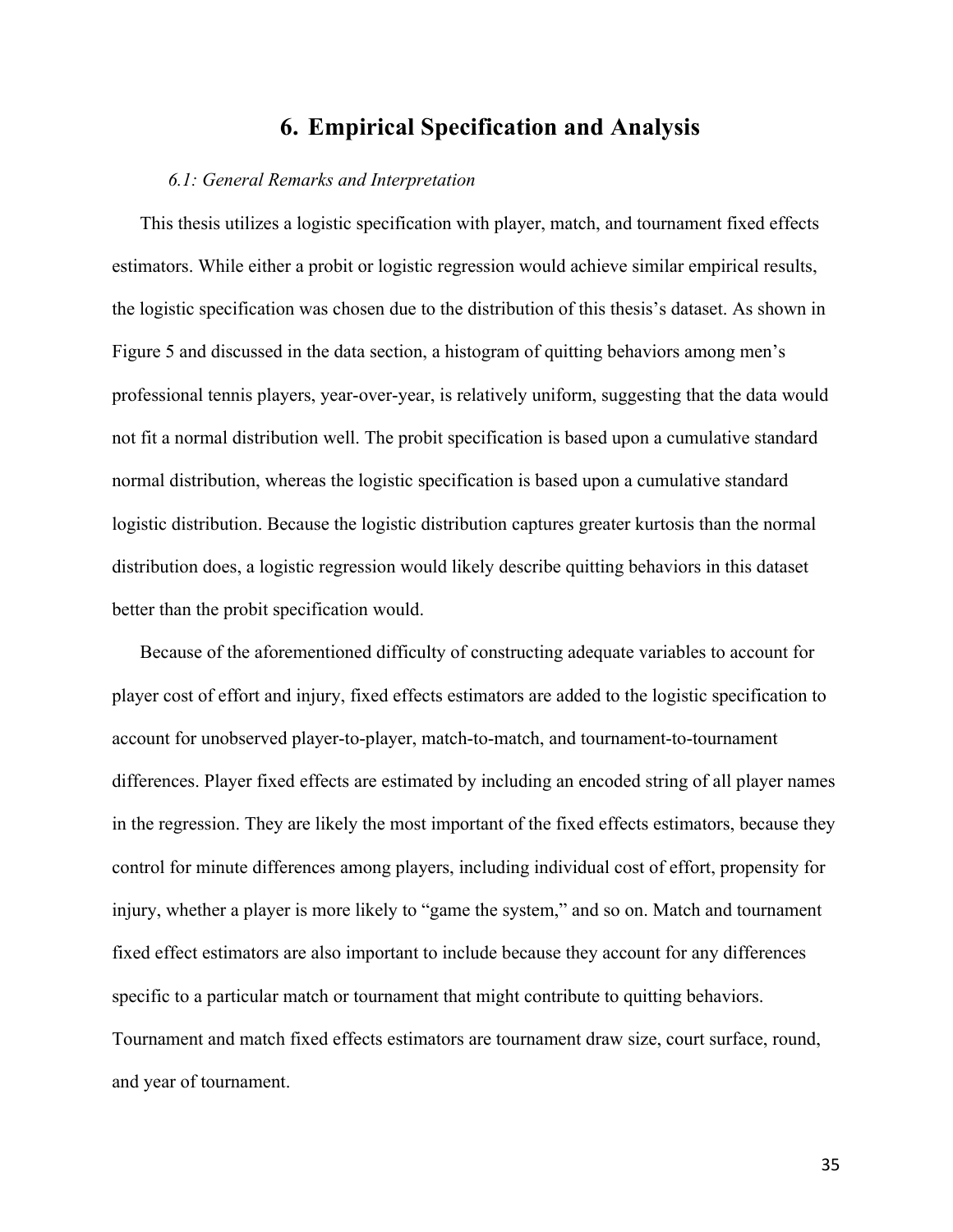# 6. Empirical Specification and Analysis

### *6.1: General Remarks and Interpretation*

This thesis utilizes a logistic specification with player, match, and tournament fixed effects estimators. While either a probit or logistic regression would achieve similar empirical results, the logistic specification was chosen due to the distribution of this thesis's dataset. As shown in Figure 5 and discussed in the data section, a histogram of quitting behaviors among men's professional tennis players, year-over-year, is relatively uniform, suggesting that the data would not fit a normal distribution well. The probit specification is based upon a cumulative standard normal distribution, whereas the logistic specification is based upon a cumulative standard logistic distribution. Because the logistic distribution captures greater kurtosis than the normal distribution does, a logistic regression would likely describe quitting behaviors in this dataset better than the probit specification would.

Because of the aforementioned difficulty of constructing adequate variables to account for player cost of effort and injury, fixed effects estimators are added to the logistic specification to account for unobserved player-to-player, match-to-match, and tournament-to-tournament differences. Player fixed effects are estimated by including an encoded string of all player names in the regression. They are likely the most important of the fixed effects estimators, because they control for minute differences among players, including individual cost of effort, propensity for injury, whether a player is more likely to "game the system," and so on. Match and tournament fixed effect estimators are also important to include because they account for any differences specific to a particular match or tournament that might contribute to quitting behaviors. Tournament and match fixed effects estimators are tournament draw size, court surface, round, and year of tournament.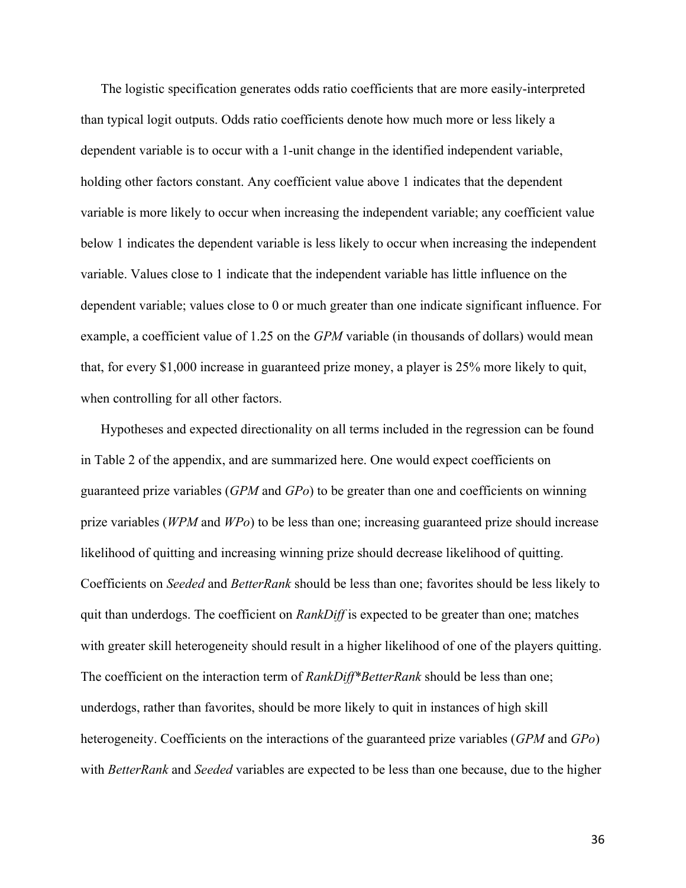The logistic specification generates odds ratio coefficients that are more easily-interpreted than typical logit outputs. Odds ratio coefficients denote how much more or less likely a dependent variable is to occur with a 1-unit change in the identified independent variable, holding other factors constant. Any coefficient value above 1 indicates that the dependent variable is more likely to occur when increasing the independent variable; any coefficient value below 1 indicates the dependent variable is less likely to occur when increasing the independent variable. Values close to 1 indicate that the independent variable has little influence on the dependent variable; values close to 0 or much greater than one indicate significant influence. For example, a coefficient value of 1.25 on the *GPM* variable (in thousands of dollars) would mean that, for every $1,000 increase in guaranteed prize money, a player is 25% more likely to quit, when controlling for all other factors.

Hypotheses and expected directionality on all terms included in the regression can be found in Table 2 of the appendix, and are summarized here. One would expect coefficients on guaranteed prize variables (*GPM* and *GPo*) to be greater than one and coefficients on winning prize variables (*WPM* and *WPo*) to be less than one; increasing guaranteed prize should increase likelihood of quitting and increasing winning prize should decrease likelihood of quitting. Coefficients on *Seeded* and *BetterRank* should be less than one; favorites should be less likely to quit than underdogs. The coefficient on *RankDiff* is expected to be greater than one; matches with greater skill heterogeneity should result in a higher likelihood of one of the players quitting. The coefficient on the interaction term of *RankDiff*\*BetterRank* should be less than one; underdogs, rather than favorites, should be more likely to quit in instances of high skill heterogeneity. Coefficients on the interactions of the guaranteed prize variables (*GPM* and *GPo*) with *BetterRank* and *Seeded* variables are expected to be less than one because, due to the higher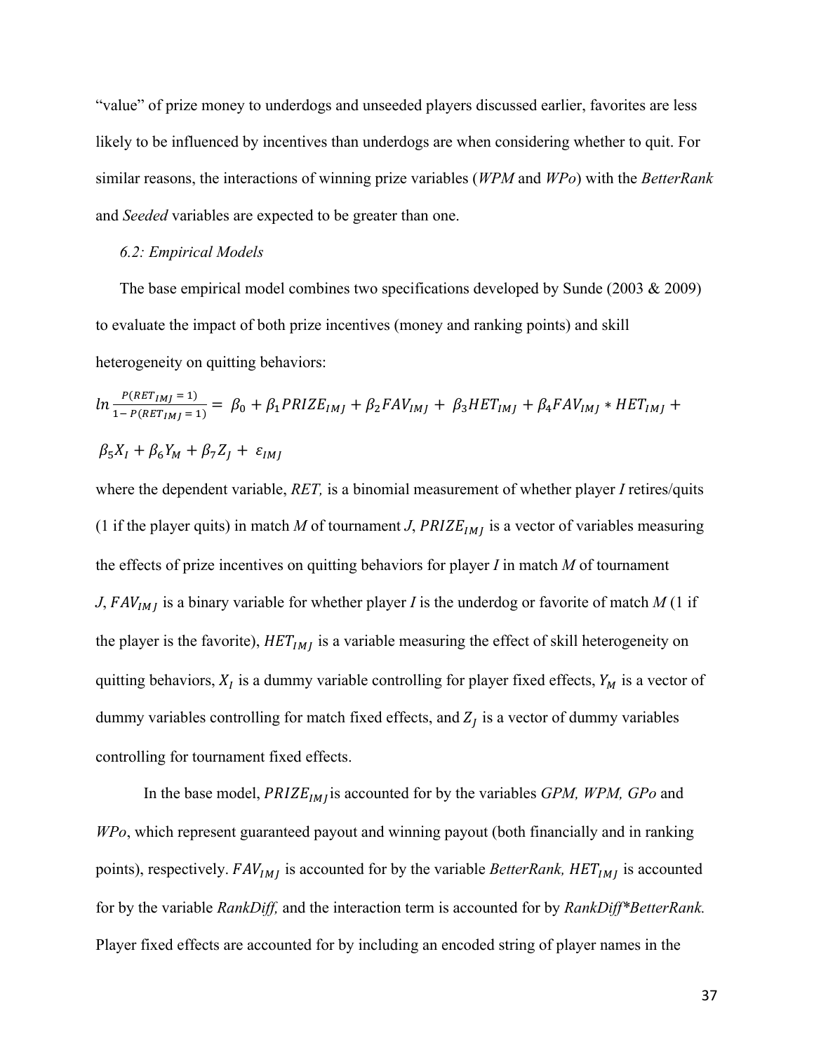"value" of prize money to underdogs and unseeded players discussed earlier, favorites are less likely to be influenced by incentives than underdogs are when considering whether to quit. For similar reasons, the interactions of winning prize variables (*WPM* and *WPo*) with the *BetterRank* and *Seeded* variables are expected to be greater than one.

*6.2: Empirical Models*

The base empirical model combines two specifications developed by Sunde (2003 & 2009) to evaluate the impact of both prize incentives (money and ranking points) and skill heterogeneity on quitting behaviors:

$$ln\frac{P(RET_{IMJ}=1)}{1-P(RET_{IMJ}=1)} = \beta_0 + \beta_1 PRIZE_{IMJ} + \beta_2 FAV_{IMJ} + \beta_3 HET_{IMJ} + \beta_4 FAV_{IMJ} * HET_{IMJ} + \beta_5 X_I + \beta_6 Y_M + \beta_7 Z_J + \varepsilon_{IMJ}$$

where the dependent variable, *RET,* is a binomial measurement of whether player *I* retires/quits (1 if the player quits) in match *M* of tournament *J*, $PRIZE_{IMJ}$ is a vector of variables measuring the effects of prize incentives on quitting behaviors for player *I* in match *M* of tournament *J*, $FAV_{IMJ}$ is a binary variable for whether player *I* is the underdog or favorite of match *M* (1 if the player is the favorite), $HET_{IMJ}$ is a variable measuring the effect of skill heterogeneity on quitting behaviors, $X_I$ is a dummy variable controlling for player fixed effects, $Y_M$ is a vector of dummy variables controlling for match fixed effects, and $Z_J$ is a vector of dummy variables controlling for tournament fixed effects.

In the base model, $PRIZE_{IMJ}$ is accounted for by the variables *GPM, WPM, GPo* and *WPo*, which represent guaranteed payout and winning payout (both financially and in ranking points), respectively. $FAV_{IMJ}$ is accounted for by the variable *BetterRank, $HET_{IMJ}$* is accounted for by the variable *RankDiff,* and the interaction term is accounted for by *RankDiff*BetterRank.* Player fixed effects are accounted for by including an encoded string of player names in the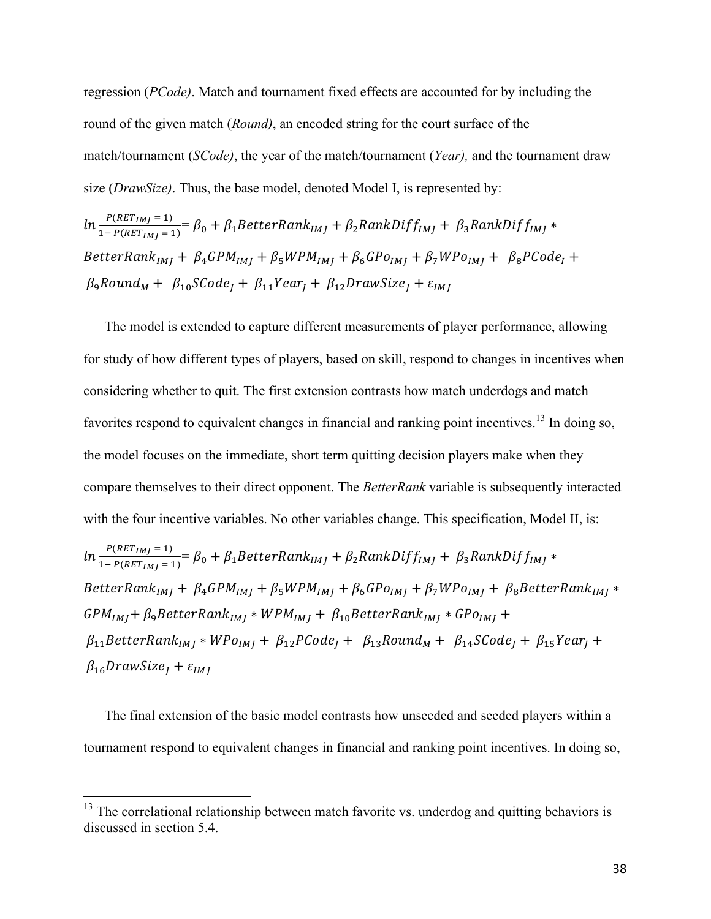regression (*PCode)*. Match and tournament fixed effects are accounted for by including the round of the given match (*Round)*, an encoded string for the court surface of the match/tournament (*SCode)*, the year of the match/tournament (*Year),* and the tournament draw size (*DrawSize)*. Thus, the base model, denoted Model I, is represented by:

$$ln\frac{P(RET_{IMJ}=1)}{1-P(RET_{IMJ}=1)}=\beta_0+\beta_1 BetterRank_{IMJ}+\beta_2 RankDiff_{IMJ}+\beta_3 RankDiff_{IMJ}*BetterRank_{IMJ}+\beta_4 GPM_{IMJ}+\beta_5 WPM_{IMJ}+\beta_6 GPo_{IMJ}+\beta_7 WPo_{IMJ}+\beta_8 PCode_I+\beta_9 Round_M+\beta_{10} SCode_J+\beta_{11} Year_J+\beta_{12} DrawSize_J+\varepsilon_{IMJ}$$

The model is extended to capture different measurements of player performance, allowing for study of how different types of players, based on skill, respond to changes in incentives when considering whether to quit. The first extension contrasts how match underdogs and match favorites respond to equivalent changes in financial and ranking point incentives.[13] In doing so, the model focuses on the immediate, short term quitting decision players make when they compare themselves to their direct opponent. The *BetterRank* variable is subsequently interacted with the four incentive variables. No other variables change. This specification, Model II, is:

$$ln\frac{P(RET_{IMJ}=1)}{1-P(RET_{IMJ}=1)}=\beta_0+\beta_1 BetterRank_{IMJ}+\beta_2 RankDiff_{IMJ}+\beta_3 RankDiff_{IMJ}*BetterRank_{IMJ}+\beta_4 GPM_{IMJ}+\beta_5 WPM_{IMJ}+\beta_6 GPo_{IMJ}+\beta_7 WPo_{IMJ}+\beta_8 BetterRank_{IMJ}*GPM_{IMJ}+\beta_9 BetterRank_{IMJ}*WPM_{IMJ}+\beta_{10} BetterRank_{IMJ}*GPo_{IMJ}+\beta_{11} BetterRank_{IMJ}*WPo_{IMJ}+\beta_{12} PCode_J+\beta_{13} Round_M+\beta_{14} SCode_J+\beta_{15} Year_J+\beta_{16} DrawSize_J+\varepsilon_{IMJ}$$

The final extension of the basic model contrasts how unseeded and seeded players within a tournament respond to equivalent changes in financial and ranking point incentives. In doing so,

[13] The correlational relationship between match favorite vs. underdog and quitting behaviors is discussed in section 5.4.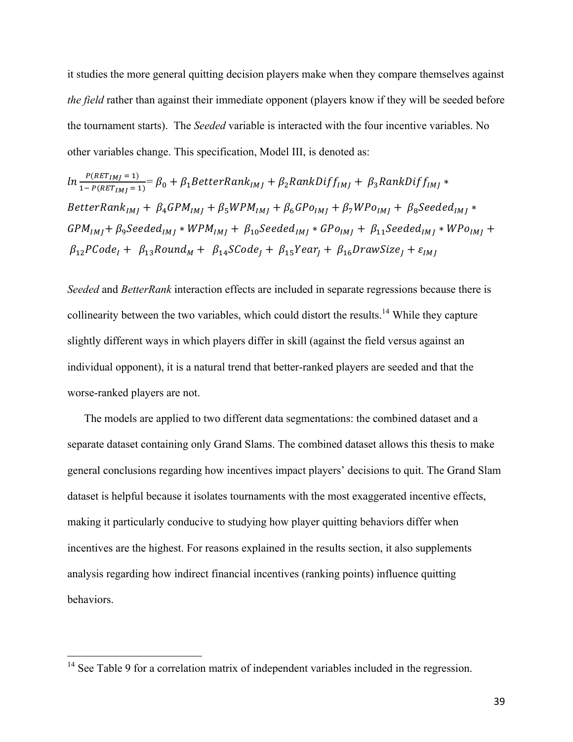it studies the more general quitting decision players make when they compare themselves against *the field* rather than against their immediate opponent (players know if they will be seeded before the tournament starts). The *Seeded* variable is interacted with the four incentive variables. No other variables change. This specification, Model III, is denoted as:

$$ln\frac{P(RET_{IMJ}=1)}{1-P(RET_{IMJ}=1)} = \beta_0 + \beta_1 BetterRank_{IMJ} + \beta_2 RankDiff_{IMJ} + \beta_3 RankDiff_{IMJ} * BetterRank_{IMJ} + \beta_4 GPM_{IMJ} + \beta_5 WPM_{IMJ} + \beta_6 GPo_{IMJ} + \beta_7 WPo_{IMJ} + \beta_8 Seeded_{IMJ} * GPM_{IMJ} + \beta_9 Seeded_{IMJ} * WPM_{IMJ} + \beta_{10} Seeded_{IMJ} * GPo_{IMJ} + \beta_{11} Seeded_{IMJ} * WPo_{IMJ} + \beta_{12} PCode_I + \beta_{13} Round_M + \beta_{14} SCode_J + \beta_{15} Year_J + \beta_{16} DrawSize_J + \varepsilon_{IMJ}$$

*Seeded* and *BetterRank* interaction effects are included in separate regressions because there is collinearity between the two variables, which could distort the results.[14] While they capture slightly different ways in which players differ in skill (against the field versus against an individual opponent), it is a natural trend that better-ranked players are seeded and that the worse-ranked players are not.

The models are applied to two different data segmentations: the combined dataset and a separate dataset containing only Grand Slams. The combined dataset allows this thesis to make general conclusions regarding how incentives impact players' decisions to quit. The Grand Slam dataset is helpful because it isolates tournaments with the most exaggerated incentive effects, making it particularly conducive to studying how player quitting behaviors differ when incentives are the highest. For reasons explained in the results section, it also supplements analysis regarding how indirect financial incentives (ranking points) influence quitting behaviors.

[14] See Table 9 for a correlation matrix of independent variables included in the regression.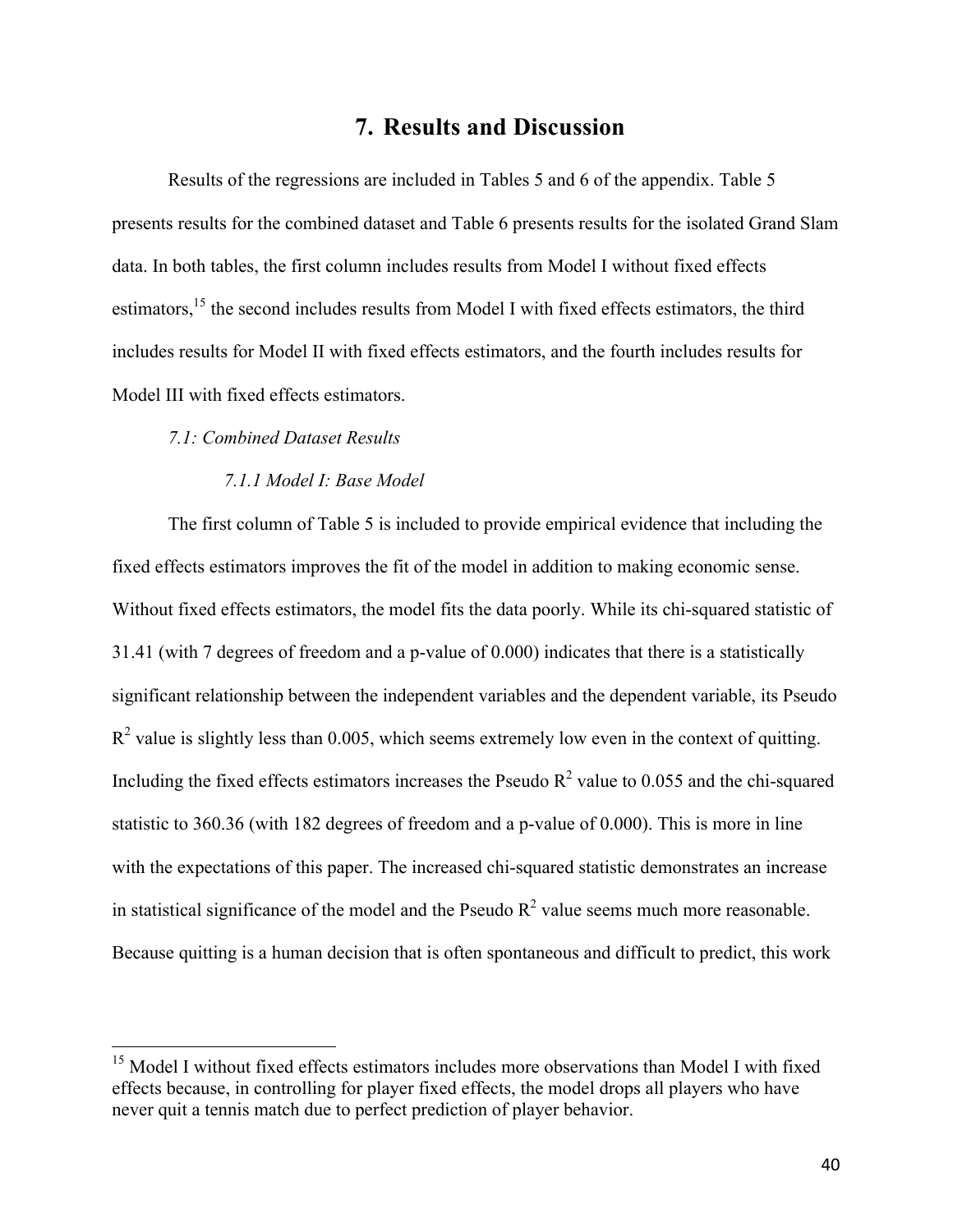## 7. Results and Discussion

Results of the regressions are included in Tables 5 and 6 of the appendix. Table 5 presents results for the combined dataset and Table 6 presents results for the isolated Grand Slam data. In both tables, the first column includes results from Model I without fixed effects estimators,[15] the second includes results from Model I with fixed effects estimators, the third includes results for Model II with fixed effects estimators, and the fourth includes results for Model III with fixed effects estimators.

*7.1: Combined Dataset Results*

*7.1.1 Model I: Base Model*

The first column of Table 5 is included to provide empirical evidence that including the fixed effects estimators improves the fit of the model in addition to making economic sense. Without fixed effects estimators, the model fits the data poorly. While its chi-squared statistic of 31.41 (with 7 degrees of freedom and a p-value of 0.000) indicates that there is a statistically significant relationship between the independent variables and the dependent variable, its Pseudo $R^2$ value is slightly less than 0.005, which seems extremely low even in the context of quitting. Including the fixed effects estimators increases the Pseudo $R^2$ value to 0.055 and the chi-squared statistic to 360.36 (with 182 degrees of freedom and a p-value of 0.000). This is more in line with the expectations of this paper. The increased chi-squared statistic demonstrates an increase in statistical significance of the model and the Pseudo $R^2$ value seems much more reasonable. Because quitting is a human decision that is often spontaneous and difficult to predict, this work

[15] Model I without fixed effects estimators includes more observations than Model I with fixed effects because, in controlling for player fixed effects, the model drops all players who have never quit a tennis match due to perfect prediction of player behavior.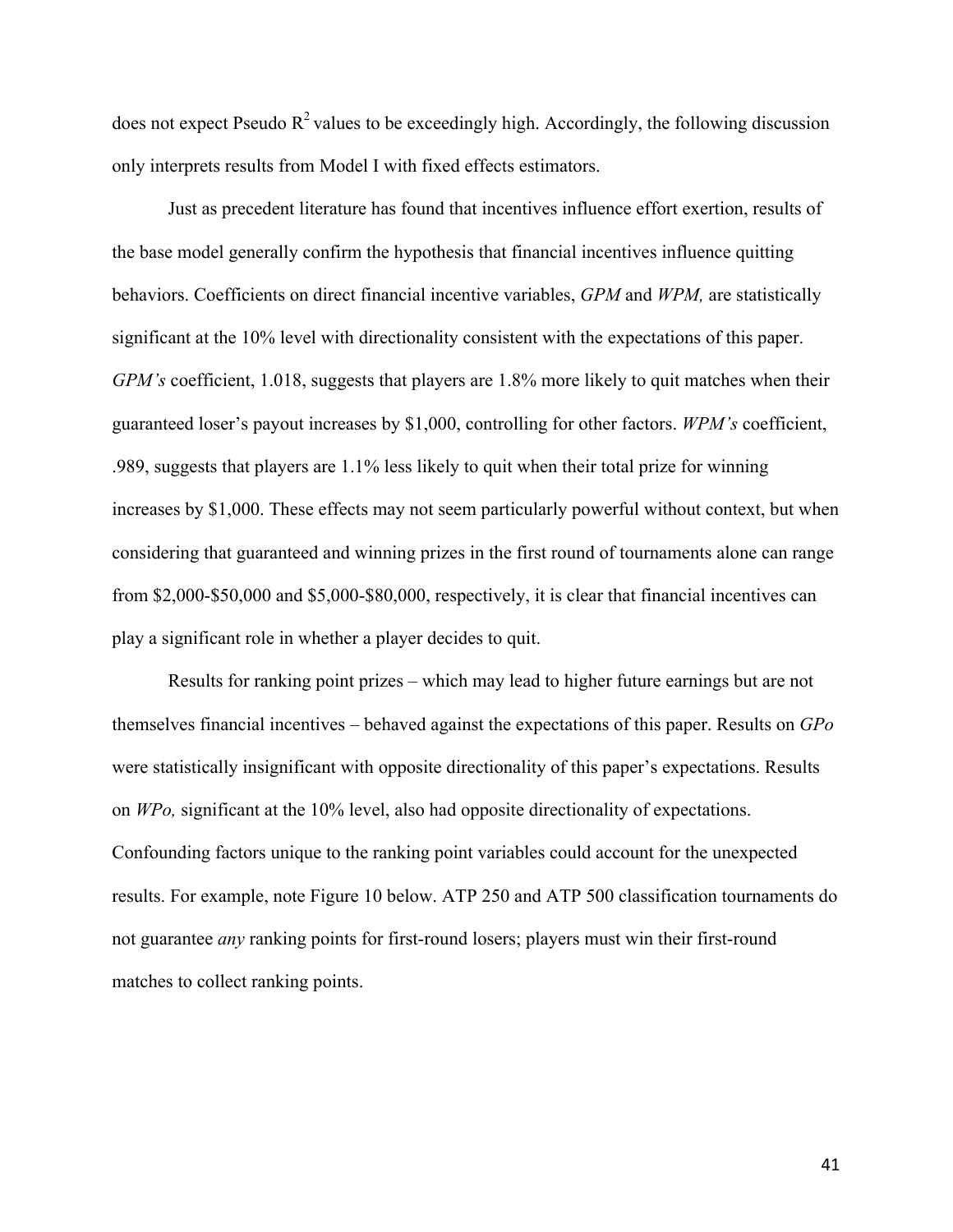does not expect Pseudo $R^2$ values to be exceedingly high. Accordingly, the following discussion only interprets results from Model I with fixed effects estimators.

Just as precedent literature has found that incentives influence effort exertion, results of the base model generally confirm the hypothesis that financial incentives influence quitting behaviors. Coefficients on direct financial incentive variables, *GPM* and *WPM,* are statistically significant at the 10% level with directionality consistent with the expectations of this paper. *GPM's* coefficient, 1.018, suggests that players are 1.8% more likely to quit matches when their guaranteed loser's payout increases by $1,000, controlling for other factors. *WPM's* coefficient, .989, suggests that players are 1.1% less likely to quit when their total prize for winning increases by $1,000. These effects may not seem particularly powerful without context, but when considering that guaranteed and winning prizes in the first round of tournaments alone can range from $2,000-$50,000 and $5,000-$80,000, respectively, it is clear that financial incentives can play a significant role in whether a player decides to quit.

Results for ranking point prizes – which may lead to higher future earnings but are not themselves financial incentives – behaved against the expectations of this paper. Results on *GPo* were statistically insignificant with opposite directionality of this paper's expectations. Results on *WPo,* significant at the 10% level, also had opposite directionality of expectations. Confounding factors unique to the ranking point variables could account for the unexpected results. For example, note Figure 10 below. ATP 250 and ATP 500 classification tournaments do not guarantee *any* ranking points for first-round losers; players must win their first-round matches to collect ranking points.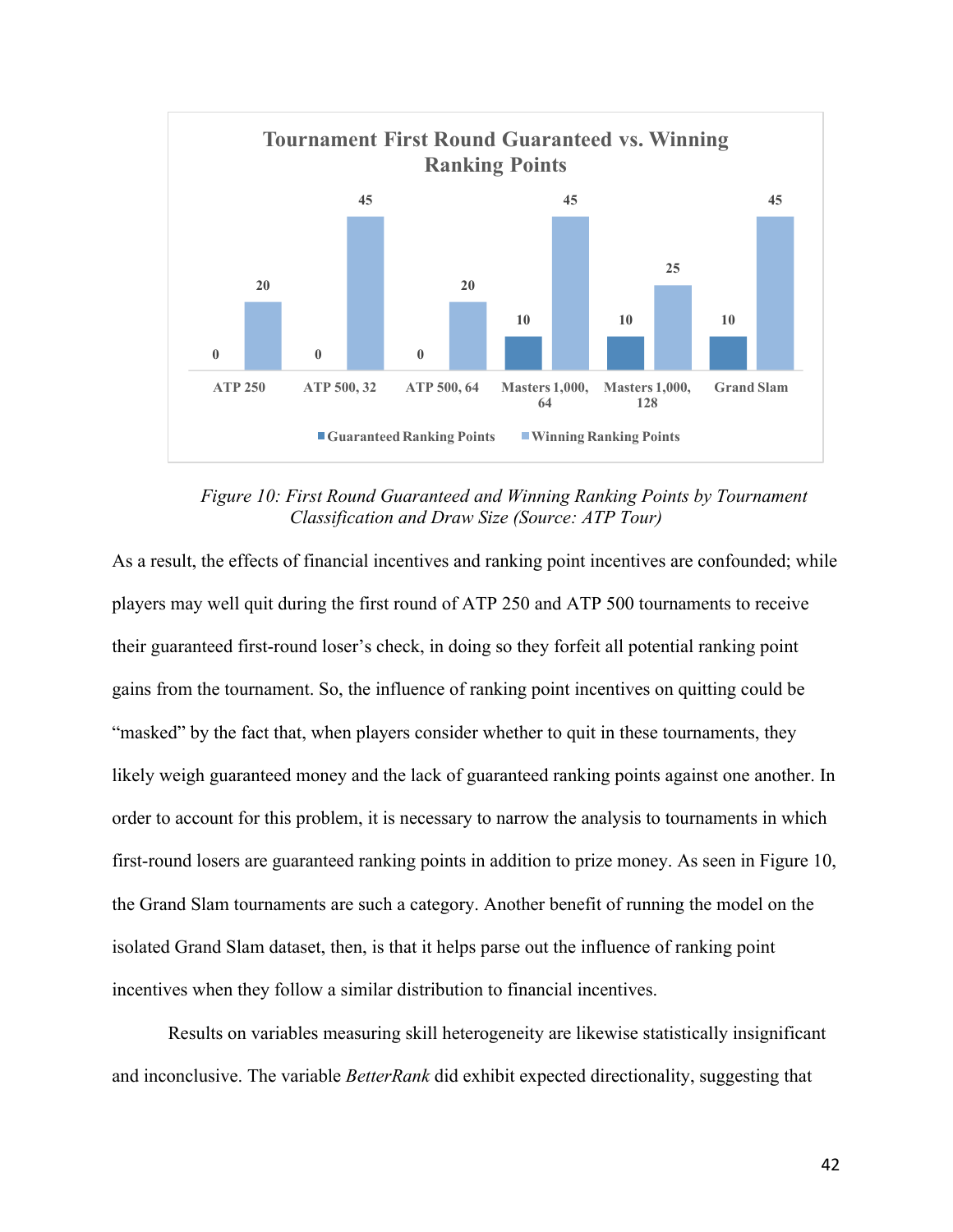**Tournament First Round Guaranteed vs. Winning Ranking Points**

| | ATP 250 | ATP 500, 32 | ATP 500, 64 | Masters 1,000, 64 | Masters 1,000, 128 | Grand Slam |
|---|---|---|---|---|---|---|
| Guaranteed Ranking Points | 0 | 0 | 0 | 10 | 10 | 10 |
| Winning Ranking Points | 20 | 45 | 20 | 45 | 25 | 45 |

*Figure 10: First Round Guaranteed and Winning Ranking Points by Tournament Classification and Draw Size (Source: ATP Tour)*

As a result, the effects of financial incentives and ranking point incentives are confounded; while players may well quit during the first round of ATP 250 and ATP 500 tournaments to receive their guaranteed first-round loser's check, in doing so they forfeit all potential ranking point gains from the tournament. So, the influence of ranking point incentives on quitting could be "masked" by the fact that, when players consider whether to quit in these tournaments, they likely weigh guaranteed money and the lack of guaranteed ranking points against one another. In order to account for this problem, it is necessary to narrow the analysis to tournaments in which first-round losers are guaranteed ranking points in addition to prize money. As seen in Figure 10, the Grand Slam tournaments are such a category. Another benefit of running the model on the isolated Grand Slam dataset, then, is that it helps parse out the influence of ranking point incentives when they follow a similar distribution to financial incentives.

Results on variables measuring skill heterogeneity are likewise statistically insignificant and inconclusive. The variable *BetterRank* did exhibit expected directionality, suggesting that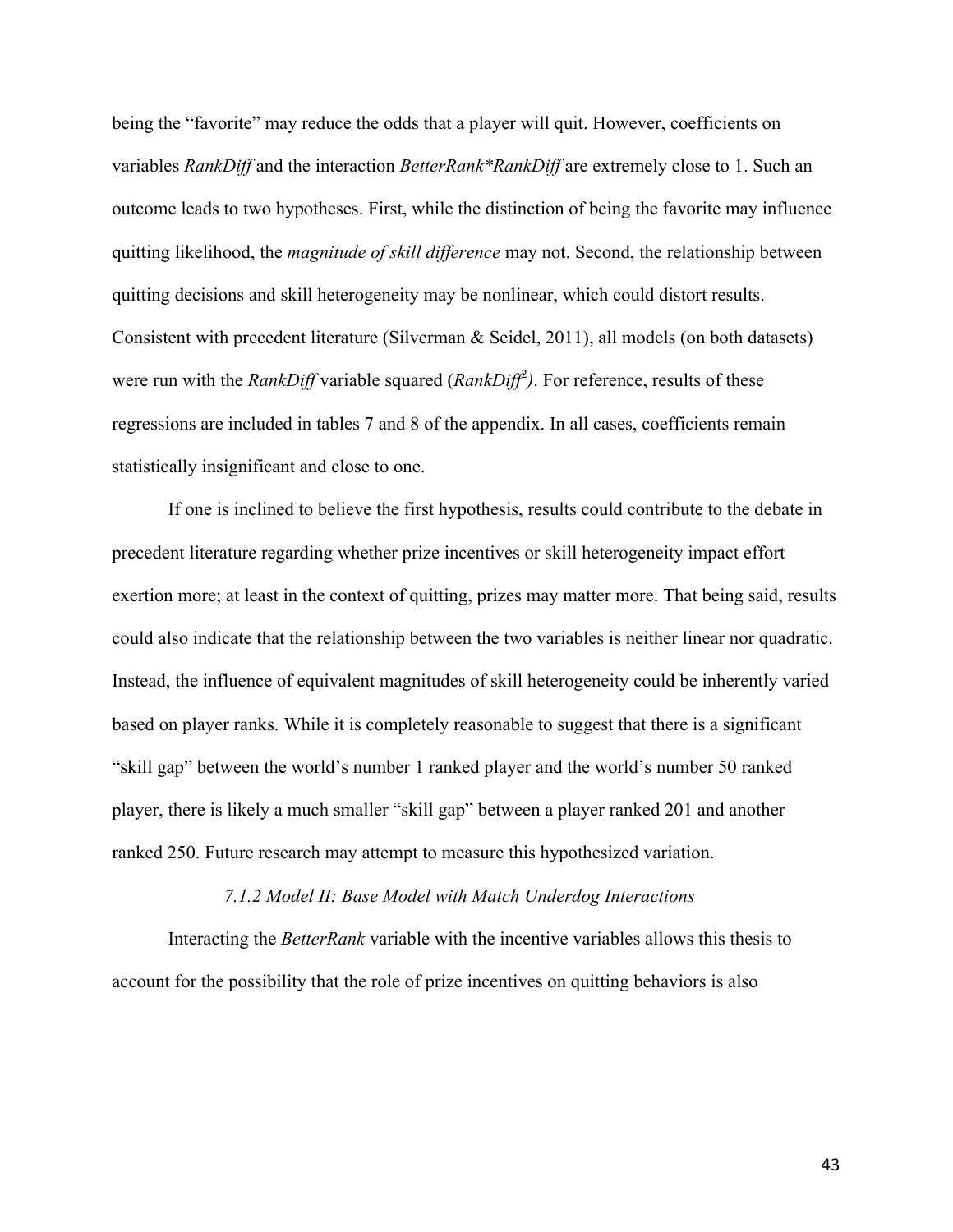being the "favorite" may reduce the odds that a player will quit. However, coefficients on variables *RankDiff* and the interaction *BetterRank*RankDiff* are extremely close to 1. Such an outcome leads to two hypotheses. First, while the distinction of being the favorite may influence quitting likelihood, the *magnitude of skill difference* may not. Second, the relationship between quitting decisions and skill heterogeneity may be nonlinear, which could distort results. Consistent with precedent literature (Silverman & Seidel, 2011), all models (on both datasets) were run with the *RankDiff* variable squared ($RankDiff^2$). For reference, results of these regressions are included in tables 7 and 8 of the appendix. In all cases, coefficients remain statistically insignificant and close to one.

If one is inclined to believe the first hypothesis, results could contribute to the debate in precedent literature regarding whether prize incentives or skill heterogeneity impact effort exertion more; at least in the context of quitting, prizes may matter more. That being said, results could also indicate that the relationship between the two variables is neither linear nor quadratic. Instead, the influence of equivalent magnitudes of skill heterogeneity could be inherently varied based on player ranks. While it is completely reasonable to suggest that there is a significant "skill gap" between the world's number 1 ranked player and the world's number 50 ranked player, there is likely a much smaller "skill gap" between a player ranked 201 and another ranked 250. Future research may attempt to measure this hypothesized variation.

#### *7.1.2 Model II: Base Model with Match Underdog Interactions*

Interacting the *BetterRank* variable with the incentive variables allows this thesis to account for the possibility that the role of prize incentives on quitting behaviors is also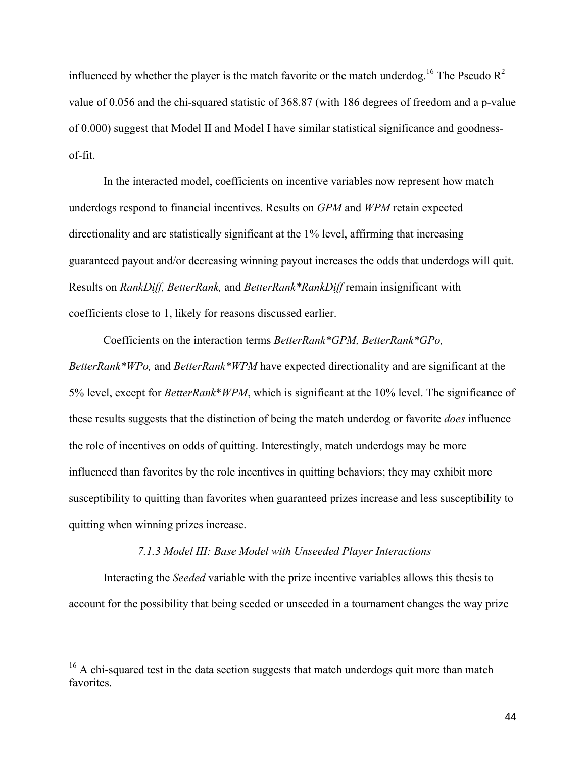influenced by whether the player is the match favorite or the match underdog.[16] The Pseudo $R^2$ value of 0.056 and the chi-squared statistic of 368.87 (with 186 degrees of freedom and a p-value of 0.000) suggest that Model II and Model I have similar statistical significance and goodness-of-fit.

In the interacted model, coefficients on incentive variables now represent how match underdogs respond to financial incentives. Results on *GPM* and *WPM* retain expected directionality and are statistically significant at the 1% level, affirming that increasing guaranteed payout and/or decreasing winning payout increases the odds that underdogs will quit. Results on *RankDiff, BetterRank,* and *BetterRank*RankDiff* remain insignificant with coefficients close to 1, likely for reasons discussed earlier.

Coefficients on the interaction terms *BetterRank*GPM, BetterRank*GPo, BetterRank*WPo,* and *BetterRank*WPM* have expected directionality and are significant at the 5% level, except for *BetterRank*WPM*, which is significant at the 10% level. The significance of these results suggests that the distinction of being the match underdog or favorite *does* influence the role of incentives on odds of quitting. Interestingly, match underdogs may be more influenced than favorites by the role incentives in quitting behaviors; they may exhibit more susceptibility to quitting than favorites when guaranteed prizes increase and less susceptibility to quitting when winning prizes increase.

### *7.1.3 Model III: Base Model with Unseeded Player Interactions*

Interacting the *Seeded* variable with the prize incentive variables allows this thesis to account for the possibility that being seeded or unseeded in a tournament changes the way prize

---

[16] A chi-squared test in the data section suggests that match underdogs quit more than match favorites.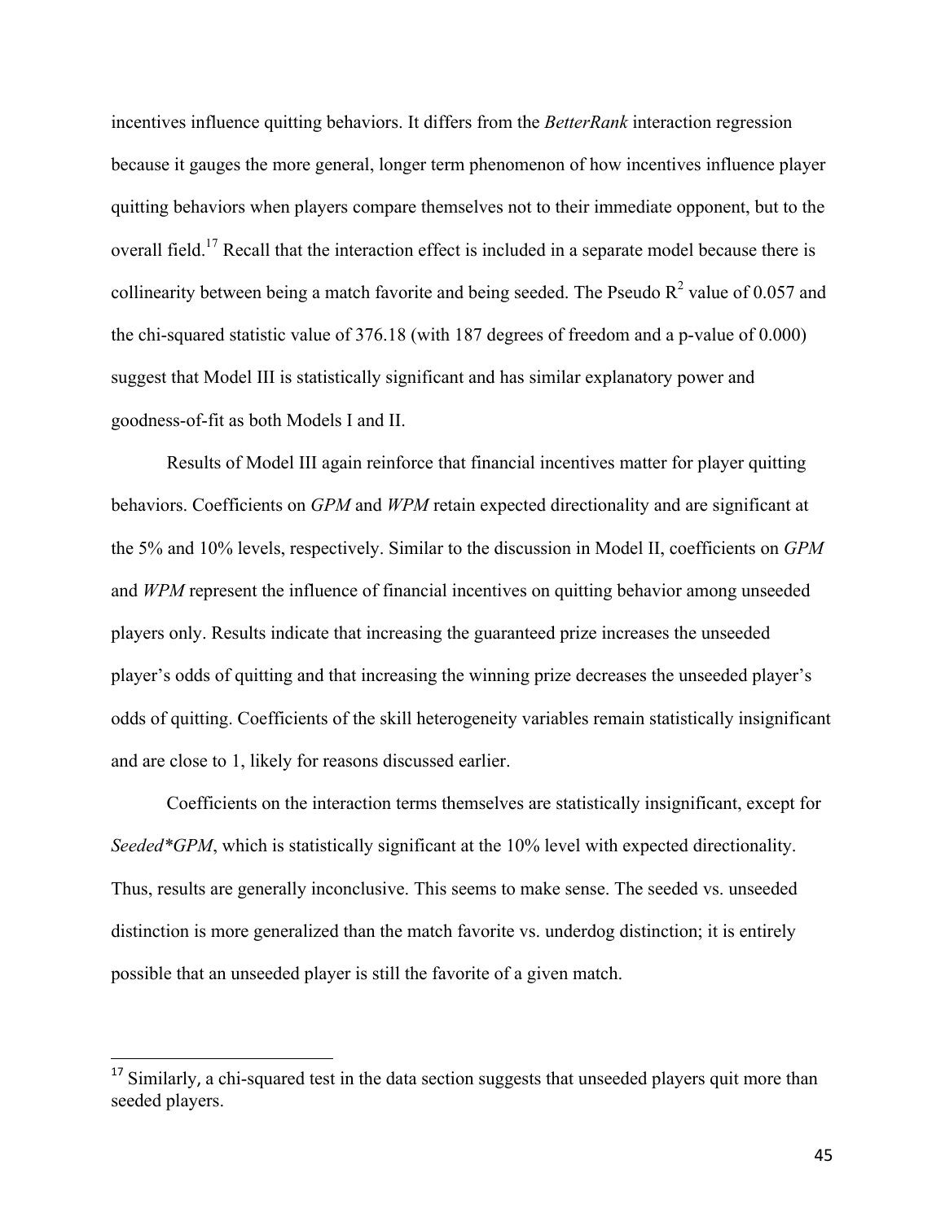incentives influence quitting behaviors. It differs from the *BetterRank* interaction regression because it gauges the more general, longer term phenomenon of how incentives influence player quitting behaviors when players compare themselves not to their immediate opponent, but to the overall field.[17] Recall that the interaction effect is included in a separate model because there is collinearity between being a match favorite and being seeded. The Pseudo $R^2$ value of 0.057 and the chi-squared statistic value of 376.18 (with 187 degrees of freedom and a p-value of 0.000) suggest that Model III is statistically significant and has similar explanatory power and goodness-of-fit as both Models I and II.

Results of Model III again reinforce that financial incentives matter for player quitting behaviors. Coefficients on *GPM* and *WPM* retain expected directionality and are significant at the 5% and 10% levels, respectively. Similar to the discussion in Model II, coefficients on *GPM* and *WPM* represent the influence of financial incentives on quitting behavior among unseeded players only. Results indicate that increasing the guaranteed prize increases the unseeded player's odds of quitting and that increasing the winning prize decreases the unseeded player's odds of quitting. Coefficients of the skill heterogeneity variables remain statistically insignificant and are close to 1, likely for reasons discussed earlier.

Coefficients on the interaction terms themselves are statistically insignificant, except for *Seeded*GPM*, which is statistically significant at the 10% level with expected directionality. Thus, results are generally inconclusive. This seems to make sense. The seeded vs. unseeded distinction is more generalized than the match favorite vs. underdog distinction; it is entirely possible that an unseeded player is still the favorite of a given match.

[17] Similarly, a chi-squared test in the data section suggests that unseeded players quit more than seeded players.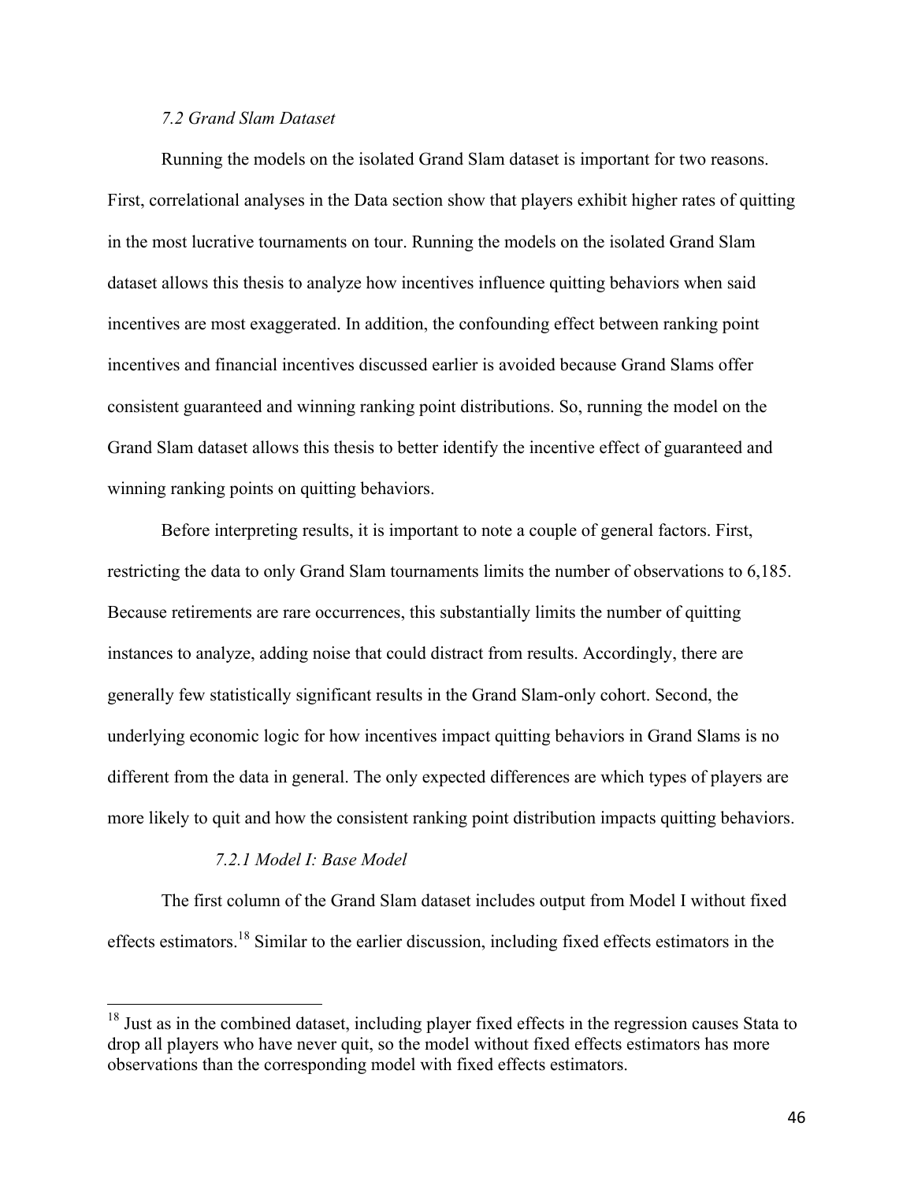### *7.2 Grand Slam Dataset*

Running the models on the isolated Grand Slam dataset is important for two reasons. First, correlational analyses in the Data section show that players exhibit higher rates of quitting in the most lucrative tournaments on tour. Running the models on the isolated Grand Slam dataset allows this thesis to analyze how incentives influence quitting behaviors when said incentives are most exaggerated. In addition, the confounding effect between ranking point incentives and financial incentives discussed earlier is avoided because Grand Slams offer consistent guaranteed and winning ranking point distributions. So, running the model on the Grand Slam dataset allows this thesis to better identify the incentive effect of guaranteed and winning ranking points on quitting behaviors.

Before interpreting results, it is important to note a couple of general factors. First, restricting the data to only Grand Slam tournaments limits the number of observations to 6,185. Because retirements are rare occurrences, this substantially limits the number of quitting instances to analyze, adding noise that could distract from results. Accordingly, there are generally few statistically significant results in the Grand Slam-only cohort. Second, the underlying economic logic for how incentives impact quitting behaviors in Grand Slams is no different from the data in general. The only expected differences are which types of players are more likely to quit and how the consistent ranking point distribution impacts quitting behaviors.

#### *7.2.1 Model I: Base Model*

The first column of the Grand Slam dataset includes output from Model I without fixed effects estimators.[18] Similar to the earlier discussion, including fixed effects estimators in the

---

[18] Just as in the combined dataset, including player fixed effects in the regression causes Stata to drop all players who have never quit, so the model without fixed effects estimators has more observations than the corresponding model with fixed effects estimators.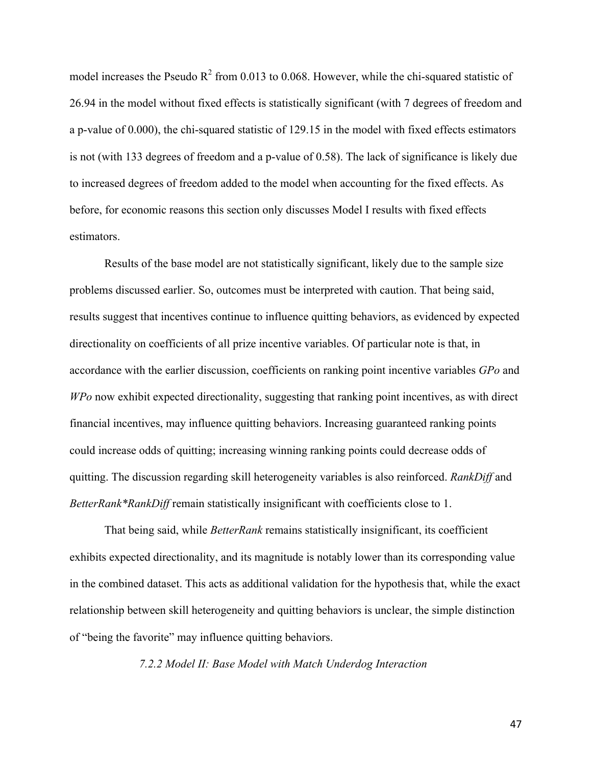model increases the Pseudo $R^2$ from 0.013 to 0.068. However, while the chi-squared statistic of 26.94 in the model without fixed effects is statistically significant (with 7 degrees of freedom and a p-value of 0.000), the chi-squared statistic of 129.15 in the model with fixed effects estimators is not (with 133 degrees of freedom and a p-value of 0.58). The lack of significance is likely due to increased degrees of freedom added to the model when accounting for the fixed effects. As before, for economic reasons this section only discusses Model I results with fixed effects estimators.

Results of the base model are not statistically significant, likely due to the sample size problems discussed earlier. So, outcomes must be interpreted with caution. That being said, results suggest that incentives continue to influence quitting behaviors, as evidenced by expected directionality on coefficients of all prize incentive variables. Of particular note is that, in accordance with the earlier discussion, coefficients on ranking point incentive variables *GPo* and *WPo* now exhibit expected directionality, suggesting that ranking point incentives, as with direct financial incentives, may influence quitting behaviors. Increasing guaranteed ranking points could increase odds of quitting; increasing winning ranking points could decrease odds of quitting. The discussion regarding skill heterogeneity variables is also reinforced. *RankDiff* and *BetterRank*RankDiff* remain statistically insignificant with coefficients close to 1.

That being said, while *BetterRank* remains statistically insignificant, its coefficient exhibits expected directionality, and its magnitude is notably lower than its corresponding value in the combined dataset. This acts as additional validation for the hypothesis that, while the exact relationship between skill heterogeneity and quitting behaviors is unclear, the simple distinction of "being the favorite" may influence quitting behaviors.

#### *7.2.2 Model II: Base Model with Match Underdog Interaction*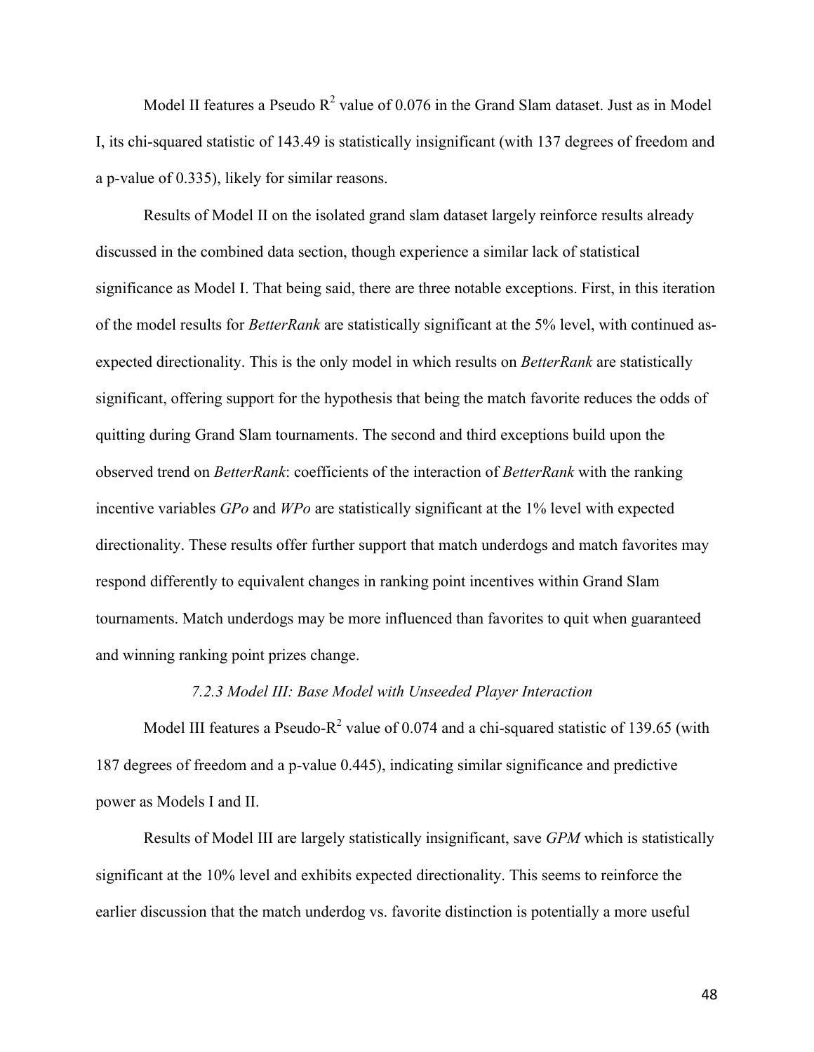Model II features a Pseudo $R^2$ value of 0.076 in the Grand Slam dataset. Just as in Model I, its chi-squared statistic of 143.49 is statistically insignificant (with 137 degrees of freedom and a p-value of 0.335), likely for similar reasons.

Results of Model II on the isolated grand slam dataset largely reinforce results already discussed in the combined data section, though experience a similar lack of statistical significance as Model I. That being said, there are three notable exceptions. First, in this iteration of the model results for *BetterRank* are statistically significant at the 5% level, with continued as-expected directionality. This is the only model in which results on *BetterRank* are statistically significant, offering support for the hypothesis that being the match favorite reduces the odds of quitting during Grand Slam tournaments. The second and third exceptions build upon the observed trend on *BetterRank*: coefficients of the interaction of *BetterRank* with the ranking incentive variables *GPo* and *WPo* are statistically significant at the 1% level with expected directionality. These results offer further support that match underdogs and match favorites may respond differently to equivalent changes in ranking point incentives within Grand Slam tournaments. Match underdogs may be more influenced than favorites to quit when guaranteed and winning ranking point prizes change.

### *7.2.3 Model III: Base Model with Unseeded Player Interaction*

Model III features a Pseudo-$R^2$ value of 0.074 and a chi-squared statistic of 139.65 (with 187 degrees of freedom and a p-value 0.445), indicating similar significance and predictive power as Models I and II.

Results of Model III are largely statistically insignificant, save *GPM* which is statistically significant at the 10% level and exhibits expected directionality. This seems to reinforce the earlier discussion that the match underdog vs. favorite distinction is potentially a more useful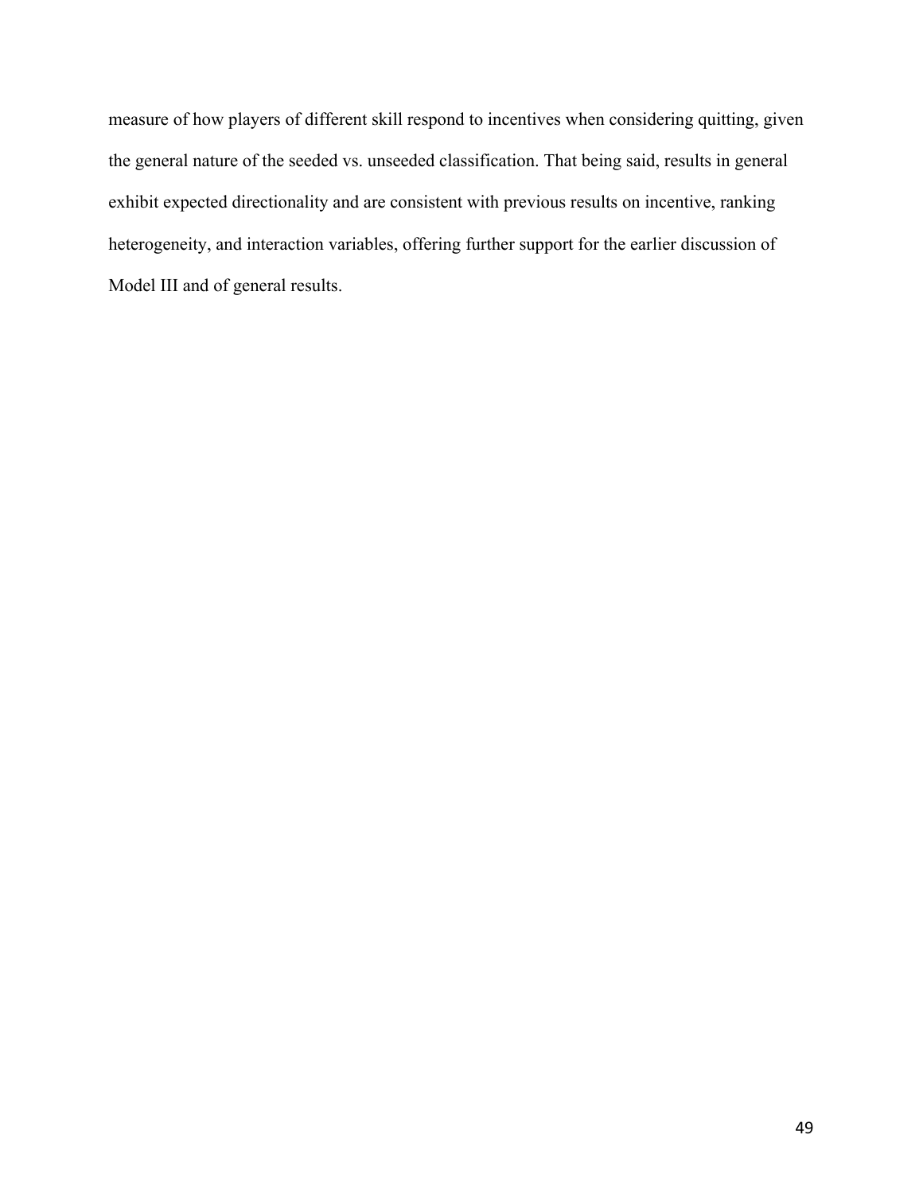measure of how players of different skill respond to incentives when considering quitting, given the general nature of the seeded vs. unseeded classification. That being said, results in general exhibit expected directionality and are consistent with previous results on incentive, ranking heterogeneity, and interaction variables, offering further support for the earlier discussion of Model III and of general results.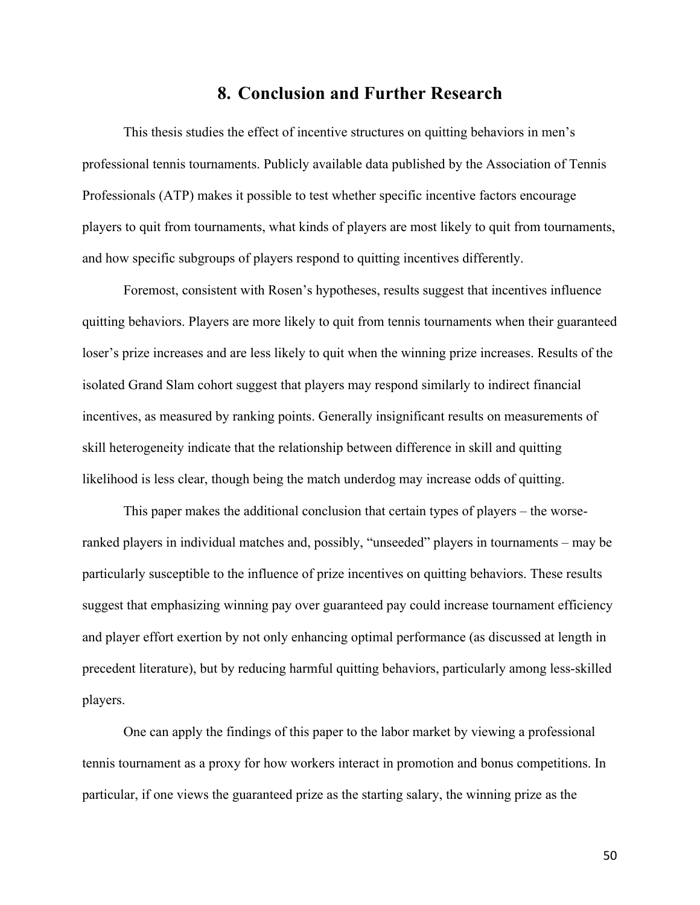## 8. Conclusion and Further Research

This thesis studies the effect of incentive structures on quitting behaviors in men's professional tennis tournaments. Publicly available data published by the Association of Tennis Professionals (ATP) makes it possible to test whether specific incentive factors encourage players to quit from tournaments, what kinds of players are most likely to quit from tournaments, and how specific subgroups of players respond to quitting incentives differently.

Foremost, consistent with Rosen's hypotheses, results suggest that incentives influence quitting behaviors. Players are more likely to quit from tennis tournaments when their guaranteed loser's prize increases and are less likely to quit when the winning prize increases. Results of the isolated Grand Slam cohort suggest that players may respond similarly to indirect financial incentives, as measured by ranking points. Generally insignificant results on measurements of skill heterogeneity indicate that the relationship between difference in skill and quitting likelihood is less clear, though being the match underdog may increase odds of quitting.

This paper makes the additional conclusion that certain types of players – the worse-ranked players in individual matches and, possibly, "unseeded" players in tournaments – may be particularly susceptible to the influence of prize incentives on quitting behaviors. These results suggest that emphasizing winning pay over guaranteed pay could increase tournament efficiency and player effort exertion by not only enhancing optimal performance (as discussed at length in precedent literature), but by reducing harmful quitting behaviors, particularly among less-skilled players.

One can apply the findings of this paper to the labor market by viewing a professional tennis tournament as a proxy for how workers interact in promotion and bonus competitions. In particular, if one views the guaranteed prize as the starting salary, the winning prize as the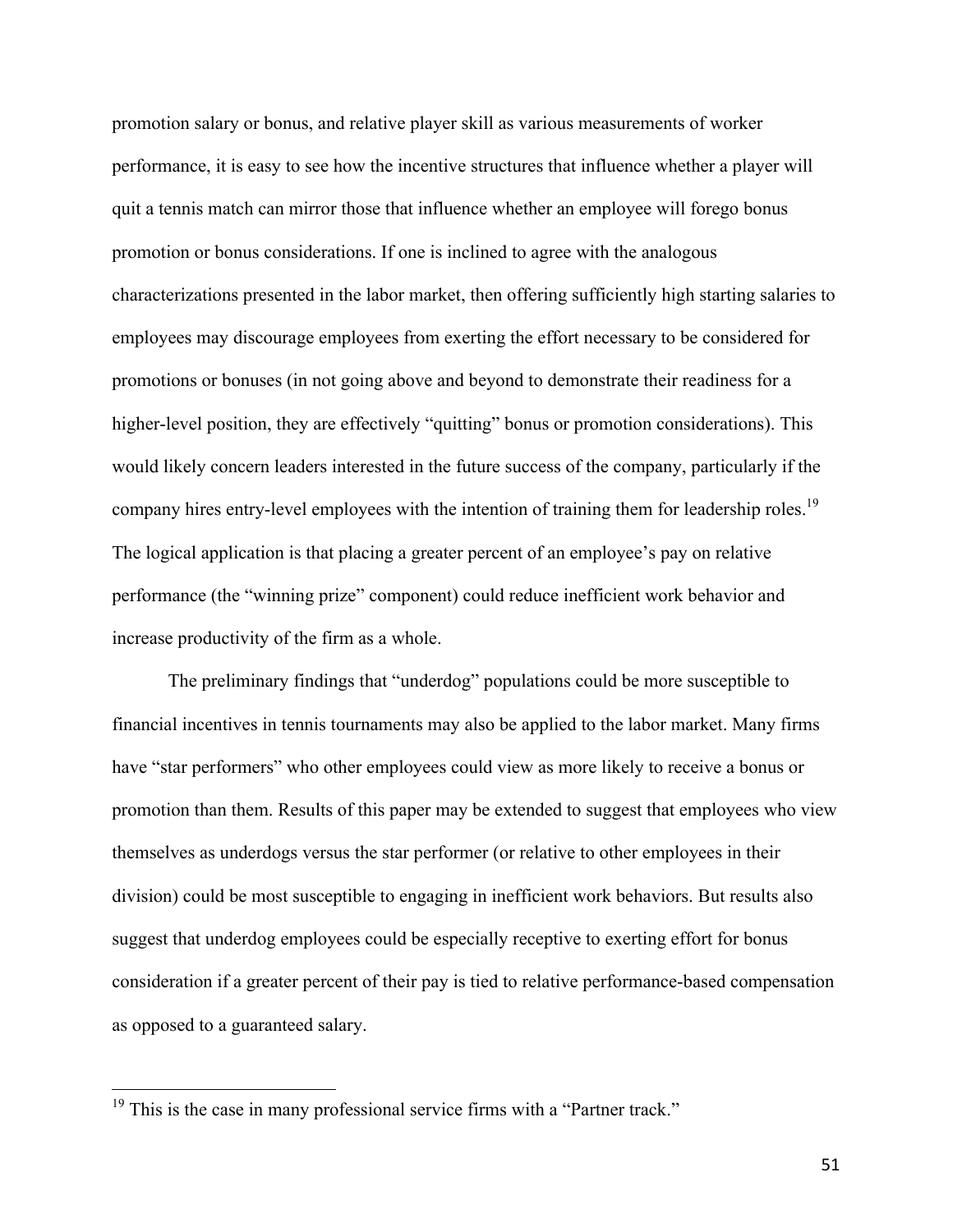promotion salary or bonus, and relative player skill as various measurements of worker performance, it is easy to see how the incentive structures that influence whether a player will quit a tennis match can mirror those that influence whether an employee will forego bonus promotion or bonus considerations. If one is inclined to agree with the analogous characterizations presented in the labor market, then offering sufficiently high starting salaries to employees may discourage employees from exerting the effort necessary to be considered for promotions or bonuses (in not going above and beyond to demonstrate their readiness for a higher-level position, they are effectively "quitting" bonus or promotion considerations). This would likely concern leaders interested in the future success of the company, particularly if the company hires entry-level employees with the intention of training them for leadership roles.[19] The logical application is that placing a greater percent of an employee's pay on relative performance (the "winning prize" component) could reduce inefficient work behavior and increase productivity of the firm as a whole.

The preliminary findings that "underdog" populations could be more susceptible to financial incentives in tennis tournaments may also be applied to the labor market. Many firms have "star performers" who other employees could view as more likely to receive a bonus or promotion than them. Results of this paper may be extended to suggest that employees who view themselves as underdogs versus the star performer (or relative to other employees in their division) could be most susceptible to engaging in inefficient work behaviors. But results also suggest that underdog employees could be especially receptive to exerting effort for bonus consideration if a greater percent of their pay is tied to relative performance-based compensation as opposed to a guaranteed salary.

---

[19] This is the case in many professional service firms with a "Partner track."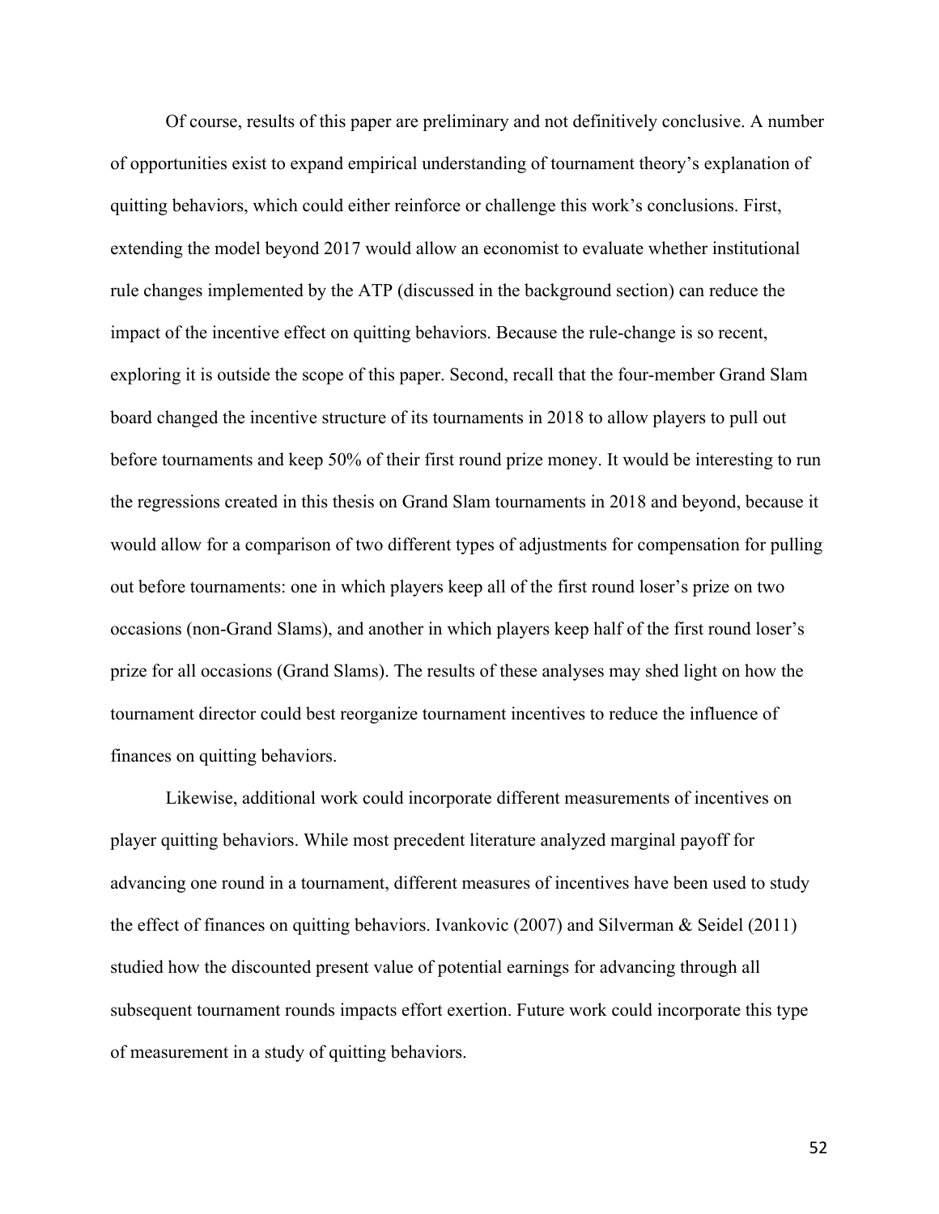Of course, results of this paper are preliminary and not definitively conclusive. A number of opportunities exist to expand empirical understanding of tournament theory's explanation of quitting behaviors, which could either reinforce or challenge this work's conclusions. First, extending the model beyond 2017 would allow an economist to evaluate whether institutional rule changes implemented by the ATP (discussed in the background section) can reduce the impact of the incentive effect on quitting behaviors. Because the rule-change is so recent, exploring it is outside the scope of this paper. Second, recall that the four-member Grand Slam board changed the incentive structure of its tournaments in 2018 to allow players to pull out before tournaments and keep 50% of their first round prize money. It would be interesting to run the regressions created in this thesis on Grand Slam tournaments in 2018 and beyond, because it would allow for a comparison of two different types of adjustments for compensation for pulling out before tournaments: one in which players keep all of the first round loser's prize on two occasions (non-Grand Slams), and another in which players keep half of the first round loser's prize for all occasions (Grand Slams). The results of these analyses may shed light on how the tournament director could best reorganize tournament incentives to reduce the influence of finances on quitting behaviors.

Likewise, additional work could incorporate different measurements of incentives on player quitting behaviors. While most precedent literature analyzed marginal payoff for advancing one round in a tournament, different measures of incentives have been used to study the effect of finances on quitting behaviors. Ivankovic (2007) and Silverman & Seidel (2011) studied how the discounted present value of potential earnings for advancing through all subsequent tournament rounds impacts effort exertion. Future work could incorporate this type of measurement in a study of quitting behaviors.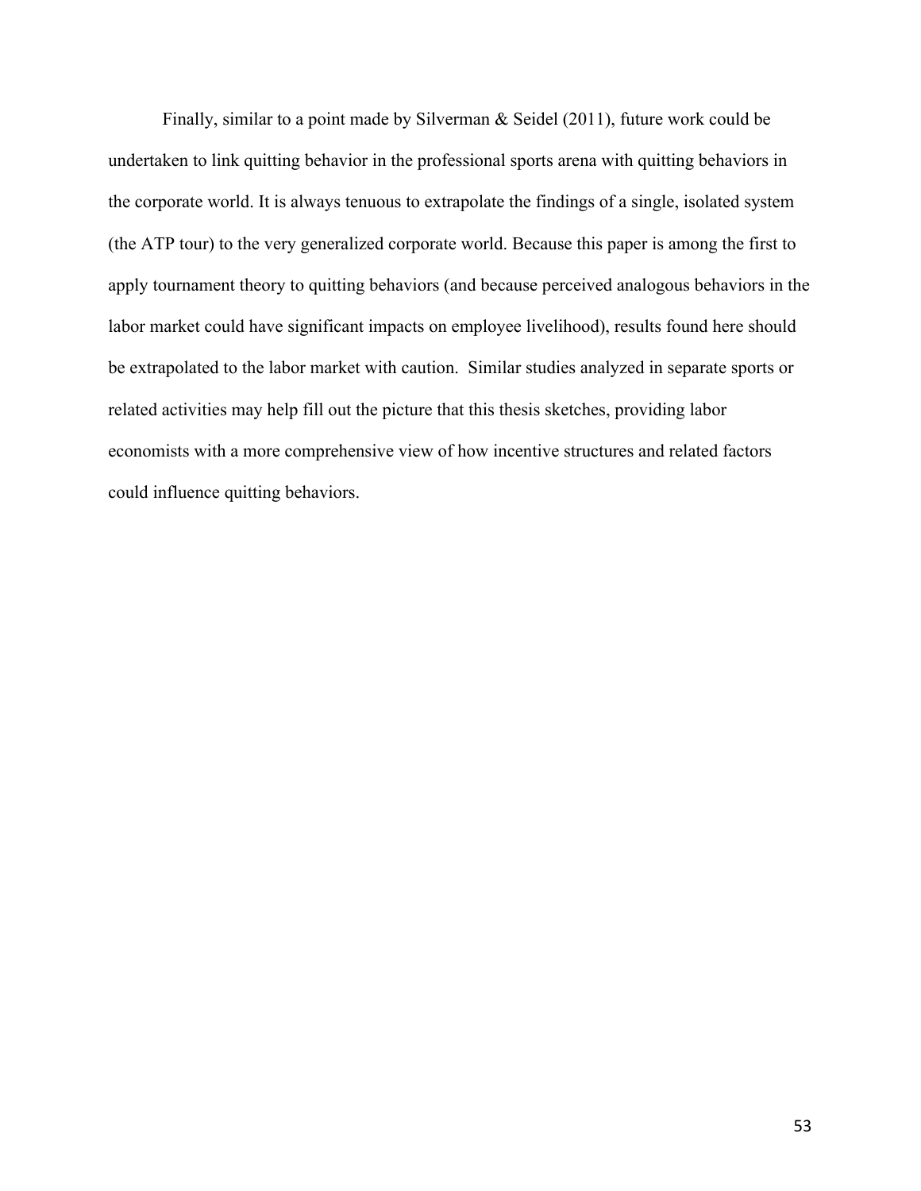Finally, similar to a point made by Silverman & Seidel (2011), future work could be undertaken to link quitting behavior in the professional sports arena with quitting behaviors in the corporate world. It is always tenuous to extrapolate the findings of a single, isolated system (the ATP tour) to the very generalized corporate world. Because this paper is among the first to apply tournament theory to quitting behaviors (and because perceived analogous behaviors in the labor market could have significant impacts on employee livelihood), results found here should be extrapolated to the labor market with caution. Similar studies analyzed in separate sports or related activities may help fill out the picture that this thesis sketches, providing labor economists with a more comprehensive view of how incentive structures and related factors could influence quitting behaviors.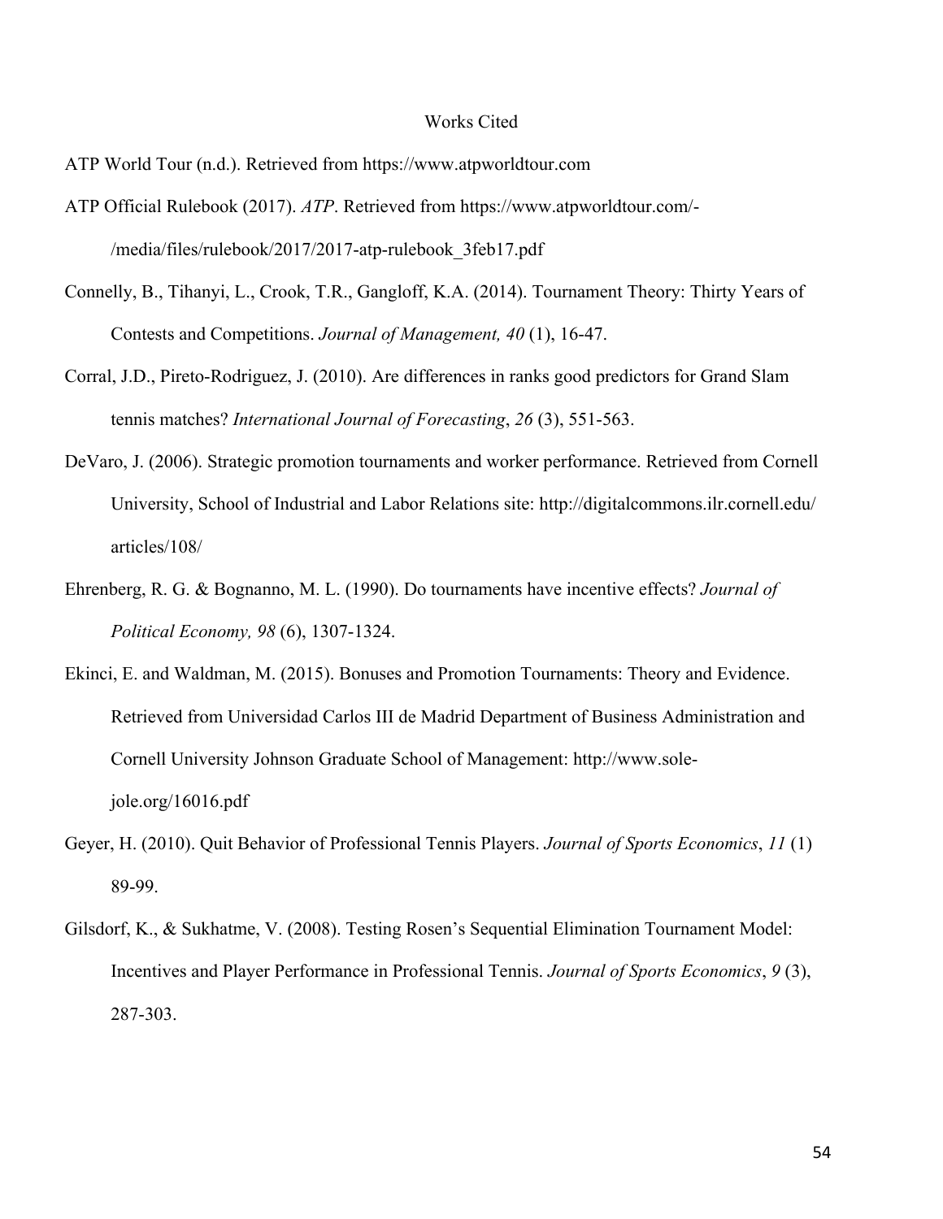# Works Cited

ATP World Tour (n.d.). Retrieved from https://www.atpworldtour.com

ATP Official Rulebook (2017). *ATP*. Retrieved from https://www.atpworldtour.com/-/media/files/rulebook/2017/2017-atp-rulebook_3feb17.pdf

Connelly, B., Tihanyi, L., Crook, T.R., Gangloff, K.A. (2014). Tournament Theory: Thirty Years of Contests and Competitions. *Journal of Management, 40* (1), 16-47.

Corral, J.D., Pireto-Rodriguez, J. (2010). Are differences in ranks good predictors for Grand Slam tennis matches? *International Journal of Forecasting*, *26* (3), 551-563.

DeVaro, J. (2006). Strategic promotion tournaments and worker performance. Retrieved from Cornell University, School of Industrial and Labor Relations site: http://digitalcommons.ilr.cornell.edu/articles/108/

Ehrenberg, R. G. & Bognanno, M. L. (1990). Do tournaments have incentive effects? *Journal of Political Economy, 98* (6), 1307-1324.

Ekinci, E. and Waldman, M. (2015). Bonuses and Promotion Tournaments: Theory and Evidence. Retrieved from Universidad Carlos III de Madrid Department of Business Administration and Cornell University Johnson Graduate School of Management: http://www.sole-jole.org/16016.pdf

Geyer, H. (2010). Quit Behavior of Professional Tennis Players. *Journal of Sports Economics*, *11* (1) 89-99.

Gilsdorf, K., & Sukhatme, V. (2008). Testing Rosen's Sequential Elimination Tournament Model: Incentives and Player Performance in Professional Tennis. *Journal of Sports Economics*, *9* (3), 287-303.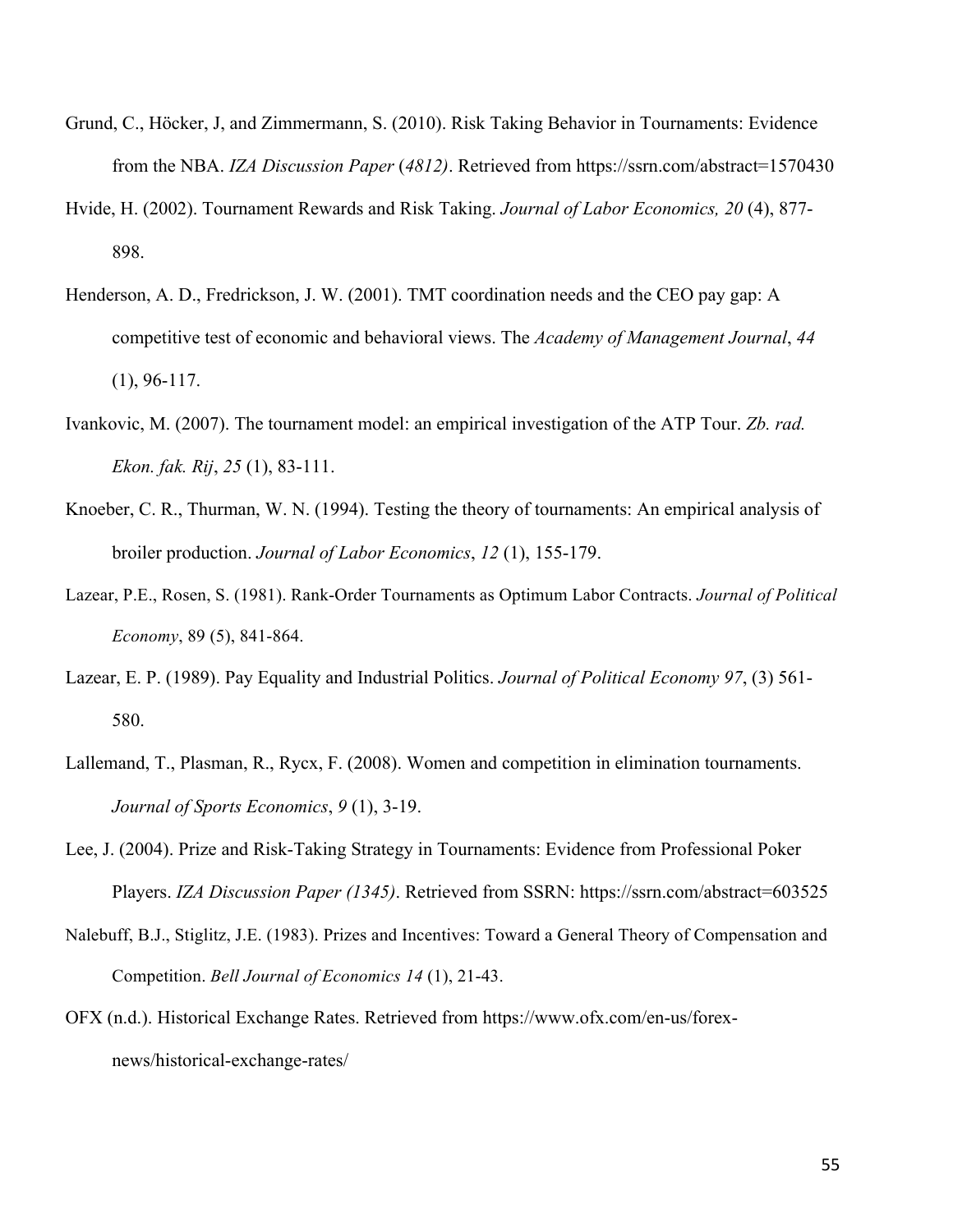Grund, C., Höcker, J, and Zimmermann, S. (2010). Risk Taking Behavior in Tournaments: Evidence from the NBA. *IZA Discussion Paper* (*4812)*. Retrieved from https://ssrn.com/abstract=1570430

Hvide, H. (2002). Tournament Rewards and Risk Taking. *Journal of Labor Economics, 20* (4), 877-898.

Henderson, A. D., Fredrickson, J. W. (2001). TMT coordination needs and the CEO pay gap: A competitive test of economic and behavioral views. The *Academy of Management Journal*, *44* (1), 96-117.

Ivankovic, M. (2007). The tournament model: an empirical investigation of the ATP Tour. *Zb. rad. Ekon. fak. Rij*, *25* (1), 83-111.

Knoeber, C. R., Thurman, W. N. (1994). Testing the theory of tournaments: An empirical analysis of broiler production. *Journal of Labor Economics*, *12* (1), 155-179.

Lazear, P.E., Rosen, S. (1981). Rank-Order Tournaments as Optimum Labor Contracts. *Journal of Political Economy*, 89 (5), 841-864.

Lazear, E. P. (1989). Pay Equality and Industrial Politics. *Journal of Political Economy 97*, (3) 561-580.

Lallemand, T., Plasman, R., Rycx, F. (2008). Women and competition in elimination tournaments. *Journal of Sports Economics*, *9* (1), 3-19.

Lee, J. (2004). Prize and Risk-Taking Strategy in Tournaments: Evidence from Professional Poker Players. *IZA Discussion Paper (1345)*. Retrieved from SSRN: https://ssrn.com/abstract=603525

Nalebuff, B.J., Stiglitz, J.E. (1983). Prizes and Incentives: Toward a General Theory of Compensation and Competition. *Bell Journal of Economics 14* (1), 21-43.

OFX (n.d.). Historical Exchange Rates. Retrieved from https://www.ofx.com/en-us/forex-news/historical-exchange-rates/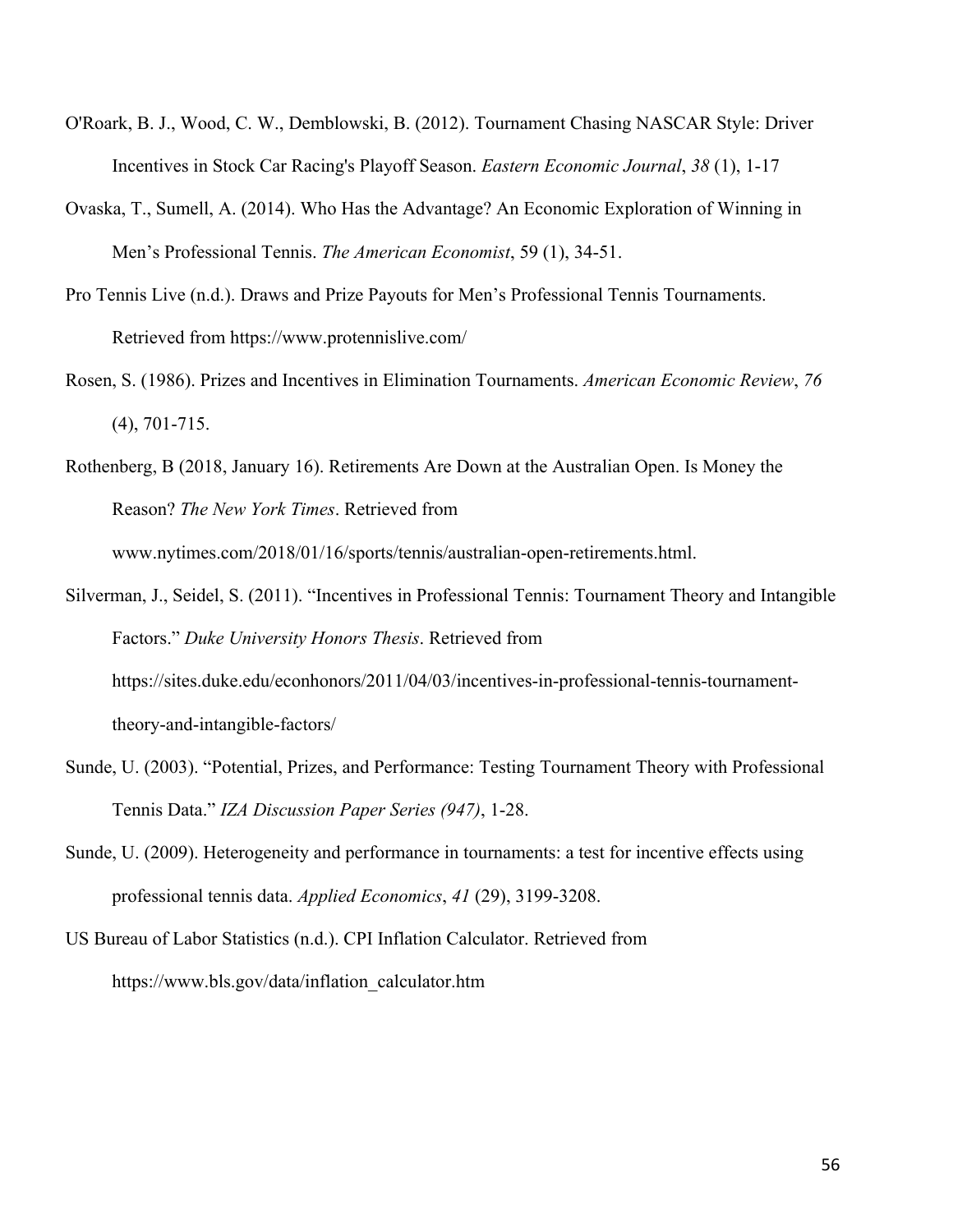O'Roark, B. J., Wood, C. W., Demblowski, B. (2012). Tournament Chasing NASCAR Style: Driver Incentives in Stock Car Racing's Playoff Season. *Eastern Economic Journal*, *38* (1), 1-17

Ovaska, T., Sumell, A. (2014). Who Has the Advantage? An Economic Exploration of Winning in Men's Professional Tennis. *The American Economist*, 59 (1), 34-51.

Pro Tennis Live (n.d.). Draws and Prize Payouts for Men's Professional Tennis Tournaments. Retrieved from https://www.protennislive.com/

Rosen, S. (1986). Prizes and Incentives in Elimination Tournaments. *American Economic Review*, *76* (4), 701-715.

Rothenberg, B (2018, January 16). Retirements Are Down at the Australian Open. Is Money the Reason? *The New York Times*. Retrieved from www.nytimes.com/2018/01/16/sports/tennis/australian-open-retirements.html.

Silverman, J., Seidel, S. (2011). "Incentives in Professional Tennis: Tournament Theory and Intangible Factors." *Duke University Honors Thesis*. Retrieved from https://sites.duke.edu/econhonors/2011/04/03/incentives-in-professional-tennis-tournament-theory-and-intangible-factors/

Sunde, U. (2003). "Potential, Prizes, and Performance: Testing Tournament Theory with Professional Tennis Data." *IZA Discussion Paper Series (947)*, 1-28.

Sunde, U. (2009). Heterogeneity and performance in tournaments: a test for incentive effects using professional tennis data. *Applied Economics*, *41* (29), 3199-3208.

US Bureau of Labor Statistics (n.d.). CPI Inflation Calculator. Retrieved from https://www.bls.gov/data/inflation_calculator.htm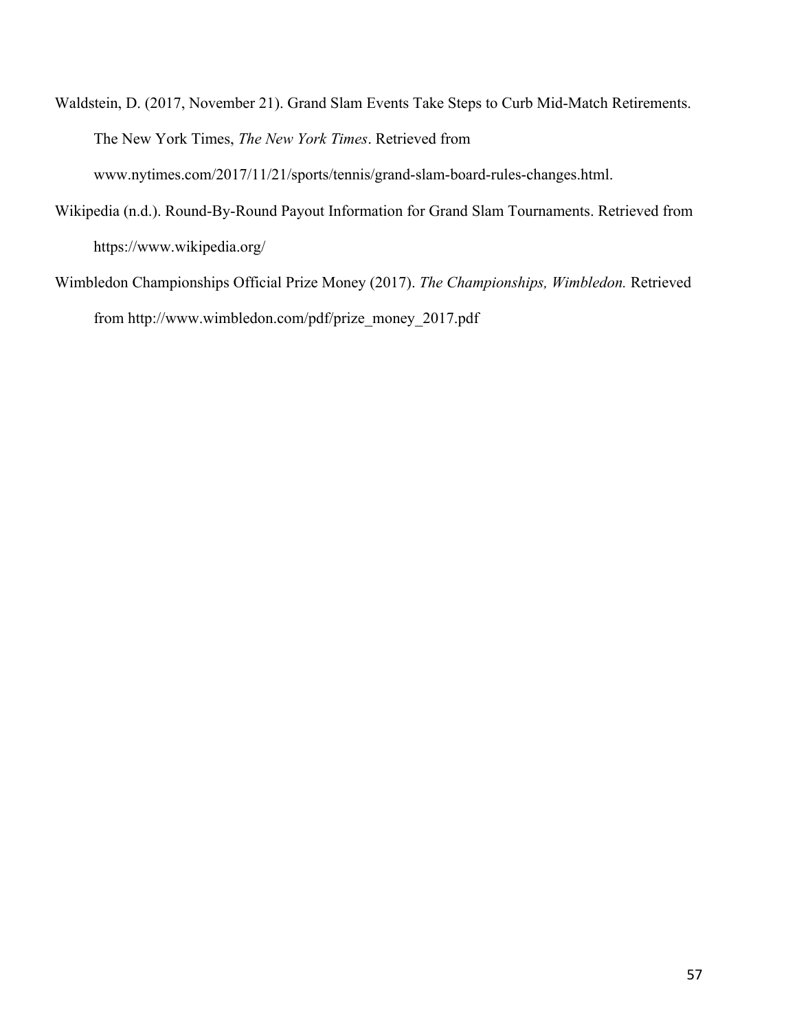Waldstein, D. (2017, November 21). Grand Slam Events Take Steps to Curb Mid-Match Retirements. The New York Times, *The New York Times*. Retrieved from www.nytimes.com/2017/11/21/sports/tennis/grand-slam-board-rules-changes.html.

Wikipedia (n.d.). Round-By-Round Payout Information for Grand Slam Tournaments. Retrieved from https://www.wikipedia.org/

Wimbledon Championships Official Prize Money (2017). *The Championships, Wimbledon.* Retrieved from http://www.wimbledon.com/pdf/prize_money_2017.pdf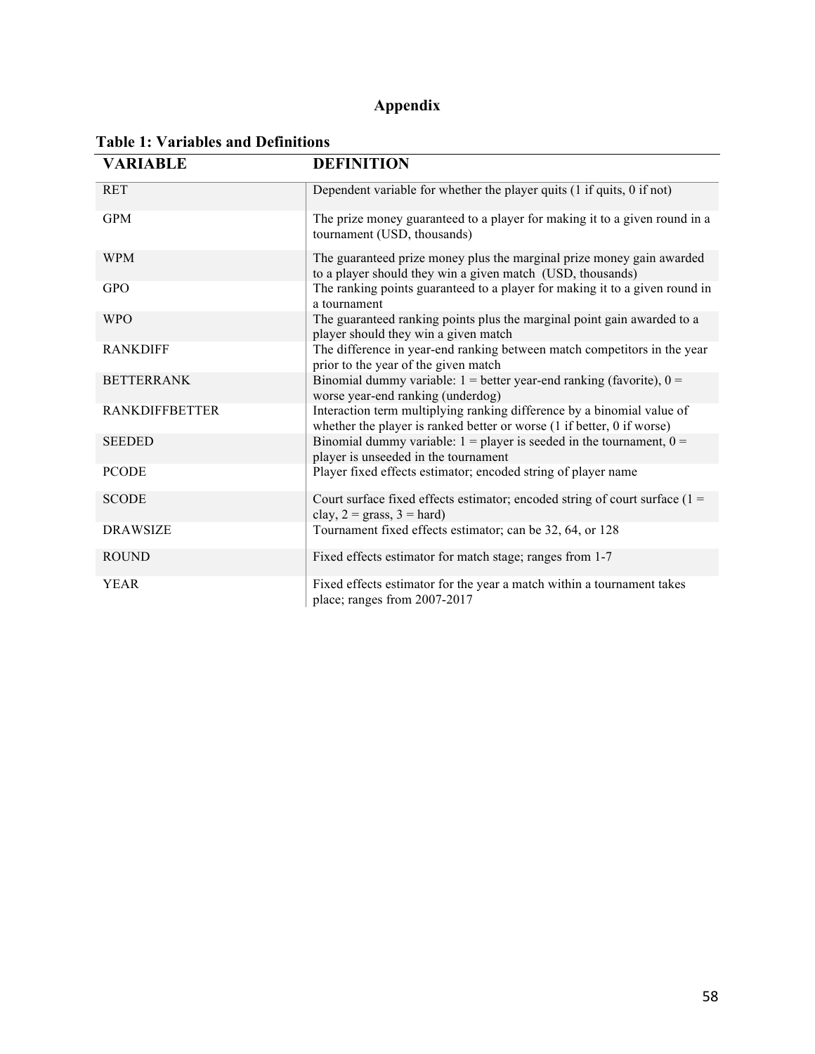# Appendix

**Table 1: Variables and Definitions**

| VARIABLE | DEFINITION |
|---|---|
| RET | Dependent variable for whether the player quits (1 if quits, 0 if not) |
| GPM | The prize money guaranteed to a player for making it to a given round in a tournament (USD, thousands) |
| WPM | The guaranteed prize money plus the marginal prize money gain awarded to a player should they win a given match (USD, thousands) |
| GPO | The ranking points guaranteed to a player for making it to a given round in a tournament |
| WPO | The guaranteed ranking points plus the marginal point gain awarded to a player should they win a given match |
| RANKDIFF | The difference in year-end ranking between match competitors in the year prior to the year of the given match |
| BETTERRANK | Binomial dummy variable: 1 = better year-end ranking (favorite), 0 = worse year-end ranking (underdog) |
| RANKDIFFBETTER | Interaction term multiplying ranking difference by a binomial value of whether the player is ranked better or worse (1 if better, 0 if worse) |
| SEEDED | Binomial dummy variable: 1 = player is seeded in the tournament, 0 = player is unseeded in the tournament |
| PCODE | Player fixed effects estimator; encoded string of player name |
| SCODE | Court surface fixed effects estimator; encoded string of court surface (1 = clay, 2 = grass, 3 = hard) |
| DRAWSIZE | Tournament fixed effects estimator; can be 32, 64, or 128 |
| ROUND | Fixed effects estimator for match stage; ranges from 1-7 |
| YEAR | Fixed effects estimator for the year a match within a tournament takes place; ranges from 2007-2017 |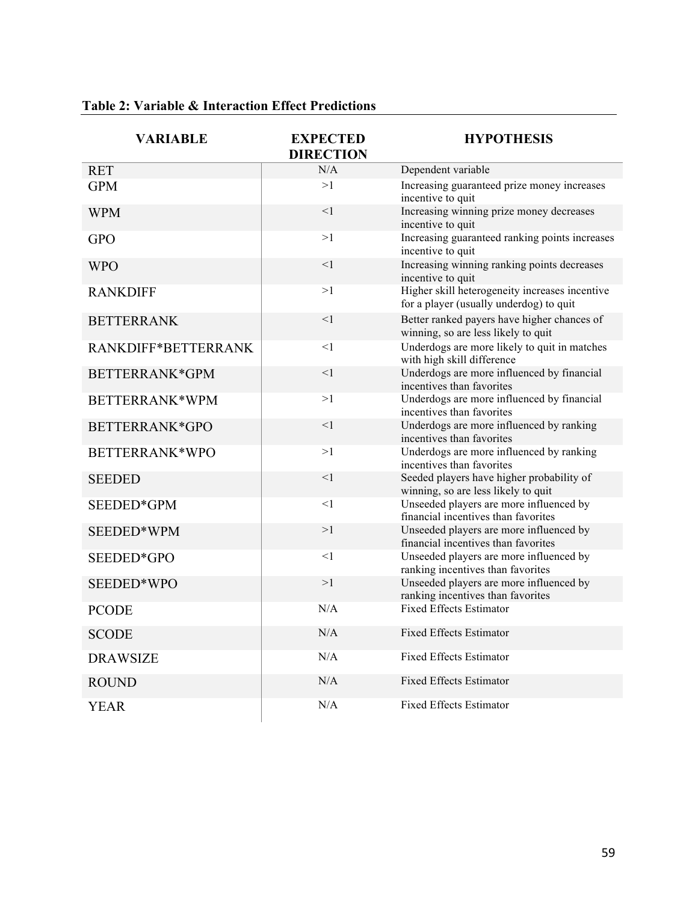**Table 2: Variable & Interaction Effect Predictions**

| VARIABLE | EXPECTED DIRECTION | HYPOTHESIS |
|---|---|---|
| RET | N/A | Dependent variable |
| GPM | >1 | Increasing guaranteed prize money increases incentive to quit |
| WPM | <1 | Increasing winning prize money decreases incentive to quit |
| GPO | >1 | Increasing guaranteed ranking points increases incentive to quit |
| WPO | <1 | Increasing winning ranking points decreases incentive to quit |
| RANKDIFF | >1 | Higher skill heterogeneity increases incentive for a player (usually underdog) to quit |
| BETTERRANK | <1 | Better ranked payers have higher chances of winning, so are less likely to quit |
| RANKDIFF*BETTERRANK | <1 | Underdogs are more likely to quit in matches with high skill difference |
| BETTERRANK*GPM | <1 | Underdogs are more influenced by financial incentives than favorites |
| BETTERRANK*WPM | >1 | Underdogs are more influenced by financial incentives than favorites |
| BETTERRANK*GPO | <1 | Underdogs are more influenced by ranking incentives than favorites |
| BETTERRANK*WPO | >1 | Underdogs are more influenced by ranking incentives than favorites |
| SEEDED | <1 | Seeded players have higher probability of winning, so are less likely to quit |
| SEEDED*GPM | <1 | Unseeded players are more influenced by financial incentives than favorites |
| SEEDED*WPM | >1 | Unseeded players are more influenced by financial incentives than favorites |
| SEEDED*GPO | <1 | Unseeded players are more influenced by ranking incentives than favorites |
| SEEDED*WPO | >1 | Unseeded players are more influenced by ranking incentives than favorites |
| PCODE | N/A | Fixed Effects Estimator |
| SCODE | N/A | Fixed Effects Estimator |
| DRAWSIZE | N/A | Fixed Effects Estimator |
| ROUND | N/A | Fixed Effects Estimator |
| YEAR | N/A | Fixed Effects Estimator |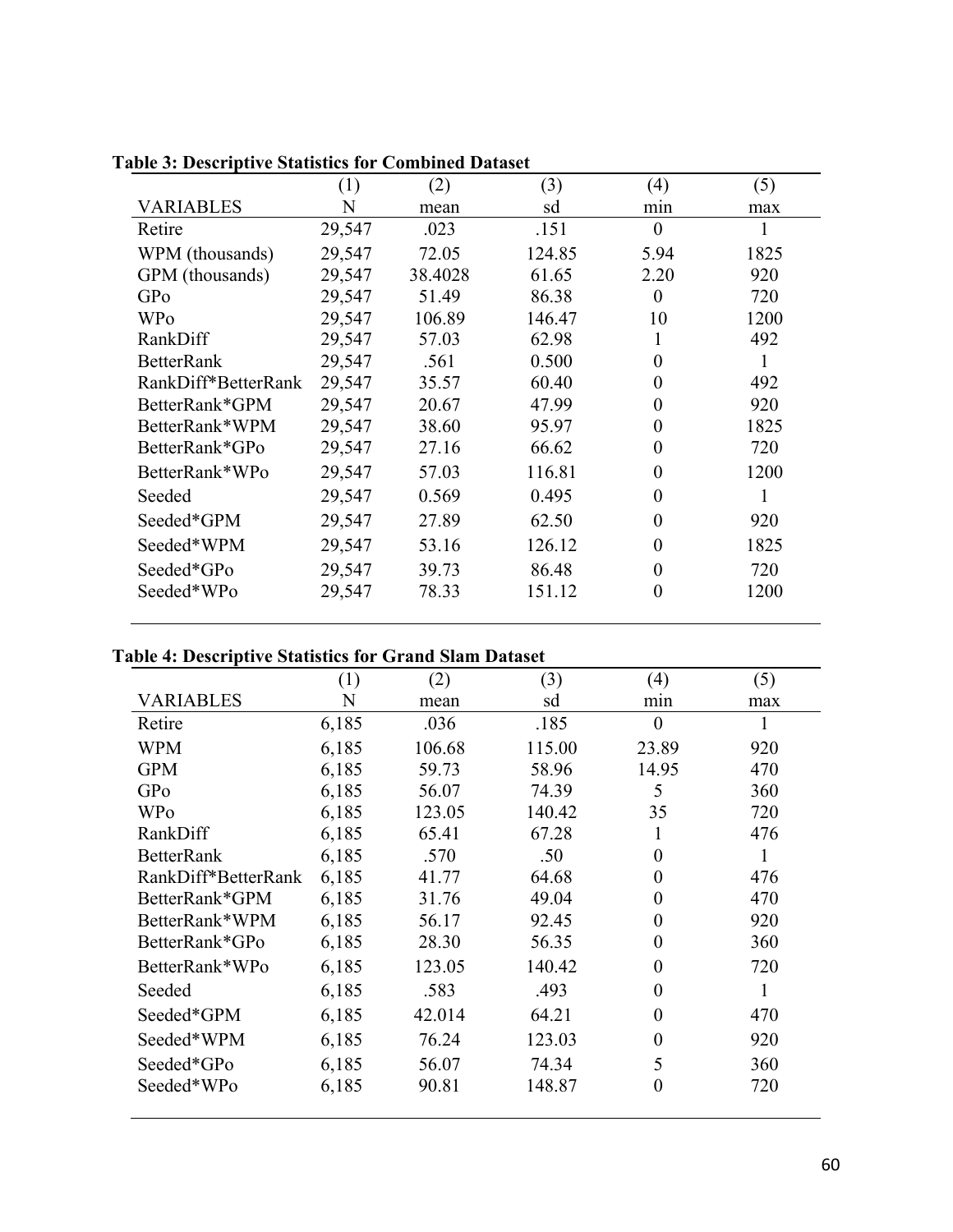**Table 3: Descriptive Statistics for Combined Dataset**

| VARIABLES | (1) N | (2) mean | (3) sd | (4) min | (5) max |
|---|---|---|---|---|---|
| Retire | 29,547 | .023 | .151 | 0 | 1 |
| WPM (thousands) | 29,547 | 72.05 | 124.85 | 5.94 | 1825 |
| GPM (thousands) | 29,547 | 38.4028 | 61.65 | 2.20 | 920 |
| GPo | 29,547 | 51.49 | 86.38 | 0 | 720 |
| WPo | 29,547 | 106.89 | 146.47 | 10 | 1200 |
| RankDiff | 29,547 | 57.03 | 62.98 | 1 | 492 |
| BetterRank | 29,547 | .561 | 0.500 | 0 | 1 |
| RankDiff*BetterRank | 29,547 | 35.57 | 60.40 | 0 | 492 |
| BetterRank*GPM | 29,547 | 20.67 | 47.99 | 0 | 920 |
| BetterRank*WPM | 29,547 | 38.60 | 95.97 | 0 | 1825 |
| BetterRank*GPo | 29,547 | 27.16 | 66.62 | 0 | 720 |
| BetterRank*WPo | 29,547 | 57.03 | 116.81 | 0 | 1200 |
| Seeded | 29,547 | 0.569 | 0.495 | 0 | 1 |
| Seeded*GPM | 29,547 | 27.89 | 62.50 | 0 | 920 |
| Seeded*WPM | 29,547 | 53.16 | 126.12 | 0 | 1825 |
| Seeded*GPo | 29,547 | 39.73 | 86.48 | 0 | 720 |
| Seeded*WPo | 29,547 | 78.33 | 151.12 | 0 | 1200 |

**Table 4: Descriptive Statistics for Grand Slam Dataset**

| VARIABLES | (1) N | (2) mean | (3) sd | (4) min | (5) max |
|---|---|---|---|---|---|
| Retire | 6,185 | .036 | .185 | 0 | 1 |
| WPM | 6,185 | 106.68 | 115.00 | 23.89 | 920 |
| GPM | 6,185 | 59.73 | 58.96 | 14.95 | 470 |
| GPo | 6,185 | 56.07 | 74.39 | 5 | 360 |
| WPo | 6,185 | 123.05 | 140.42 | 35 | 720 |
| RankDiff | 6,185 | 65.41 | 67.28 | 1 | 476 |
| BetterRank | 6,185 | .570 | .50 | 0 | 1 |
| RankDiff*BetterRank | 6,185 | 41.77 | 64.68 | 0 | 476 |
| BetterRank*GPM | 6,185 | 31.76 | 49.04 | 0 | 470 |
| BetterRank*WPM | 6,185 | 56.17 | 92.45 | 0 | 920 |
| BetterRank*GPo | 6,185 | 28.30 | 56.35 | 0 | 360 |
| BetterRank*WPo | 6,185 | 123.05 | 140.42 | 0 | 720 |
| Seeded | 6,185 | .583 | .493 | 0 | 1 |
| Seeded*GPM | 6,185 | 42.014 | 64.21 | 0 | 470 |
| Seeded*WPM | 6,185 | 76.24 | 123.03 | 0 | 920 |
| Seeded*GPo | 6,185 | 56.07 | 74.34 | 5 | 360 |
| Seeded*WPo | 6,185 | 90.81 | 148.87 | 0 | 720 |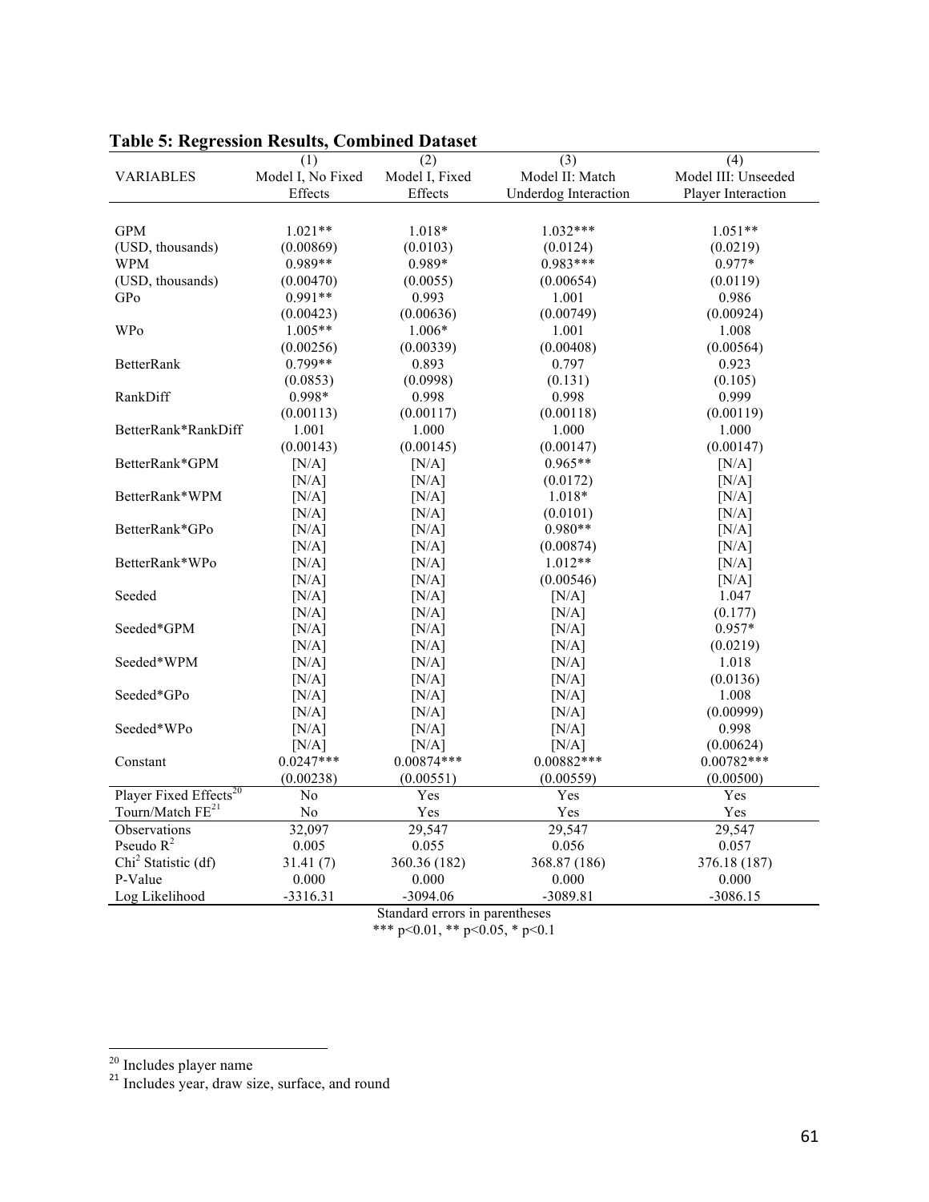**Table 5: Regression Results, Combined Dataset**

| VARIABLES | (1) Model I, No Fixed Effects | (2) Model I, Fixed Effects | (3) Model II: Match Underdog Interaction | (4) Model III: Unseeded Player Interaction |
|---|---|---|---|---|
| GPM | 1.021** | 1.018* | 1.032*** | 1.051** |
| (USD, thousands) | (0.00869) | (0.0103) | (0.0124) | (0.0219) |
| WPM | 0.989** | 0.989* | 0.983*** | 0.977* |
| (USD, thousands) | (0.00470) | (0.0055) | (0.00654) | (0.0119) |
| GPo | 0.991** | 0.993 | 1.001 | 0.986 |
| | (0.00423) | (0.00636) | (0.00749) | (0.00924) |
| WPo | 1.005** | 1.006* | 1.001 | 1.008 |
| | (0.00256) | (0.00339) | (0.00408) | (0.00564) |
| BetterRank | 0.799** | 0.893 | 0.797 | 0.923 |
| | (0.0853) | (0.0998) | (0.131) | (0.105) |
| RankDiff | 0.998* | 0.998 | 0.998 | 0.999 |
| | (0.00113) | (0.00117) | (0.00118) | (0.00119) |
| BetterRank*RankDiff | 1.001 | 1.000 | 1.000 | 1.000 |
| | (0.00143) | (0.00145) | (0.00147) | (0.00147) |
| BetterRank*GPM | [N/A] | [N/A] | 0.965** | [N/A] |
| | [N/A] | [N/A] | (0.0172) | [N/A] |
| BetterRank*WPM | [N/A] | [N/A] | 1.018* | [N/A] |
| | [N/A] | [N/A] | (0.0101) | [N/A] |
| BetterRank*GPo | [N/A] | [N/A] | 0.980** | [N/A] |
| | [N/A] | [N/A] | (0.00874) | [N/A] |
| BetterRank*WPo | [N/A] | [N/A] | 1.012** | [N/A] |
| | [N/A] | [N/A] | (0.00546) | [N/A] |
| Seeded | [N/A] | [N/A] | [N/A] | 1.047 |
| | [N/A] | [N/A] | [N/A] | (0.177) |
| Seeded*GPM | [N/A] | [N/A] | [N/A] | 0.957* |
| | [N/A] | [N/A] | [N/A] | (0.0219) |
| Seeded*WPM | [N/A] | [N/A] | [N/A] | 1.018 |
| | [N/A] | [N/A] | [N/A] | (0.0136) |
| Seeded*GPo | [N/A] | [N/A] | [N/A] | 1.008 |
| | [N/A] | [N/A] | [N/A] | (0.00999) |
| Seeded*WPo | [N/A] | [N/A] | [N/A] | 0.998 |
| | [N/A] | [N/A] | [N/A] | (0.00624) |
| Constant | 0.0247*** | 0.00874*** | 0.00882*** | 0.00782*** |
| | (0.00238) | (0.00551) | (0.00559) | (0.00500) |
| Player Fixed Effects[20] | No | Yes | Yes | Yes |
| Tourn/Match FE[21] | No | Yes | Yes | Yes |
| Observations | 32,097 | 29,547 | 29,547 | 29,547 |
| Pseudo $R^2$ | 0.005 | 0.055 | 0.056 | 0.057 |
| $Chi^2$ Statistic (df) | 31.41 (7) | 360.36 (182) | 368.87 (186) | 376.18 (187) |
| P-Value | 0.000 | 0.000 | 0.000 | 0.000 |
| Log Likelihood | -3316.31 | -3094.06 | -3089.81 | -3086.15 |

Standard errors in parentheses
*** p<0.01, ** p<0.05, * p<0.1

[20] Includes player name

[21] Includes year, draw size, surface, and round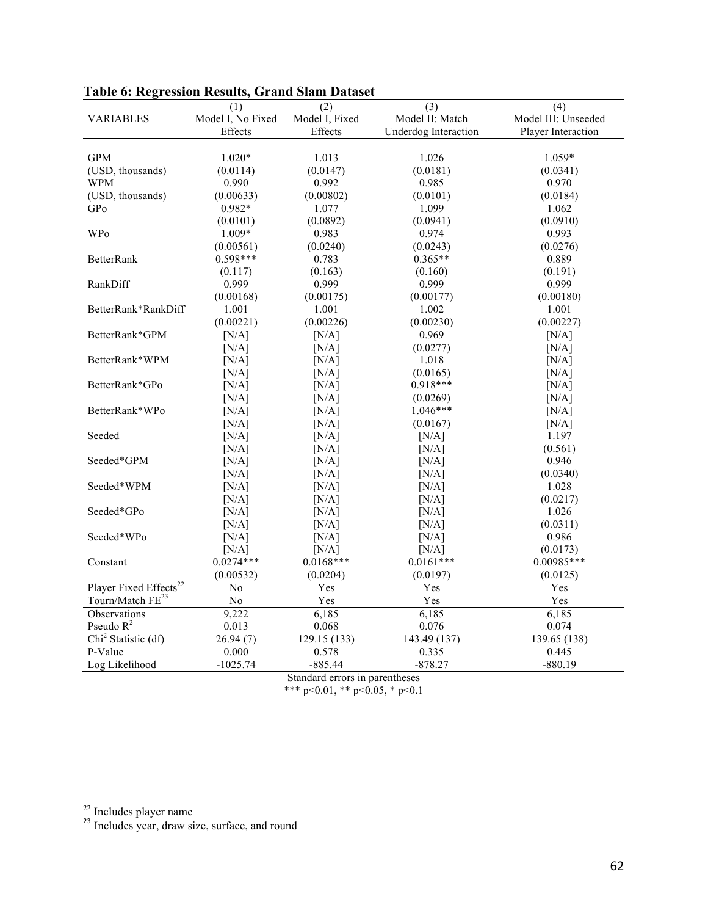**Table 6: Regression Results, Grand Slam Dataset**

| VARIABLES | (1) Model I, No Fixed Effects | (2) Model I, Fixed Effects | (3) Model II: Match Underdog Interaction | (4) Model III: Unseeded Player Interaction |
|---|---|---|---|---|
| GPM | 1.020* | 1.013 | 1.026 | 1.059* |
| (USD, thousands) | (0.0114) | (0.0147) | (0.0181) | (0.0341) |
| WPM | 0.990 | 0.992 | 0.985 | 0.970 |
| (USD, thousands) | (0.00633) | (0.00802) | (0.0101) | (0.0184) |
| GPo | 0.982* | 1.077 | 1.099 | 1.062 |
| | (0.0101) | (0.0892) | (0.0941) | (0.0910) |
| WPo | 1.009* | 0.983 | 0.974 | 0.993 |
| | (0.00561) | (0.0240) | (0.0243) | (0.0276) |
| BetterRank | 0.598*** | 0.783 | 0.365** | 0.889 |
| | (0.117) | (0.163) | (0.160) | (0.191) |
| RankDiff | 0.999 | 0.999 | 0.999 | 0.999 |
| | (0.00168) | (0.00175) | (0.00177) | (0.00180) |
| BetterRank*RankDiff | 1.001 | 1.001 | 1.002 | 1.001 |
| | (0.00221) | (0.00226) | (0.00230) | (0.00227) |
| BetterRank*GPM | [N/A] | [N/A] | 0.969 | [N/A] |
| | [N/A] | [N/A] | (0.0277) | [N/A] |
| BetterRank*WPM | [N/A] | [N/A] | 1.018 | [N/A] |
| | [N/A] | [N/A] | (0.0165) | [N/A] |
| BetterRank*GPo | [N/A] | [N/A] | 0.918*** | [N/A] |
| | [N/A] | [N/A] | (0.0269) | [N/A] |
| BetterRank*WPo | [N/A] | [N/A] | 1.046*** | [N/A] |
| | [N/A] | [N/A] | (0.0167) | [N/A] |
| Seeded | [N/A] | [N/A] | [N/A] | 1.197 |
| | [N/A] | [N/A] | [N/A] | (0.561) |
| Seeded*GPM | [N/A] | [N/A] | [N/A] | 0.946 |
| | [N/A] | [N/A] | [N/A] | (0.0340) |
| Seeded*WPM | [N/A] | [N/A] | [N/A] | 1.028 |
| | [N/A] | [N/A] | [N/A] | (0.0217) |
| Seeded*GPo | [N/A] | [N/A] | [N/A] | 1.026 |
| | [N/A] | [N/A] | [N/A] | (0.0311) |
| Seeded*WPo | [N/A] | [N/A] | [N/A] | 0.986 |
| | [N/A] | [N/A] | [N/A] | (0.0173) |
| Constant | 0.0274*** | 0.0168*** | 0.0161*** | 0.00985*** |
| | (0.00532) | (0.0204) | (0.0197) | (0.0125) |
| Player Fixed Effects[22] | No | Yes | Yes | Yes |
| Tourn/Match FE[23] | No | Yes | Yes | Yes |
| Observations | 9,222 | 6,185 | 6,185 | 6,185 |
| Pseudo $R^2$ | 0.013 | 0.068 | 0.076 | 0.074 |
| $Chi^2$ Statistic (df) | 26.94 (7) | 129.15 (133) | 143.49 (137) | 139.65 (138) |
| P-Value | 0.000 | 0.578 | 0.335 | 0.445 |
| Log Likelihood | -1025.74 | -885.44 | -878.27 | -880.19 |

Standard errors in parentheses

*** p<0.01, ** p<0.05, * p<0.1

[22] Includes player name

[23] Includes year, draw size, surface, and round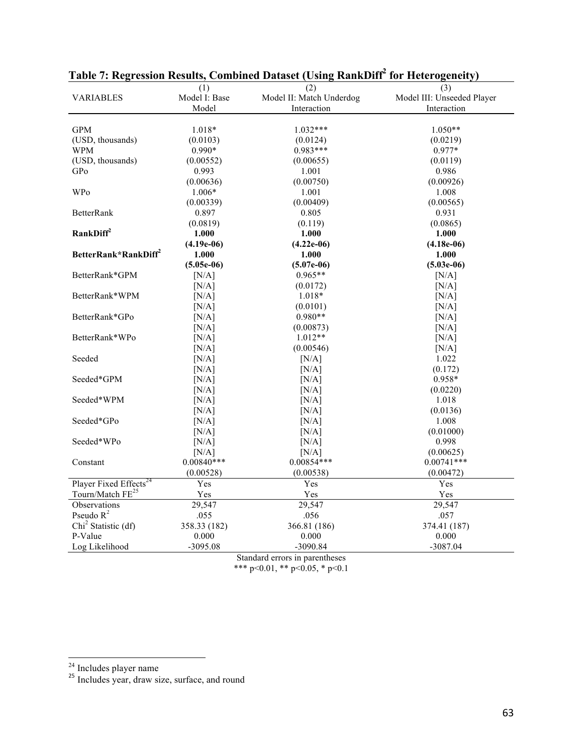**Table 7: Regression Results, Combined Dataset (Using $RankDiff^2$ for Heterogeneity)**

| VARIABLES | (1) Model I: Base Model | (2) Model II: Match Underdog Interaction | (3) Model III: Unseeded Player Interaction |
|---|---|---|---|
| GPM | 1.018* | 1.032*** | 1.050** |
| (USD, thousands) | (0.0103) | (0.0124) | (0.0219) |
| WPM | 0.990* | 0.983*** | 0.977* |
| (USD, thousands) | (0.00552) | (0.00655) | (0.0119) |
| GPo | 0.993 | 1.001 | 0.986 |
| | (0.00636) | (0.00750) | (0.00926) |
| WPo | 1.006* | 1.001 | 1.008 |
| | (0.00339) | (0.00409) | (0.00565) |
| BetterRank | 0.897 | 0.805 | 0.931 |
| | (0.0819) | (0.119) | (0.0865) |
| **$RankDiff^2$** | **1.000** | **1.000** | **1.000** |
| | **(4.19e-06)** | **(4.22e-06)** | **(4.18e-06)** |
| **BetterRank*$RankDiff^2$** | **1.000** | **1.000** | **1.000** |
| | **(5.05e-06)** | **(5.07e-06)** | **(5.03e-06)** |
| BetterRank*GPM | [N/A] | 0.965** | [N/A] |
| | [N/A] | (0.0172) | [N/A] |
| BetterRank*WPM | [N/A] | 1.018* | [N/A] |
| | [N/A] | (0.0101) | [N/A] |
| BetterRank*GPo | [N/A] | 0.980** | [N/A] |
| | [N/A] | (0.00873) | [N/A] |
| BetterRank*WPo | [N/A] | 1.012** | [N/A] |
| | [N/A] | (0.00546) | [N/A] |
| Seeded | [N/A] | [N/A] | 1.022 |
| | [N/A] | [N/A] | (0.172) |
| Seeded*GPM | [N/A] | [N/A] | 0.958* |
| | [N/A] | [N/A] | (0.0220) |
| Seeded*WPM | [N/A] | [N/A] | 1.018 |
| | [N/A] | [N/A] | (0.0136) |
| Seeded*GPo | [N/A] | [N/A] | 1.008 |
| | [N/A] | [N/A] | (0.01000) |
| Seeded*WPo | [N/A] | [N/A] | 0.998 |
| | [N/A] | [N/A] | (0.00625) |
| Constant | 0.00840*** | 0.00854*** | 0.00741*** |
| | (0.00528) | (0.00538) | (0.00472) |
| Player Fixed Effects[24] | Yes | Yes | Yes |
| Tourn/Match FE[25] | Yes | Yes | Yes |
| Observations | 29,547 | 29,547 | 29,547 |
| Pseudo $R^2$ | .055 | .056 | .057 |
| $Chi^2$ Statistic (df) | 358.33 (182) | 366.81 (186) | 374.41 (187) |
| P-Value | 0.000 | 0.000 | 0.000 |
| Log Likelihood | -3095.08 | -3090.84 | -3087.04 |

Standard errors in parentheses

*** p<0.01, ** p<0.05, * p<0.1

[24] Includes player name

[25] Includes year, draw size, surface, and round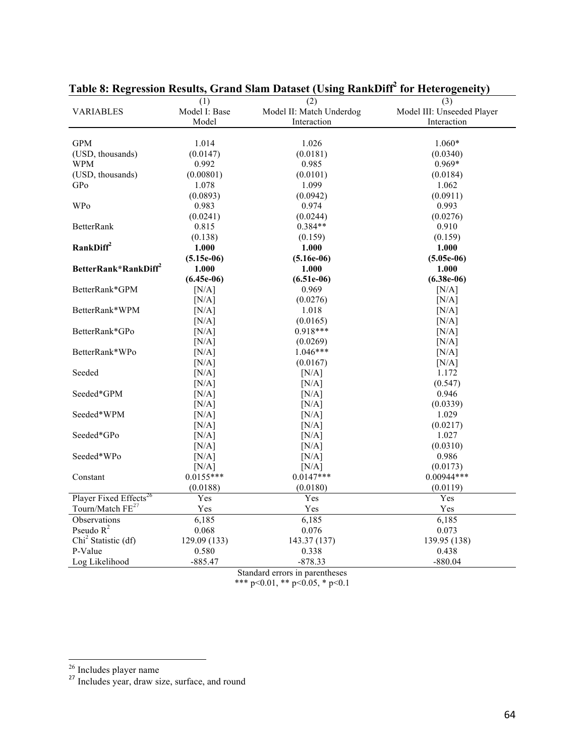**Table 8: Regression Results, Grand Slam Dataset (Using $RankDiff^2$ for Heterogeneity)**

| VARIABLES | (1)<br>Model I: Base Model | (2)<br>Model II: Match Underdog Interaction | (3)<br>Model III: Unseeded Player Interaction |
|---|---|---|---|
| GPM | 1.014 | 1.026 | 1.060* |
| (USD, thousands) | (0.0147) | (0.0181) | (0.0340) |
| WPM | 0.992 | 0.985 | 0.969* |
| (USD, thousands) | (0.00801) | (0.0101) | (0.0184) |
| GPo | 1.078 | 1.099 | 1.062 |
| | (0.0893) | (0.0942) | (0.0911) |
| WPo | 0.983 | 0.974 | 0.993 |
| | (0.0241) | (0.0244) | (0.0276) |
| BetterRank | 0.815 | 0.384** | 0.910 |
| | (0.138) | (0.159) | (0.159) |
| **$RankDiff^2$** | **1.000** | **1.000** | **1.000** |
| | **(5.15e-06)** | **(5.16e-06)** | **(5.05e-06)** |
| **BetterRank*$RankDiff^2$** | **1.000** | **1.000** | **1.000** |
| | **(6.45e-06)** | **(6.51e-06)** | **(6.38e-06)** |
| BetterRank*GPM | [N/A] | 0.969 | [N/A] |
| | [N/A] | (0.0276) | [N/A] |
| BetterRank*WPM | [N/A] | 1.018 | [N/A] |
| | [N/A] | (0.0165) | [N/A] |
| BetterRank*GPo | [N/A] | 0.918*** | [N/A] |
| | [N/A] | (0.0269) | [N/A] |
| BetterRank*WPo | [N/A] | 1.046*** | [N/A] |
| | [N/A] | (0.0167) | [N/A] |
| Seeded | [N/A] | [N/A] | 1.172 |
| | [N/A] | [N/A] | (0.547) |
| Seeded*GPM | [N/A] | [N/A] | 0.946 |
| | [N/A] | [N/A] | (0.0339) |
| Seeded*WPM | [N/A] | [N/A] | 1.029 |
| | [N/A] | [N/A] | (0.0217) |
| Seeded*GPo | [N/A] | [N/A] | 1.027 |
| | [N/A] | [N/A] | (0.0310) |
| Seeded*WPo | [N/A] | [N/A] | 0.986 |
| | [N/A] | [N/A] | (0.0173) |
| Constant | 0.0155*** | 0.0147*** | 0.00944*** |
| | (0.0188) | (0.0180) | (0.0119) |
| Player Fixed Effects[26] | Yes | Yes | Yes |
| Tourn/Match FE[27] | Yes | Yes | Yes |
| Observations | 6,185 | 6,185 | 6,185 |
| Pseudo $R^2$ | 0.068 | 0.076 | 0.073 |
| $Chi^2$ Statistic (df) | 129.09 (133) | 143.37 (137) | 139.95 (138) |
| P-Value | 0.580 | 0.338 | 0.438 |
| Log Likelihood | -885.47 | -878.33 | -880.04 |

Standard errors in parentheses
*** p<0.01, ** p<0.05, * p<0.1

[26] Includes player name

[27] Includes year, draw size, surface, and round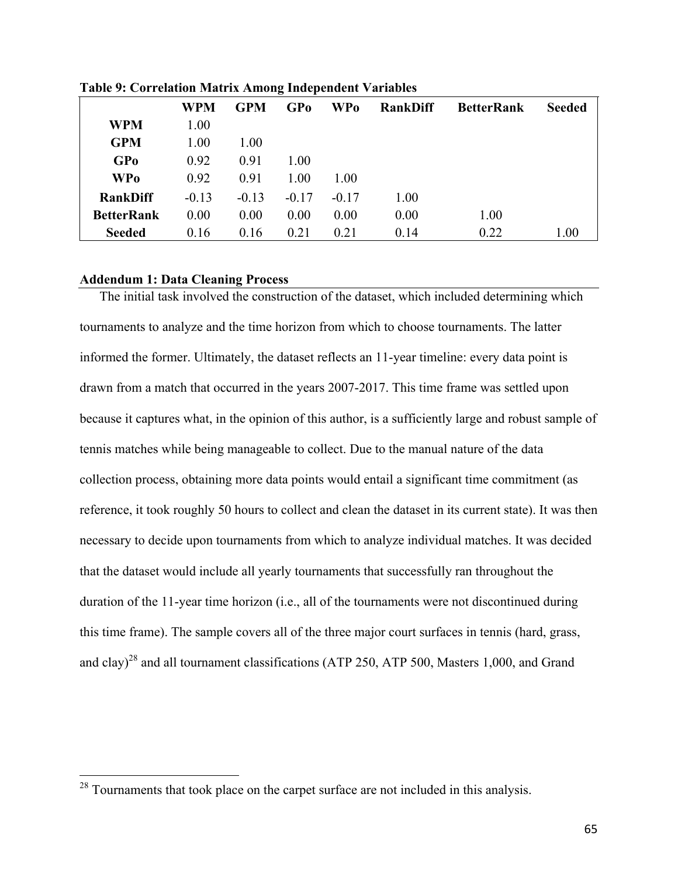**Table 9: Correlation Matrix Among Independent Variables**

| | WPM | GPM | GPo | WPo | RankDiff | BetterRank | Seeded |
|---|---|---|---|---|---|---|---|
| **WPM** | 1.00 | | | | | | |
| **GPM** | 1.00 | 1.00 | | | | | |
| **GPo** | 0.92 | 0.91 | 1.00 | | | | |
| **WPo** | 0.92 | 0.91 | 1.00 | 1.00 | | | |
| **RankDiff** | -0.13 | -0.13 | -0.17 | -0.17 | 1.00 | | |
| **BetterRank** | 0.00 | 0.00 | 0.00 | 0.00 | 0.00 | 1.00 | |
| **Seeded** | 0.16 | 0.16 | 0.21 | 0.21 | 0.14 | 0.22 | 1.00 |

## Addendum 1: Data Cleaning Process

The initial task involved the construction of the dataset, which included determining which tournaments to analyze and the time horizon from which to choose tournaments. The latter informed the former. Ultimately, the dataset reflects an 11-year timeline: every data point is drawn from a match that occurred in the years 2007-2017. This time frame was settled upon because it captures what, in the opinion of this author, is a sufficiently large and robust sample of tennis matches while being manageable to collect. Due to the manual nature of the data collection process, obtaining more data points would entail a significant time commitment (as reference, it took roughly 50 hours to collect and clean the dataset in its current state). It was then necessary to decide upon tournaments from which to analyze individual matches. It was decided that the dataset would include all yearly tournaments that successfully ran throughout the duration of the 11-year time horizon (i.e., all of the tournaments were not discontinued during this time frame). The sample covers all of the three major court surfaces in tennis (hard, grass, and clay)[28] and all tournament classifications (ATP 250, ATP 500, Masters 1,000, and Grand

[28] Tournaments that took place on the carpet surface are not included in this analysis.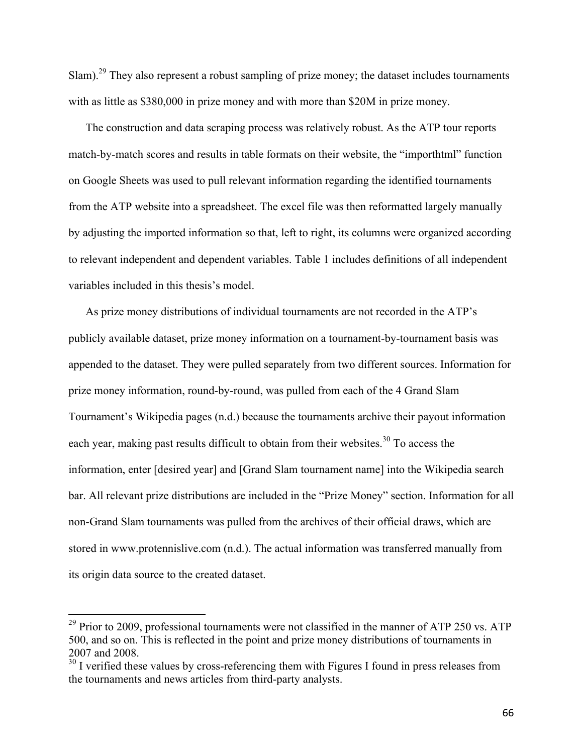Slam).[29] They also represent a robust sampling of prize money; the dataset includes tournaments with as little as $380,000 in prize money and with more than $20M in prize money.

The construction and data scraping process was relatively robust. As the ATP tour reports match-by-match scores and results in table formats on their website, the "importhtml" function on Google Sheets was used to pull relevant information regarding the identified tournaments from the ATP website into a spreadsheet. The excel file was then reformatted largely manually by adjusting the imported information so that, left to right, its columns were organized according to relevant independent and dependent variables. Table 1 includes definitions of all independent variables included in this thesis's model.

As prize money distributions of individual tournaments are not recorded in the ATP's publicly available dataset, prize money information on a tournament-by-tournament basis was appended to the dataset. They were pulled separately from two different sources. Information for prize money information, round-by-round, was pulled from each of the 4 Grand Slam Tournament's Wikipedia pages (n.d.) because the tournaments archive their payout information each year, making past results difficult to obtain from their websites.[30] To access the information, enter [desired year] and [Grand Slam tournament name] into the Wikipedia search bar. All relevant prize distributions are included in the "Prize Money" section. Information for all non-Grand Slam tournaments was pulled from the archives of their official draws, which are stored in www.protennislive.com (n.d.). The actual information was transferred manually from its origin data source to the created dataset.

---

[29] Prior to 2009, professional tournaments were not classified in the manner of ATP 250 vs. ATP 500, and so on. This is reflected in the point and prize money distributions of tournaments in 2007 and 2008.

[30] I verified these values by cross-referencing them with Figures I found in press releases from the tournaments and news articles from third-party analysts.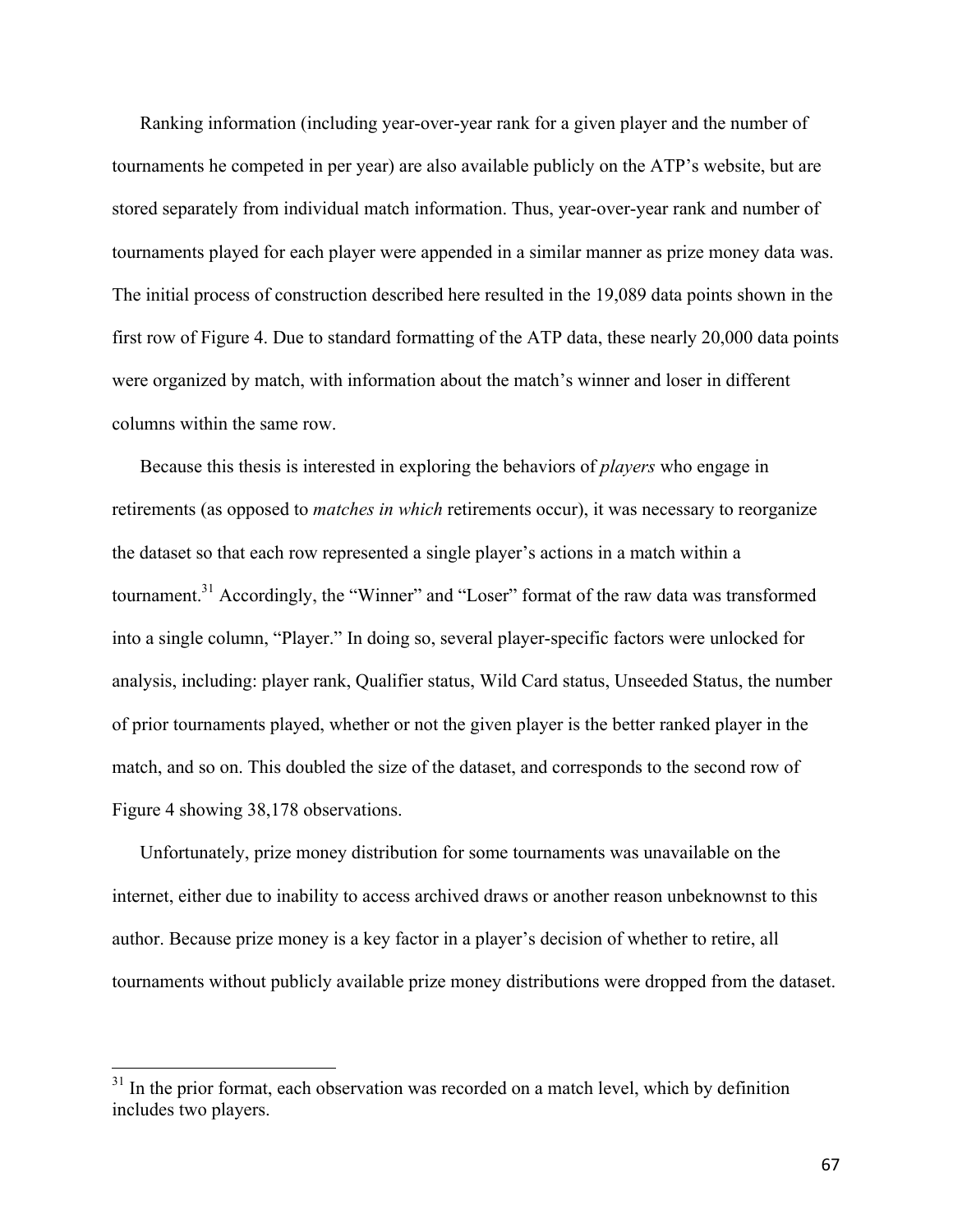Ranking information (including year-over-year rank for a given player and the number of tournaments he competed in per year) are also available publicly on the ATP's website, but are stored separately from individual match information. Thus, year-over-year rank and number of tournaments played for each player were appended in a similar manner as prize money data was. The initial process of construction described here resulted in the 19,089 data points shown in the first row of Figure 4. Due to standard formatting of the ATP data, these nearly 20,000 data points were organized by match, with information about the match's winner and loser in different columns within the same row.

Because this thesis is interested in exploring the behaviors of *players* who engage in retirements (as opposed to *matches in which* retirements occur), it was necessary to reorganize the dataset so that each row represented a single player's actions in a match within a tournament.[31] Accordingly, the "Winner" and "Loser" format of the raw data was transformed into a single column, "Player." In doing so, several player-specific factors were unlocked for analysis, including: player rank, Qualifier status, Wild Card status, Unseeded Status, the number of prior tournaments played, whether or not the given player is the better ranked player in the match, and so on. This doubled the size of the dataset, and corresponds to the second row of Figure 4 showing 38,178 observations.

Unfortunately, prize money distribution for some tournaments was unavailable on the internet, either due to inability to access archived draws or another reason unbeknownst to this author. Because prize money is a key factor in a player's decision of whether to retire, all tournaments without publicly available prize money distributions were dropped from the dataset.

[31] In the prior format, each observation was recorded on a match level, which by definition includes two players.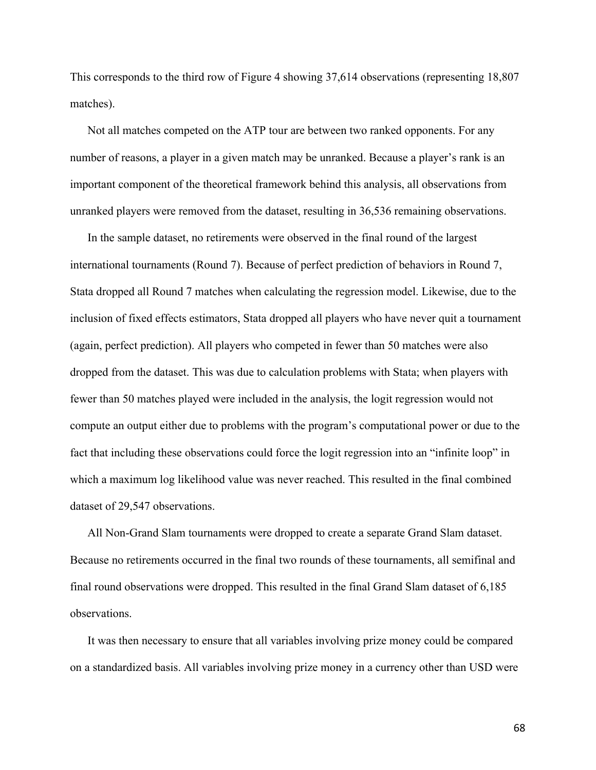This corresponds to the third row of Figure 4 showing 37,614 observations (representing 18,807 matches).

Not all matches competed on the ATP tour are between two ranked opponents. For any number of reasons, a player in a given match may be unranked. Because a player's rank is an important component of the theoretical framework behind this analysis, all observations from unranked players were removed from the dataset, resulting in 36,536 remaining observations.

In the sample dataset, no retirements were observed in the final round of the largest international tournaments (Round 7). Because of perfect prediction of behaviors in Round 7, Stata dropped all Round 7 matches when calculating the regression model. Likewise, due to the inclusion of fixed effects estimators, Stata dropped all players who have never quit a tournament (again, perfect prediction). All players who competed in fewer than 50 matches were also dropped from the dataset. This was due to calculation problems with Stata; when players with fewer than 50 matches played were included in the analysis, the logit regression would not compute an output either due to problems with the program's computational power or due to the fact that including these observations could force the logit regression into an "infinite loop" in which a maximum log likelihood value was never reached. This resulted in the final combined dataset of 29,547 observations.

All Non-Grand Slam tournaments were dropped to create a separate Grand Slam dataset. Because no retirements occurred in the final two rounds of these tournaments, all semifinal and final round observations were dropped. This resulted in the final Grand Slam dataset of 6,185 observations.

It was then necessary to ensure that all variables involving prize money could be compared on a standardized basis. All variables involving prize money in a currency other than USD were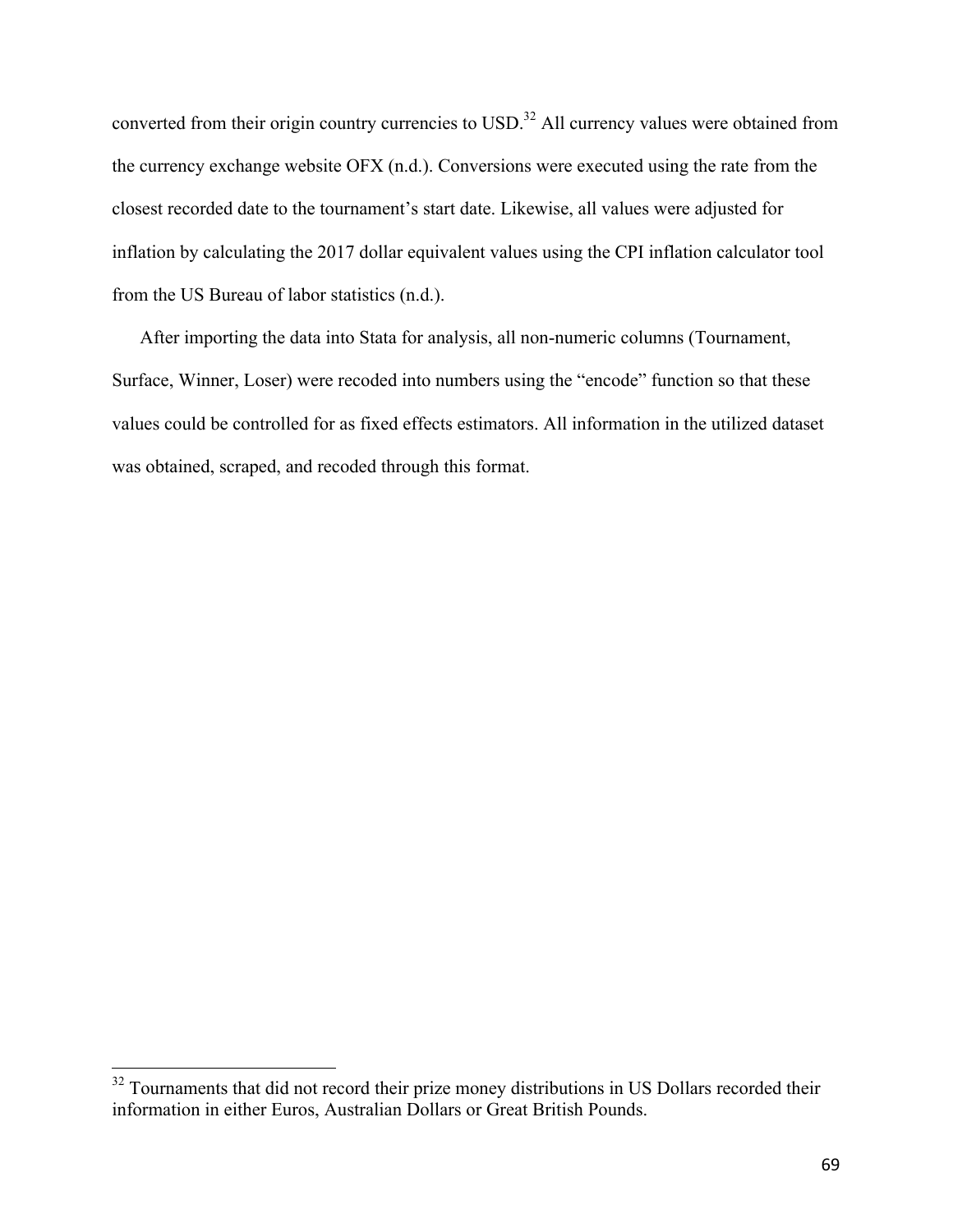converted from their origin country currencies to USD.[32] All currency values were obtained from the currency exchange website OFX (n.d.). Conversions were executed using the rate from the closest recorded date to the tournament's start date. Likewise, all values were adjusted for inflation by calculating the 2017 dollar equivalent values using the CPI inflation calculator tool from the US Bureau of labor statistics (n.d.).

After importing the data into Stata for analysis, all non-numeric columns (Tournament, Surface, Winner, Loser) were recoded into numbers using the "encode" function so that these values could be controlled for as fixed effects estimators. All information in the utilized dataset was obtained, scraped, and recoded through this format.

---

[32] Tournaments that did not record their prize money distributions in US Dollars recorded their information in either Euros, Australian Dollars or Great British Pounds.